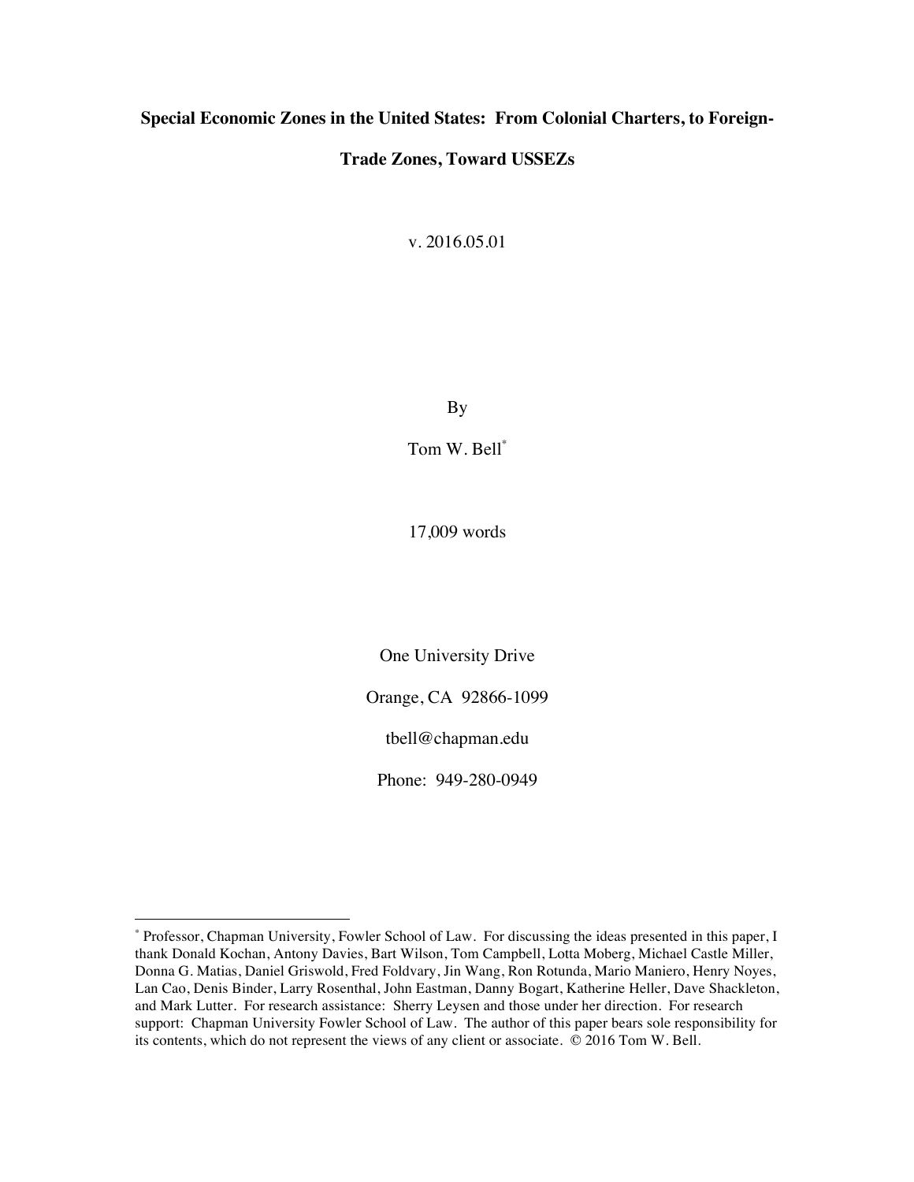# Special Economic Zones in the United States: From Colonial Charters, to Foreign-Trade Zones, Toward USSEZs

v. 2016.05.01

By

Tom W. Bell[*]

17,009 words

One University Drive

Orange, CA 92866-1099

tbell@chapman.edu

Phone: 949-280-0949

---

[*] Professor, Chapman University, Fowler School of Law. For discussing the ideas presented in this paper, I thank Donald Kochan, Antony Davies, Bart Wilson, Tom Campbell, Lotta Moberg, Michael Castle Miller, Donna G. Matias, Daniel Griswold, Fred Foldvary, Jin Wang, Ron Rotunda, Mario Maniero, Henry Noyes, Lan Cao, Denis Binder, Larry Rosenthal, John Eastman, Danny Bogart, Katherine Heller, Dave Shackleton, and Mark Lutter. For research assistance: Sherry Leysen and those under her direction. For research support: Chapman University Fowler School of Law. The author of this paper bears sole responsibility for its contents, which do not represent the views of any client or associate. © 2016 Tom W. Bell.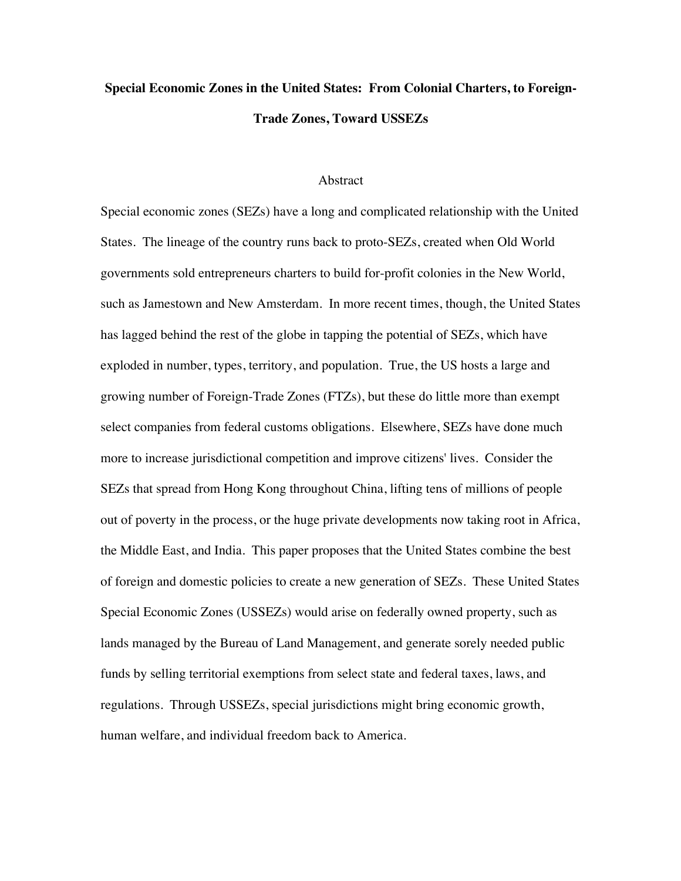# Special Economic Zones in the United States: From Colonial Charters, to Foreign-Trade Zones, Toward USSEZs

## Abstract

Special economic zones (SEZs) have a long and complicated relationship with the United States. The lineage of the country runs back to proto-SEZs, created when Old World governments sold entrepreneurs charters to build for-profit colonies in the New World, such as Jamestown and New Amsterdam. In more recent times, though, the United States has lagged behind the rest of the globe in tapping the potential of SEZs, which have exploded in number, types, territory, and population. True, the US hosts a large and growing number of Foreign-Trade Zones (FTZs), but these do little more than exempt select companies from federal customs obligations. Elsewhere, SEZs have done much more to increase jurisdictional competition and improve citizens' lives. Consider the SEZs that spread from Hong Kong throughout China, lifting tens of millions of people out of poverty in the process, or the huge private developments now taking root in Africa, the Middle East, and India. This paper proposes that the United States combine the best of foreign and domestic policies to create a new generation of SEZs. These United States Special Economic Zones (USSEZs) would arise on federally owned property, such as lands managed by the Bureau of Land Management, and generate sorely needed public funds by selling territorial exemptions from select state and federal taxes, laws, and regulations. Through USSEZs, special jurisdictions might bring economic growth, human welfare, and individual freedom back to America.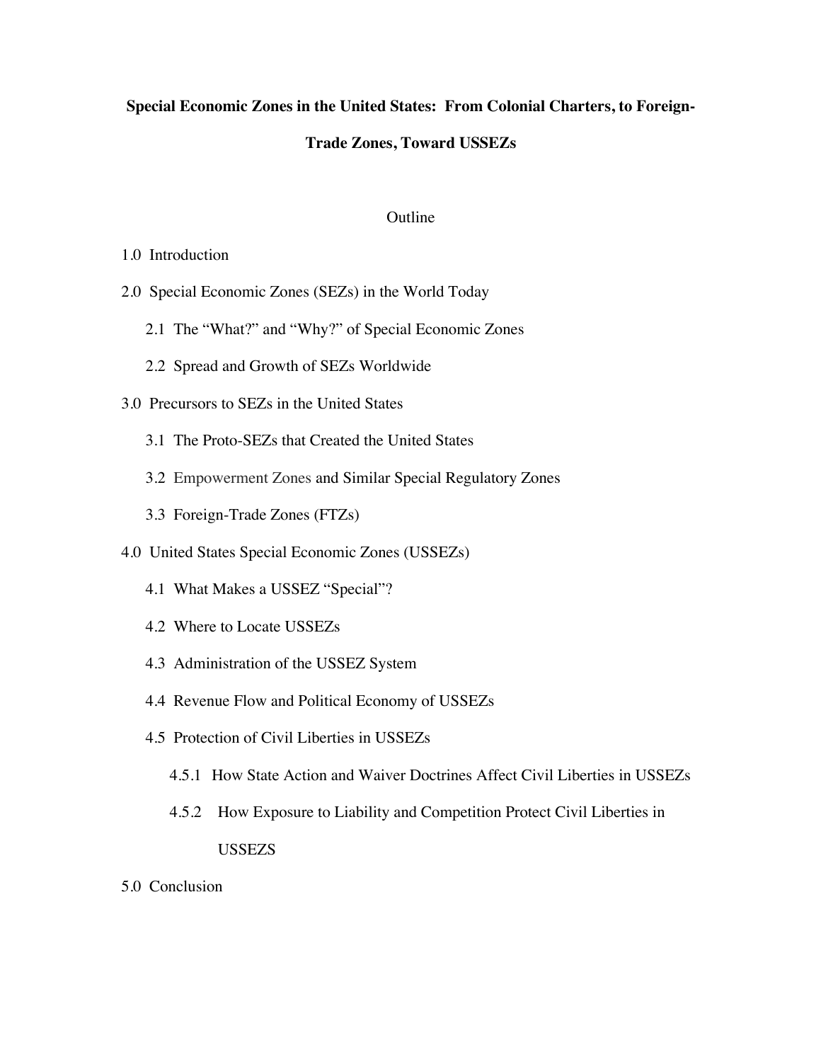**Special Economic Zones in the United States: From Colonial Charters, to Foreign-Trade Zones, Toward USSEZs**

Outline

1.0 Introduction

2.0 Special Economic Zones (SEZs) in the World Today

- 2.1 The "What?" and "Why?" of Special Economic Zones
- 2.2 Spread and Growth of SEZs Worldwide

3.0 Precursors to SEZs in the United States

- 3.1 The Proto-SEZs that Created the United States
- 3.2 Empowerment Zones and Similar Special Regulatory Zones
- 3.3 Foreign-Trade Zones (FTZs)

4.0 United States Special Economic Zones (USSEZs)

- 4.1 What Makes a USSEZ "Special"?
- 4.2 Where to Locate USSEZs
- 4.3 Administration of the USSEZ System
- 4.4 Revenue Flow and Political Economy of USSEZs
- 4.5 Protection of Civil Liberties in USSEZs
  - 4.5.1 How State Action and Waiver Doctrines Affect Civil Liberties in USSEZs
  - 4.5.2 How Exposure to Liability and Competition Protect Civil Liberties in USSEZS

5.0 Conclusion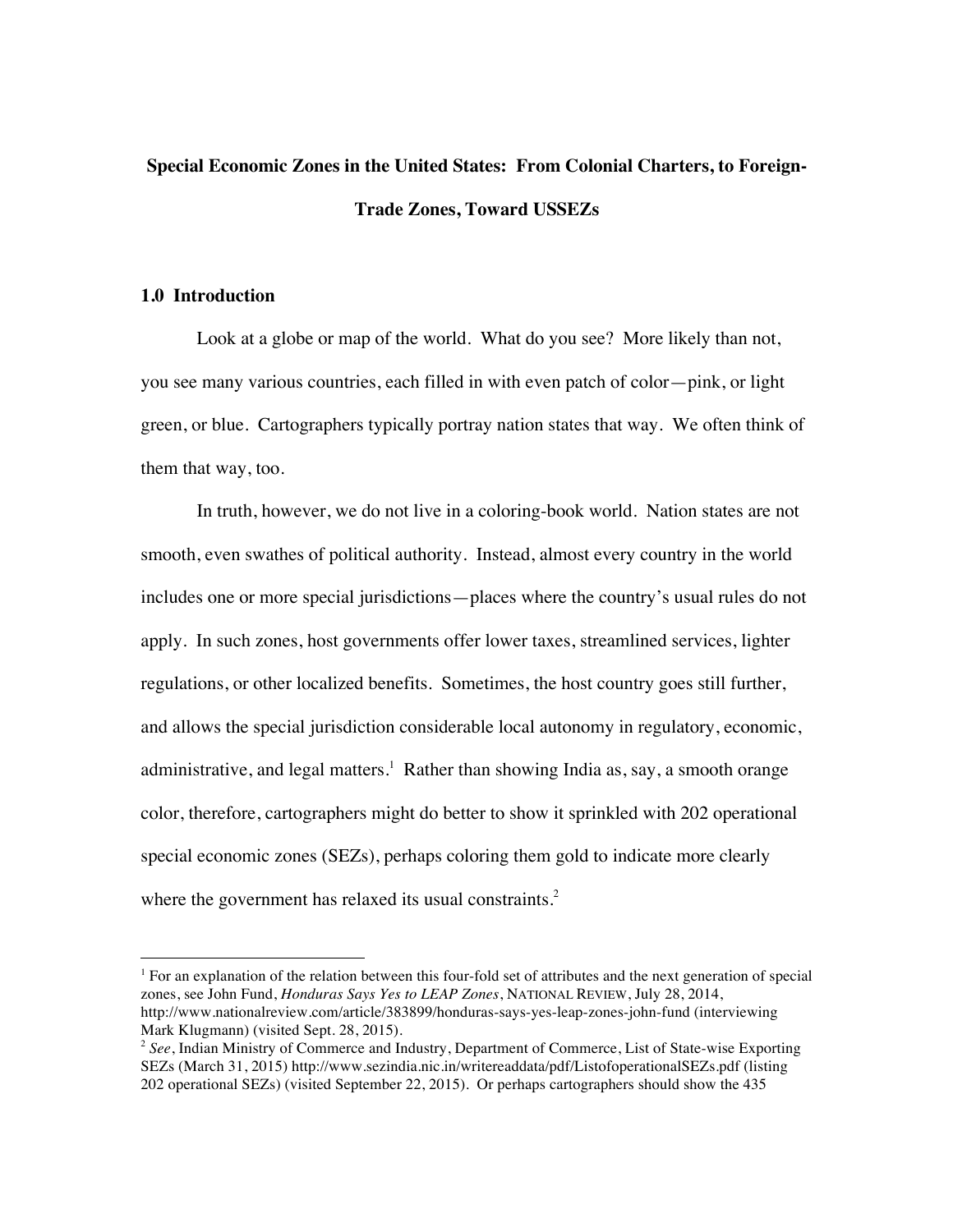**Special Economic Zones in the United States: From Colonial Charters, to Foreign-Trade Zones, Toward USSEZs**

## 1.0 Introduction

Look at a globe or map of the world. What do you see? More likely than not, you see many various countries, each filled in with even patch of color—pink, or light green, or blue. Cartographers typically portray nation states that way. We often think of them that way, too.

In truth, however, we do not live in a coloring-book world. Nation states are not smooth, even swathes of political authority. Instead, almost every country in the world includes one or more special jurisdictions—places where the country's usual rules do not apply. In such zones, host governments offer lower taxes, streamlined services, lighter regulations, or other localized benefits. Sometimes, the host country goes still further, and allows the special jurisdiction considerable local autonomy in regulatory, economic, administrative, and legal matters.[1] Rather than showing India as, say, a smooth orange color, therefore, cartographers might do better to show it sprinkled with 202 operational special economic zones (SEZs), perhaps coloring them gold to indicate more clearly where the government has relaxed its usual constraints.[2]

---

[1] For an explanation of the relation between this four-fold set of attributes and the next generation of special zones, see John Fund, *Honduras Says Yes to LEAP Zones*, NATIONAL REVIEW, July 28, 2014, http://www.nationalreview.com/article/383899/honduras-says-yes-leap-zones-john-fund (interviewing Mark Klugmann) (visited Sept. 28, 2015).

[2] *See*, Indian Ministry of Commerce and Industry, Department of Commerce, List of State-wise Exporting SEZs (March 31, 2015) http://www.sezindia.nic.in/writereaddata/pdf/ListofoperationalSEZs.pdf (listing 202 operational SEZs) (visited September 22, 2015). Or perhaps cartographers should show the 435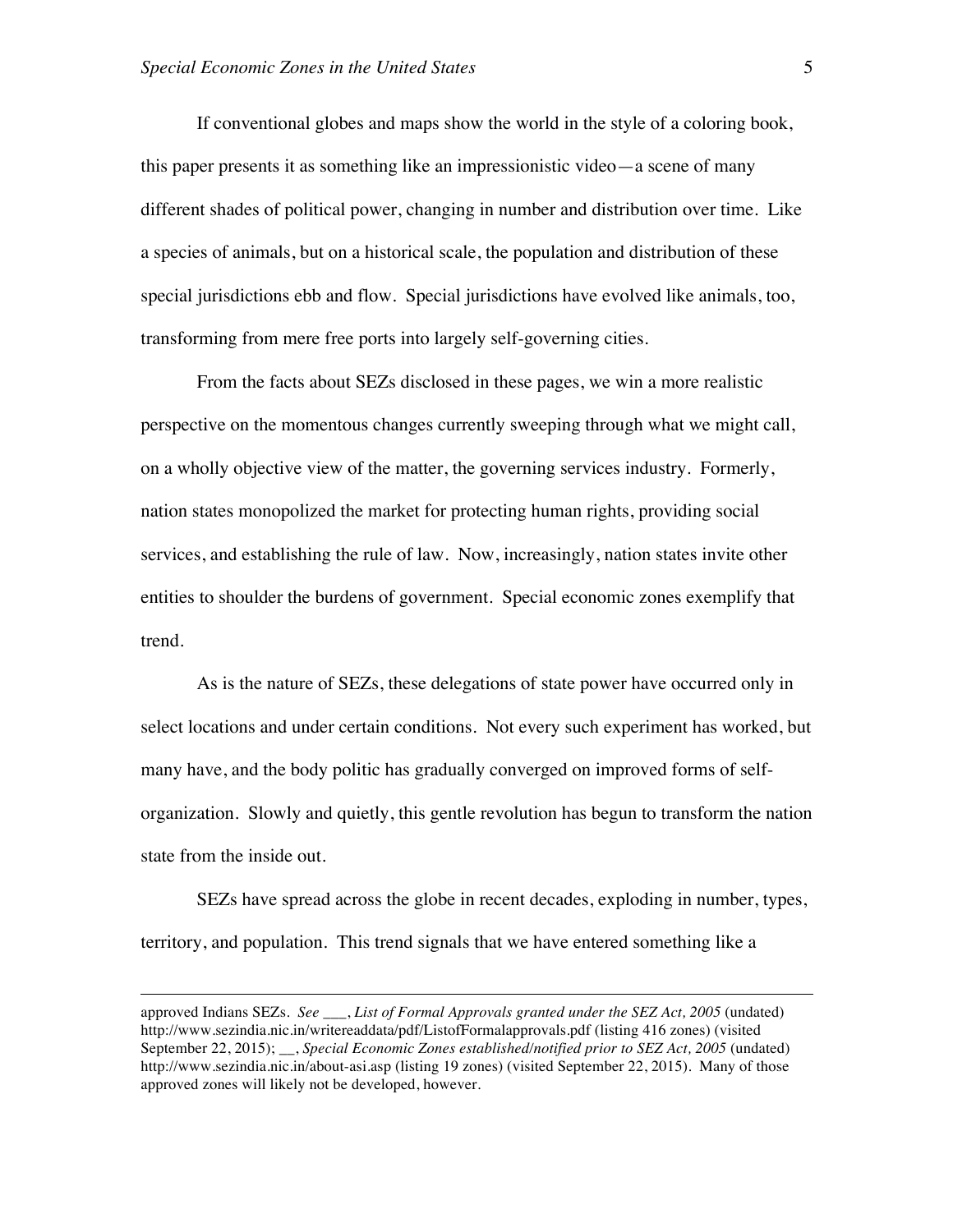If conventional globes and maps show the world in the style of a coloring book, this paper presents it as something like an impressionistic video—a scene of many different shades of political power, changing in number and distribution over time. Like a species of animals, but on a historical scale, the population and distribution of these special jurisdictions ebb and flow. Special jurisdictions have evolved like animals, too, transforming from mere free ports into largely self-governing cities.

From the facts about SEZs disclosed in these pages, we win a more realistic perspective on the momentous changes currently sweeping through what we might call, on a wholly objective view of the matter, the governing services industry. Formerly, nation states monopolized the market for protecting human rights, providing social services, and establishing the rule of law. Now, increasingly, nation states invite other entities to shoulder the burdens of government. Special economic zones exemplify that trend.

As is the nature of SEZs, these delegations of state power have occurred only in select locations and under certain conditions. Not every such experiment has worked, but many have, and the body politic has gradually converged on improved forms of self-organization. Slowly and quietly, this gentle revolution has begun to transform the nation state from the inside out.

SEZs have spread across the globe in recent decades, exploding in number, types, territory, and population. This trend signals that we have entered something like a

---

approved Indians SEZs. *See* ___, *List of Formal Approvals granted under the SEZ Act, 2005* (undated) http://www.sezindia.nic.in/writereaddata/pdf/ListofFormalapprovals.pdf (listing 416 zones) (visited September 22, 2015); __, *Special Economic Zones established/notified prior to SEZ Act, 2005* (undated) http://www.sezindia.nic.in/about-asi.asp (listing 19 zones) (visited September 22, 2015). Many of those approved zones will likely not be developed, however.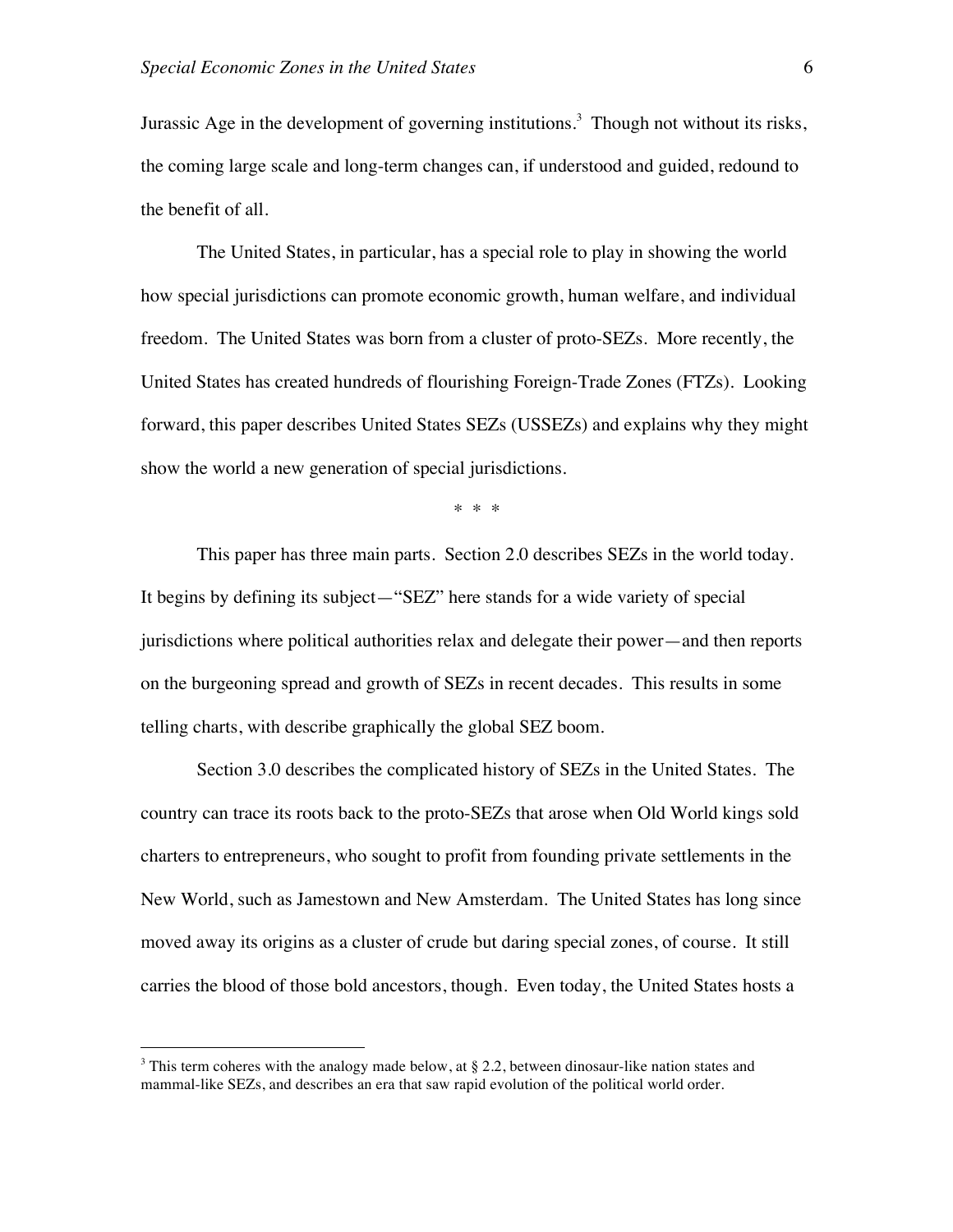Jurassic Age in the development of governing institutions.[3] Though not without its risks, the coming large scale and long-term changes can, if understood and guided, redound to the benefit of all.

The United States, in particular, has a special role to play in showing the world how special jurisdictions can promote economic growth, human welfare, and individual freedom. The United States was born from a cluster of proto-SEZs. More recently, the United States has created hundreds of flourishing Foreign-Trade Zones (FTZs). Looking forward, this paper describes United States SEZs (USSEZs) and explains why they might show the world a new generation of special jurisdictions.

\* \* \*

This paper has three main parts. Section 2.0 describes SEZs in the world today. It begins by defining its subject—"SEZ" here stands for a wide variety of special jurisdictions where political authorities relax and delegate their power—and then reports on the burgeoning spread and growth of SEZs in recent decades. This results in some telling charts, with describe graphically the global SEZ boom.

Section 3.0 describes the complicated history of SEZs in the United States. The country can trace its roots back to the proto-SEZs that arose when Old World kings sold charters to entrepreneurs, who sought to profit from founding private settlements in the New World, such as Jamestown and New Amsterdam. The United States has long since moved away its origins as a cluster of crude but daring special zones, of course. It still carries the blood of those bold ancestors, though. Even today, the United States hosts a

---

[3] This term coheres with the analogy made below, at § 2.2, between dinosaur-like nation states and mammal-like SEZs, and describes an era that saw rapid evolution of the political world order.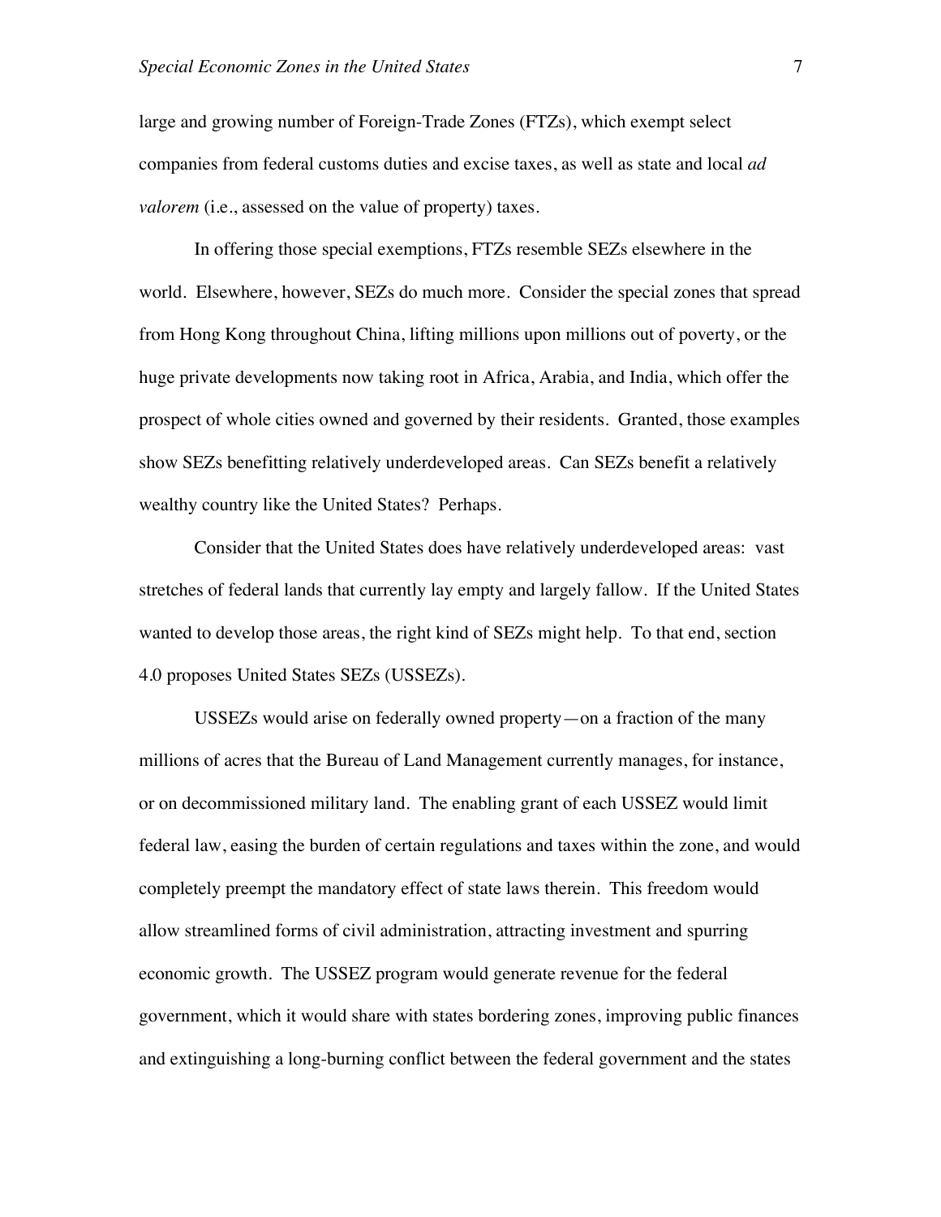large and growing number of Foreign-Trade Zones (FTZs), which exempt select companies from federal customs duties and excise taxes, as well as state and local *ad valorem* (i.e., assessed on the value of property) taxes.

In offering those special exemptions, FTZs resemble SEZs elsewhere in the world. Elsewhere, however, SEZs do much more. Consider the special zones that spread from Hong Kong throughout China, lifting millions upon millions out of poverty, or the huge private developments now taking root in Africa, Arabia, and India, which offer the prospect of whole cities owned and governed by their residents. Granted, those examples show SEZs benefitting relatively underdeveloped areas. Can SEZs benefit a relatively wealthy country like the United States? Perhaps.

Consider that the United States does have relatively underdeveloped areas: vast stretches of federal lands that currently lay empty and largely fallow. If the United States wanted to develop those areas, the right kind of SEZs might help. To that end, section 4.0 proposes United States SEZs (USSEZs).

USSEZs would arise on federally owned property—on a fraction of the many millions of acres that the Bureau of Land Management currently manages, for instance, or on decommissioned military land. The enabling grant of each USSEZ would limit federal law, easing the burden of certain regulations and taxes within the zone, and would completely preempt the mandatory effect of state laws therein. This freedom would allow streamlined forms of civil administration, attracting investment and spurring economic growth. The USSEZ program would generate revenue for the federal government, which it would share with states bordering zones, improving public finances and extinguishing a long-burning conflict between the federal government and the states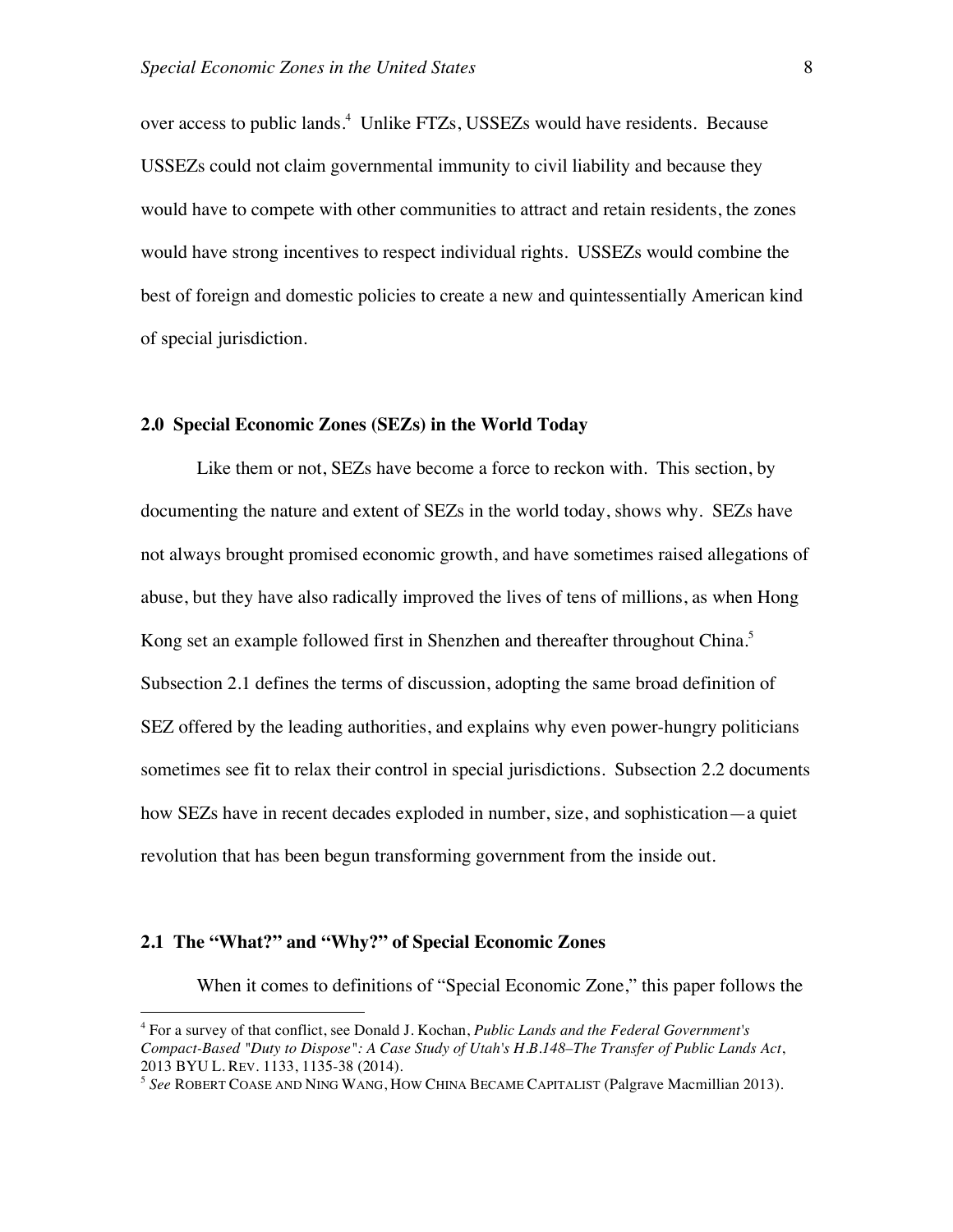over access to public lands.[4] Unlike FTZs, USSEZs would have residents. Because USSEZs could not claim governmental immunity to civil liability and because they would have to compete with other communities to attract and retain residents, the zones would have strong incentives to respect individual rights. USSEZs would combine the best of foreign and domestic policies to create a new and quintessentially American kind of special jurisdiction.

## 2.0 Special Economic Zones (SEZs) in the World Today

Like them or not, SEZs have become a force to reckon with. This section, by documenting the nature and extent of SEZs in the world today, shows why. SEZs have not always brought promised economic growth, and have sometimes raised allegations of abuse, but they have also radically improved the lives of tens of millions, as when Hong Kong set an example followed first in Shenzhen and thereafter throughout China.[5] Subsection 2.1 defines the terms of discussion, adopting the same broad definition of SEZ offered by the leading authorities, and explains why even power-hungry politicians sometimes see fit to relax their control in special jurisdictions. Subsection 2.2 documents how SEZs have in recent decades exploded in number, size, and sophistication—a quiet revolution that has been begun transforming government from the inside out.

### 2.1 The "What?" and "Why?" of Special Economic Zones

When it comes to definitions of "Special Economic Zone," this paper follows the

---

[4] For a survey of that conflict, see Donald J. Kochan, *Public Lands and the Federal Government's Compact-Based "Duty to Dispose": A Case Study of Utah's H.B.148–The Transfer of Public Lands Act*, 2013 BYU L. REV. 1133, 1135-38 (2014).

[5] *See* ROBERT COASE AND NING WANG, HOW CHINA BECAME CAPITALIST (Palgrave Macmillian 2013).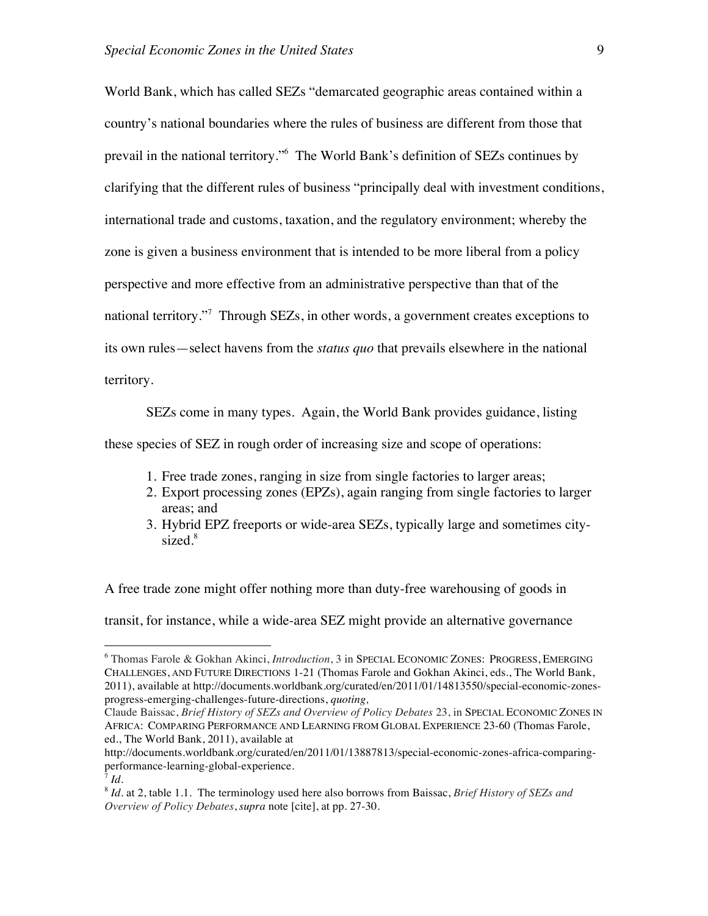World Bank, which has called SEZs "demarcated geographic areas contained within a country's national boundaries where the rules of business are different from those that prevail in the national territory."[6] The World Bank's definition of SEZs continues by clarifying that the different rules of business "principally deal with investment conditions, international trade and customs, taxation, and the regulatory environment; whereby the zone is given a business environment that is intended to be more liberal from a policy perspective and more effective from an administrative perspective than that of the national territory."[7] Through SEZs, in other words, a government creates exceptions to its own rules—select havens from the *status quo* that prevails elsewhere in the national territory.

SEZs come in many types. Again, the World Bank provides guidance, listing these species of SEZ in rough order of increasing size and scope of operations:

1. Free trade zones, ranging in size from single factories to larger areas;
2. Export processing zones (EPZs), again ranging from single factories to larger areas; and
3. Hybrid EPZ freeports or wide-area SEZs, typically large and sometimes city-sized.[8]

A free trade zone might offer nothing more than duty-free warehousing of goods in transit, for instance, while a wide-area SEZ might provide an alternative governance

---

[6] Thomas Farole & Gokhan Akinci, *Introduction*, 3 in SPECIAL ECONOMIC ZONES: PROGRESS, EMERGING CHALLENGES, AND FUTURE DIRECTIONS 1-21 (Thomas Farole and Gokhan Akinci, eds., The World Bank, 2011), available at http://documents.worldbank.org/curated/en/2011/01/14813550/special-economic-zones-progress-emerging-challenges-future-directions, *quoting,* Claude Baissac, *Brief History of SEZs and Overview of Policy Debates* 23, in SPECIAL ECONOMIC ZONES IN AFRICA: COMPARING PERFORMANCE AND LEARNING FROM GLOBAL EXPERIENCE 23-60 (Thomas Farole, ed., The World Bank, 2011), available at http://documents.worldbank.org/curated/en/2011/01/13887813/special-economic-zones-africa-comparing-performance-learning-global-experience.

[7] *Id.*

[8] *Id.* at 2, table 1.1. The terminology used here also borrows from Baissac, *Brief History of SEZs and Overview of Policy Debates*, *supra* note [cite], at pp. 27-30.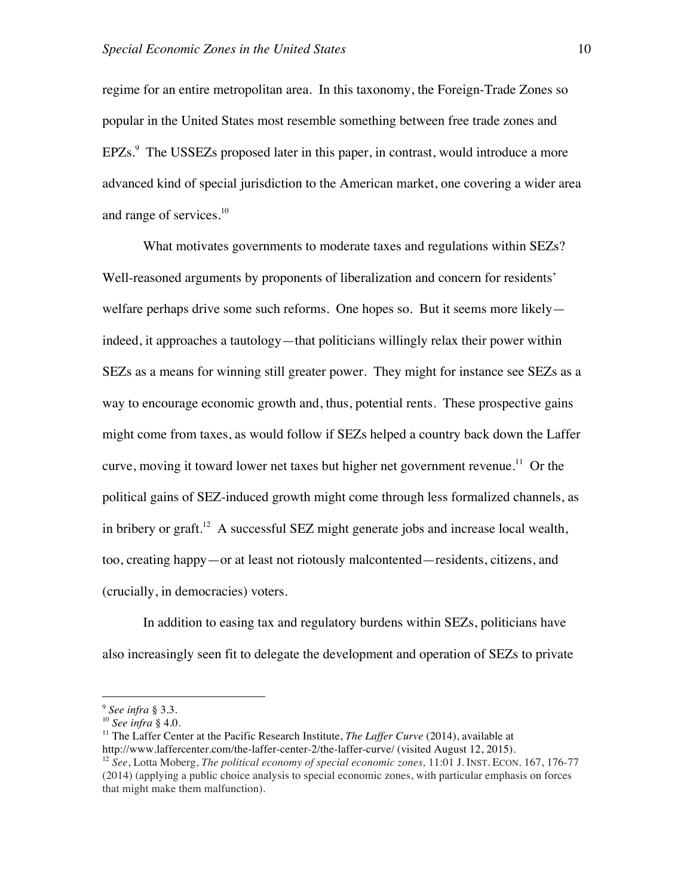regime for an entire metropolitan area. In this taxonomy, the Foreign-Trade Zones so popular in the United States most resemble something between free trade zones and EPZs.[9] The USSEZs proposed later in this paper, in contrast, would introduce a more advanced kind of special jurisdiction to the American market, one covering a wider area and range of services.[10]

What motivates governments to moderate taxes and regulations within SEZs? Well-reasoned arguments by proponents of liberalization and concern for residents' welfare perhaps drive some such reforms. One hopes so. But it seems more likely—indeed, it approaches a tautology—that politicians willingly relax their power within SEZs as a means for winning still greater power. They might for instance see SEZs as a way to encourage economic growth and, thus, potential rents. These prospective gains might come from taxes, as would follow if SEZs helped a country back down the Laffer curve, moving it toward lower net taxes but higher net government revenue.[11] Or the political gains of SEZ-induced growth might come through less formalized channels, as in bribery or graft.[12] A successful SEZ might generate jobs and increase local wealth, too, creating happy—or at least not riotously malcontented—residents, citizens, and (crucially, in democracies) voters.

In addition to easing tax and regulatory burdens within SEZs, politicians have also increasingly seen fit to delegate the development and operation of SEZs to private

---

[9] *See infra* § 3.3.

[10] *See infra* § 4.0.

[11] The Laffer Center at the Pacific Research Institute, *The Laffer Curve* (2014), available at http://www.laffercenter.com/the-laffer-center-2/the-laffer-curve/ (visited August 12, 2015).

[12] *See*, Lotta Moberg, *The political economy of special economic zones,* 11:01 J. INST. ECON. 167, 176-77 (2014) (applying a public choice analysis to special economic zones, with particular emphasis on forces that might make them malfunction).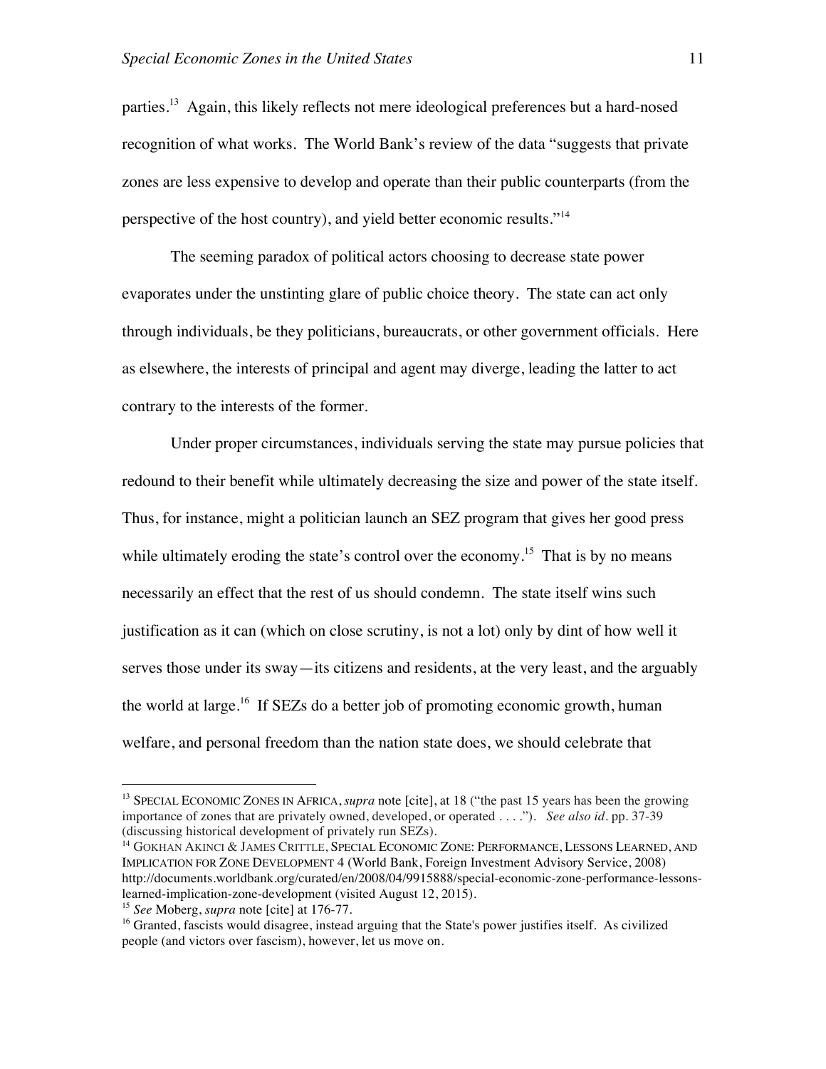parties.[13] Again, this likely reflects not mere ideological preferences but a hard-nosed recognition of what works. The World Bank's review of the data "suggests that private zones are less expensive to develop and operate than their public counterparts (from the perspective of the host country), and yield better economic results."[14]

The seeming paradox of political actors choosing to decrease state power evaporates under the unstinting glare of public choice theory. The state can act only through individuals, be they politicians, bureaucrats, or other government officials. Here as elsewhere, the interests of principal and agent may diverge, leading the latter to act contrary to the interests of the former.

Under proper circumstances, individuals serving the state may pursue policies that redound to their benefit while ultimately decreasing the size and power of the state itself. Thus, for instance, might a politician launch an SEZ program that gives her good press while ultimately eroding the state's control over the economy.[15] That is by no means necessarily an effect that the rest of us should condemn. The state itself wins such justification as it can (which on close scrutiny, is not a lot) only by dint of how well it serves those under its sway—its citizens and residents, at the very least, and the arguably the world at large.[16] If SEZs do a better job of promoting economic growth, human welfare, and personal freedom than the nation state does, we should celebrate that

---

[13] SPECIAL ECONOMIC ZONES IN AFRICA, *supra* note [cite], at 18 ("the past 15 years has been the growing importance of zones that are privately owned, developed, or operated . . . ."). *See also id*. pp. 37-39 (discussing historical development of privately run SEZs).

[14] GOKHAN AKINCI & JAMES CRITTLE, SPECIAL ECONOMIC ZONE: PERFORMANCE, LESSONS LEARNED, AND IMPLICATION FOR ZONE DEVELOPMENT 4 (World Bank, Foreign Investment Advisory Service, 2008) http://documents.worldbank.org/curated/en/2008/04/9915888/special-economic-zone-performance-lessons-learned-implication-zone-development (visited August 12, 2015).

[15] *See* Moberg, *supra* note [cite] at 176-77.

[16] Granted, fascists would disagree, instead arguing that the State's power justifies itself. As civilized people (and victors over fascism), however, let us move on.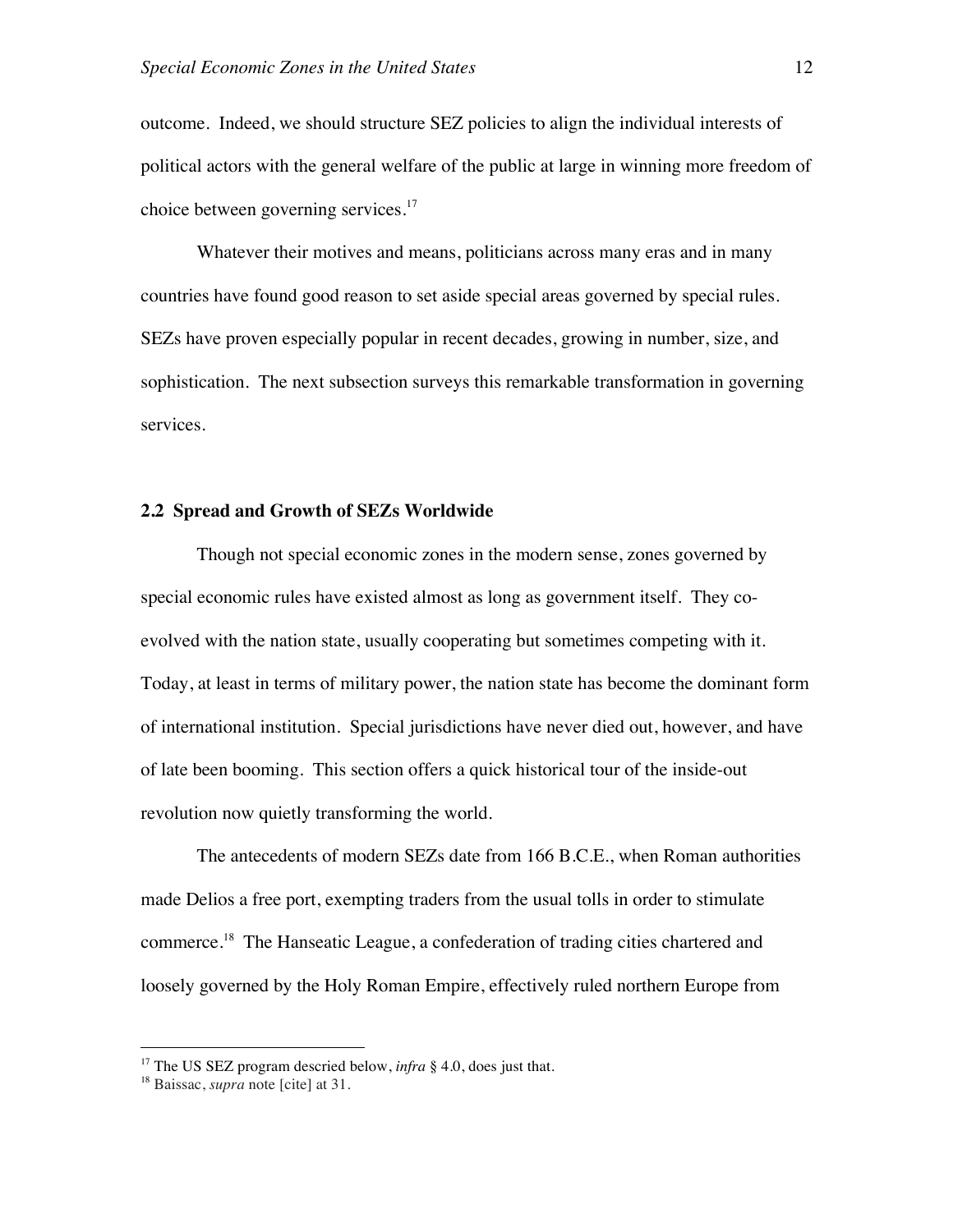outcome. Indeed, we should structure SEZ policies to align the individual interests of political actors with the general welfare of the public at large in winning more freedom of choice between governing services.[17]

Whatever their motives and means, politicians across many eras and in many countries have found good reason to set aside special areas governed by special rules. SEZs have proven especially popular in recent decades, growing in number, size, and sophistication. The next subsection surveys this remarkable transformation in governing services.

### 2.2 Spread and Growth of SEZs Worldwide

Though not special economic zones in the modern sense, zones governed by special economic rules have existed almost as long as government itself. They co-evolved with the nation state, usually cooperating but sometimes competing with it. Today, at least in terms of military power, the nation state has become the dominant form of international institution. Special jurisdictions have never died out, however, and have of late been booming. This section offers a quick historical tour of the inside-out revolution now quietly transforming the world.

The antecedents of modern SEZs date from 166 B.C.E., when Roman authorities made Delios a free port, exempting traders from the usual tolls in order to stimulate commerce.[18] The Hanseatic League, a confederation of trading cities chartered and loosely governed by the Holy Roman Empire, effectively ruled northern Europe from

---

[17] The US SEZ program descried below, *infra* § 4.0, does just that.

[18] Baissac, *supra* note [cite] at 31.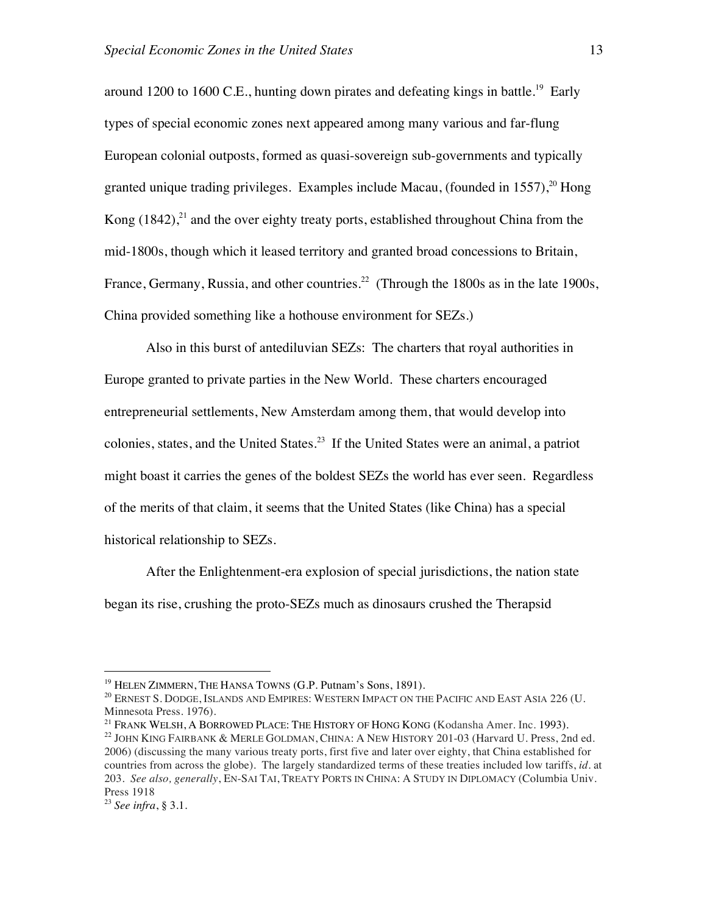around 1200 to 1600 C.E., hunting down pirates and defeating kings in battle.[19] Early types of special economic zones next appeared among many various and far-flung European colonial outposts, formed as quasi-sovereign sub-governments and typically granted unique trading privileges. Examples include Macau, (founded in 1557),[20] Hong Kong (1842),[21] and the over eighty treaty ports, established throughout China from the mid-1800s, though which it leased territory and granted broad concessions to Britain, France, Germany, Russia, and other countries.[22] (Through the 1800s as in the late 1900s, China provided something like a hothouse environment for SEZs.)

Also in this burst of antediluvian SEZs: The charters that royal authorities in Europe granted to private parties in the New World. These charters encouraged entrepreneurial settlements, New Amsterdam among them, that would develop into colonies, states, and the United States.[23] If the United States were an animal, a patriot might boast it carries the genes of the boldest SEZs the world has ever seen. Regardless of the merits of that claim, it seems that the United States (like China) has a special historical relationship to SEZs.

After the Enlightenment-era explosion of special jurisdictions, the nation state began its rise, crushing the proto-SEZs much as dinosaurs crushed the Therapsid

---

[19] HELEN ZIMMERN, THE HANSA TOWNS (G.P. Putnam's Sons, 1891).

[20] ERNEST S. DODGE, ISLANDS AND EMPIRES: WESTERN IMPACT ON THE PACIFIC AND EAST ASIA 226 (U. Minnesota Press. 1976).

[21] FRANK WELSH, A BORROWED PLACE: THE HISTORY OF HONG KONG (Kodansha Amer. Inc. 1993).

[22] JOHN KING FAIRBANK & MERLE GOLDMAN, CHINA: A NEW HISTORY 201-03 (Harvard U. Press, 2nd ed. 2006) (discussing the many various treaty ports, first five and later over eighty, that China established for countries from across the globe). The largely standardized terms of these treaties included low tariffs, *id.* at 203. *See also, generally*, EN-SAI TAI, TREATY PORTS IN CHINA: A STUDY IN DIPLOMACY (Columbia Univ. Press 1918

[23] *See infra*, § 3.1.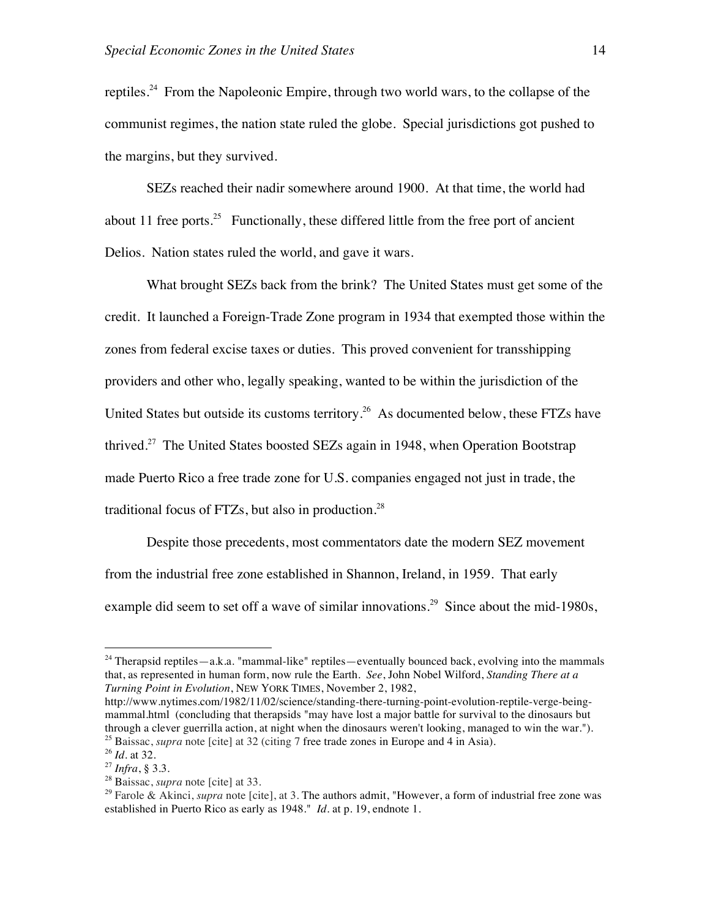reptiles.[24] From the Napoleonic Empire, through two world wars, to the collapse of the communist regimes, the nation state ruled the globe. Special jurisdictions got pushed to the margins, but they survived.

SEZs reached their nadir somewhere around 1900. At that time, the world had about 11 free ports.[25] Functionally, these differed little from the free port of ancient Delios. Nation states ruled the world, and gave it wars.

What brought SEZs back from the brink? The United States must get some of the credit. It launched a Foreign-Trade Zone program in 1934 that exempted those within the zones from federal excise taxes or duties. This proved convenient for transshipping providers and other who, legally speaking, wanted to be within the jurisdiction of the United States but outside its customs territory.[26] As documented below, these FTZs have thrived.[27] The United States boosted SEZs again in 1948, when Operation Bootstrap made Puerto Rico a free trade zone for U.S. companies engaged not just in trade, the traditional focus of FTZs, but also in production.[28]

Despite those precedents, most commentators date the modern SEZ movement from the industrial free zone established in Shannon, Ireland, in 1959. That early example did seem to set off a wave of similar innovations.[29] Since about the mid-1980s,

---

[24] Therapsid reptiles—a.k.a. "mammal-like" reptiles—eventually bounced back, evolving into the mammals that, as represented in human form, now rule the Earth. *See*, John Nobel Wilford, *Standing There at a Turning Point in Evolution*, NEW YORK TIMES, November 2, 1982, http://www.nytimes.com/1982/11/02/science/standing-there-turning-point-evolution-reptile-verge-being-mammal.html (concluding that therapsids "may have lost a major battle for survival to the dinosaurs but through a clever guerrilla action, at night when the dinosaurs weren't looking, managed to win the war.").

[25] Baissac, *supra* note [cite] at 32 (citing 7 free trade zones in Europe and 4 in Asia).

[26] *Id*. at 32.

[27] *Infra*, § 3.3.

[28] Baissac, *supra* note [cite] at 33.

[29] Farole & Akinci, *supra* note [cite], at 3. The authors admit, "However, a form of industrial free zone was established in Puerto Rico as early as 1948." *Id*. at p. 19, endnote 1.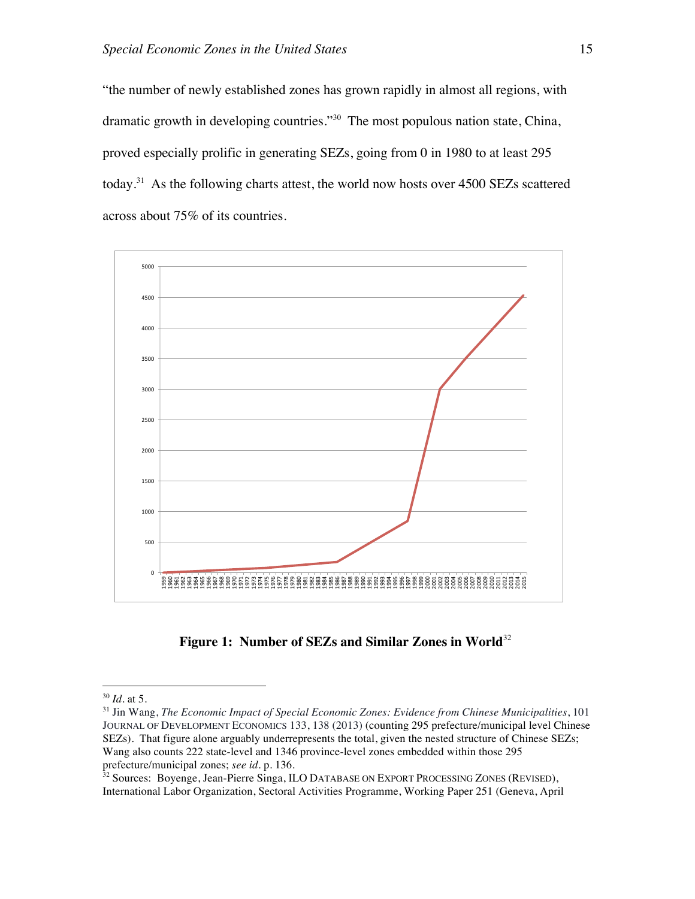"the number of newly established zones has grown rapidly in almost all regions, with dramatic growth in developing countries."[30] The most populous nation state, China, proved especially prolific in generating SEZs, going from 0 in 1980 to at least 295 today.[31] As the following charts attest, the world now hosts over 4500 SEZs scattered across about 75% of its countries.

5000
4500
4000
3500
3000
2500
2000
1500
1000
500
0

1959 1960 1961 1962 1963 1964 1965 1966 1967 1968 1969 1970 1971 1972 1973 1974 1975 1976 1977 1978 1979 1980 1981 1982 1983 1984 1985 1986 1987 1988 1989 1990 1991 1992 1993 1994 1995 1996 1997 1998 1999 2000 2001 2002 2003 2004 2005 2006 2007 2008 2009 2010 2011 2012 2013 2014 2015

**Figure 1: Number of SEZs and Similar Zones in World**[32]

---

[30] *Id.* at 5.

[31] Jin Wang, *The Economic Impact of Special Economic Zones: Evidence from Chinese Municipalities*, 101 JOURNAL OF DEVELOPMENT ECONOMICS 133, 138 (2013) (counting 295 prefecture/municipal level Chinese SEZs). That figure alone arguably underrepresents the total, given the nested structure of Chinese SEZs; Wang also counts 222 state-level and 1346 province-level zones embedded within those 295 prefecture/municipal zones; *see id.* p. 136.

[32] Sources: Boyenge, Jean-Pierre Singa, ILO DATABASE ON EXPORT PROCESSING ZONES (REVISED), International Labor Organization, Sectoral Activities Programme, Working Paper 251 (Geneva, April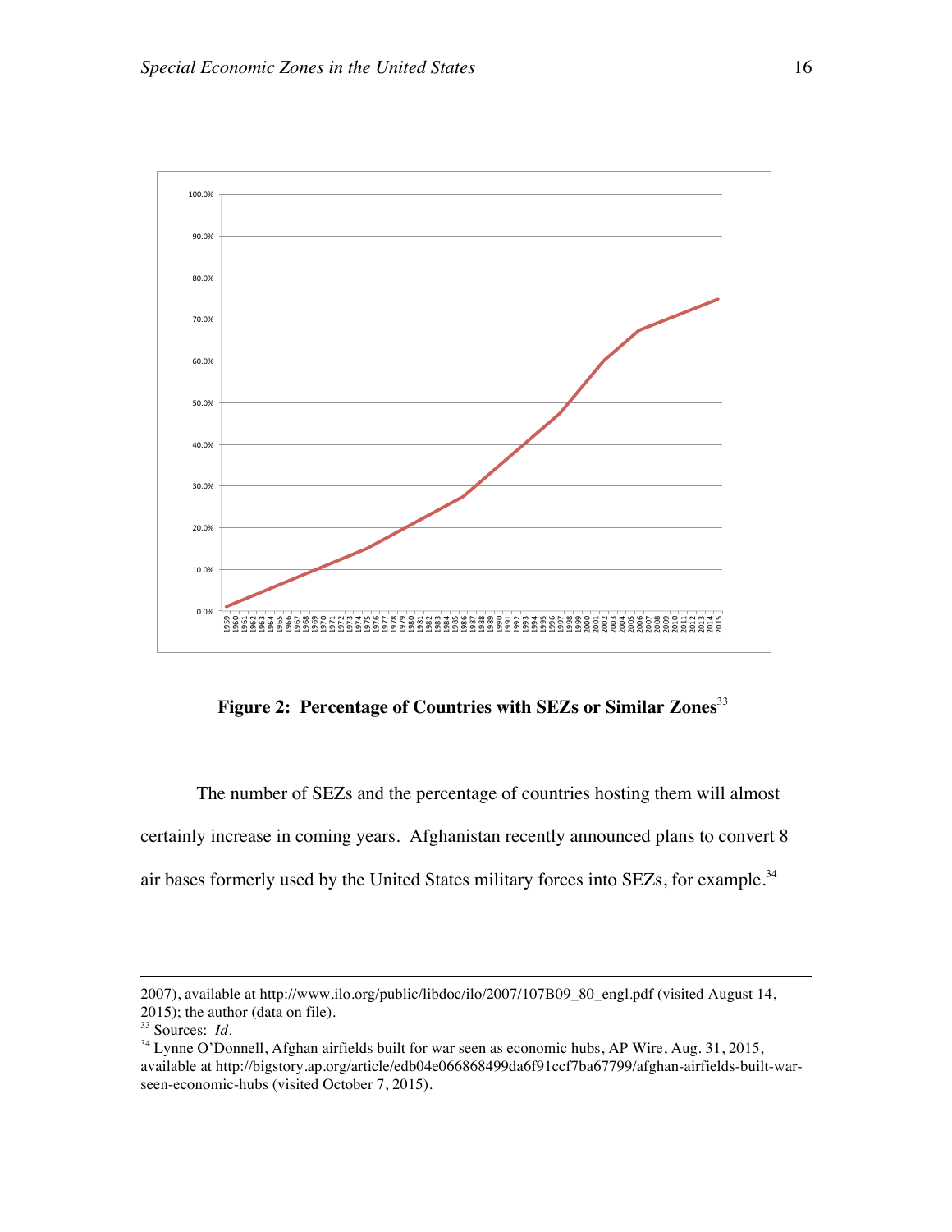100.0%
90.0%
80.0%
70.0%
60.0%
50.0%
40.0%
30.0%
20.0%
10.0%
0.0%

1959 1960 1961 1962 1963 1964 1965 1966 1967 1968 1969 1970 1971 1972 1973 1974 1975 1976 1977 1978 1979 1980 1981 1982 1983 1984 1985 1986 1987 1988 1989 1990 1991 1992 1993 1994 1995 1996 1997 1998 1999 2000 2001 2002 2003 2004 2005 2006 2007 2008 2009 2010 2011 2012 2013 2014 2015

**Figure 2: Percentage of Countries with SEZs or Similar Zones**[33]

The number of SEZs and the percentage of countries hosting them will almost certainly increase in coming years. Afghanistan recently announced plans to convert 8 air bases formerly used by the United States military forces into SEZs, for example.[34]

---

2007), available at http://www.ilo.org/public/libdoc/ilo/2007/107B09_80_engl.pdf (visited August 14, 2015); the author (data on file).

[33] Sources: *Id*.

[34] Lynne O'Donnell, Afghan airfields built for war seen as economic hubs, AP Wire, Aug. 31, 2015, available at http://bigstory.ap.org/article/edb04e066868499da6f91ccf7ba67799/afghan-airfields-built-war-seen-economic-hubs (visited October 7, 2015).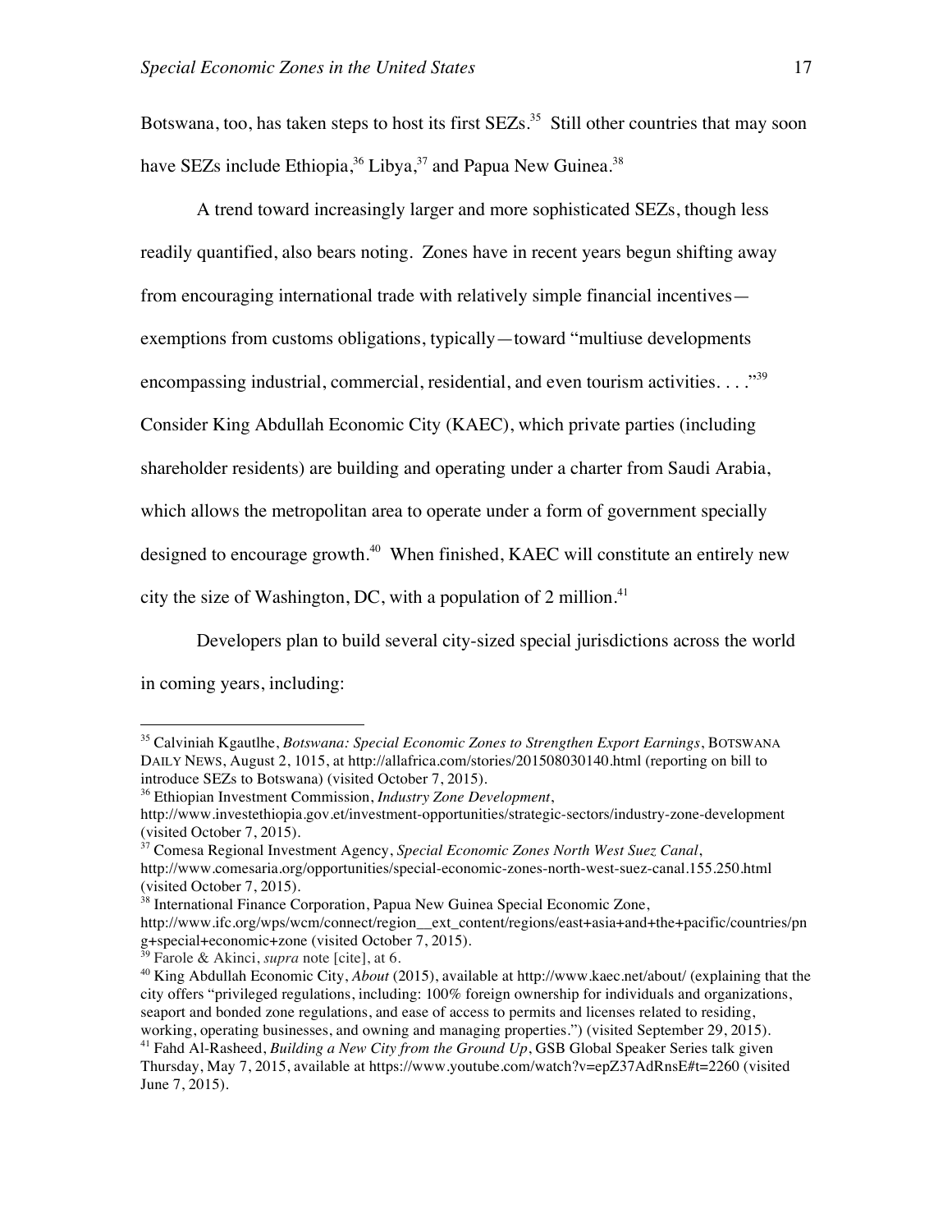Botswana, too, has taken steps to host its first SEZs.[35] Still other countries that may soon have SEZs include Ethiopia,[36] Libya,[37] and Papua New Guinea.[38]

A trend toward increasingly larger and more sophisticated SEZs, though less readily quantified, also bears noting. Zones have in recent years begun shifting away from encouraging international trade with relatively simple financial incentives—exemptions from customs obligations, typically—toward "multiuse developments encompassing industrial, commercial, residential, and even tourism activities. . . ."[39] Consider King Abdullah Economic City (KAEC), which private parties (including shareholder residents) are building and operating under a charter from Saudi Arabia, which allows the metropolitan area to operate under a form of government specially designed to encourage growth.[40] When finished, KAEC will constitute an entirely new city the size of Washington, DC, with a population of 2 million.[41]

Developers plan to build several city-sized special jurisdictions across the world in coming years, including:

---

[35] Calviniah Kgautlhe, *Botswana: Special Economic Zones to Strengthen Export Earnings*, BOTSWANA DAILY NEWS, August 2, 1015, at http://allafrica.com/stories/201508030140.html (reporting on bill to introduce SEZs to Botswana) (visited October 7, 2015).

[36] Ethiopian Investment Commission, *Industry Zone Development*, http://www.investethiopia.gov.et/investment-opportunities/strategic-sectors/industry-zone-development (visited October 7, 2015).

[37] Comesa Regional Investment Agency, *Special Economic Zones North West Suez Canal*, http://www.comesaria.org/opportunities/special-economic-zones-north-west-suez-canal.155.250.html (visited October 7, 2015).

[38] International Finance Corporation, Papua New Guinea Special Economic Zone, http://www.ifc.org/wps/wcm/connect/region__ext_content/regions/east+asia+and+the+pacific/countries/png+special+economic+zone (visited October 7, 2015).

[39] Farole & Akinci, *supra* note [cite], at 6.

[40] King Abdullah Economic City, *About* (2015), available at http://www.kaec.net/about/ (explaining that the city offers "privileged regulations, including: 100% foreign ownership for individuals and organizations, seaport and bonded zone regulations, and ease of access to permits and licenses related to residing, working, operating businesses, and owning and managing properties.") (visited September 29, 2015).

[41] Fahd Al-Rasheed, *Building a New City from the Ground Up*, GSB Global Speaker Series talk given Thursday, May 7, 2015, available at https://www.youtube.com/watch?v=epZ37AdRnsE#t=2260 (visited June 7, 2015).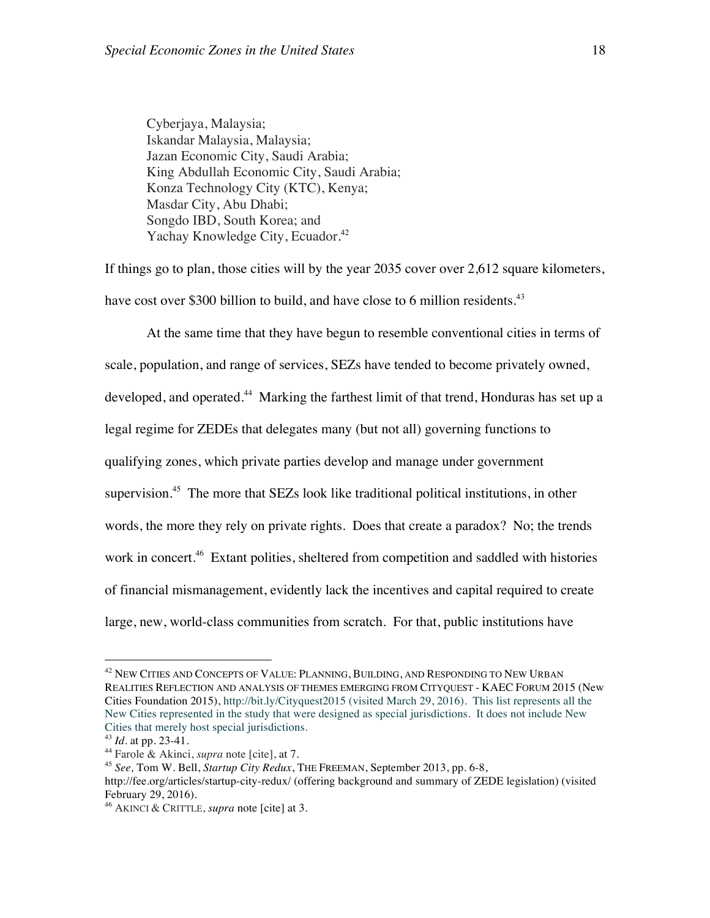Cyberjaya, Malaysia;
Iskandar Malaysia, Malaysia;
Jazan Economic City, Saudi Arabia;
King Abdullah Economic City, Saudi Arabia;
Konza Technology City (KTC), Kenya;
Masdar City, Abu Dhabi;
Songdo IBD, South Korea; and
Yachay Knowledge City, Ecuador.[42]

If things go to plan, those cities will by the year 2035 cover over 2,612 square kilometers, have cost over $300 billion to build, and have close to 6 million residents.[43]

At the same time that they have begun to resemble conventional cities in terms of scale, population, and range of services, SEZs have tended to become privately owned, developed, and operated.[44] Marking the farthest limit of that trend, Honduras has set up a legal regime for ZEDEs that delegates many (but not all) governing functions to qualifying zones, which private parties develop and manage under government supervision.[45] The more that SEZs look like traditional political institutions, in other words, the more they rely on private rights. Does that create a paradox? No; the trends work in concert.[46] Extant polities, sheltered from competition and saddled with histories of financial mismanagement, evidently lack the incentives and capital required to create large, new, world-class communities from scratch. For that, public institutions have

---

[42] NEW CITIES AND CONCEPTS OF VALUE: PLANNING, BUILDING, AND RESPONDING TO NEW URBAN REALITIES REFLECTION AND ANALYSIS OF THEMES EMERGING FROM CITYQUEST - KAEC FORUM 2015 (New Cities Foundation 2015), http://bit.ly/Cityquest2015 (visited March 29, 2016). This list represents all the New Cities represented in the study that were designed as special jurisdictions. It does not include New Cities that merely host special jurisdictions.

[43] *Id*. at pp. 23-41.

[44] Farole & Akinci, *supra* note [cite], at 7.

[45] *See,* Tom W. Bell, *Startup City Redux*, THE FREEMAN, September 2013, pp. 6-8, http://fee.org/articles/startup-city-redux/ (offering background and summary of ZEDE legislation) (visited February 29, 2016).

[46] AKINCI & CRITTLE, *supra* note [cite] at 3.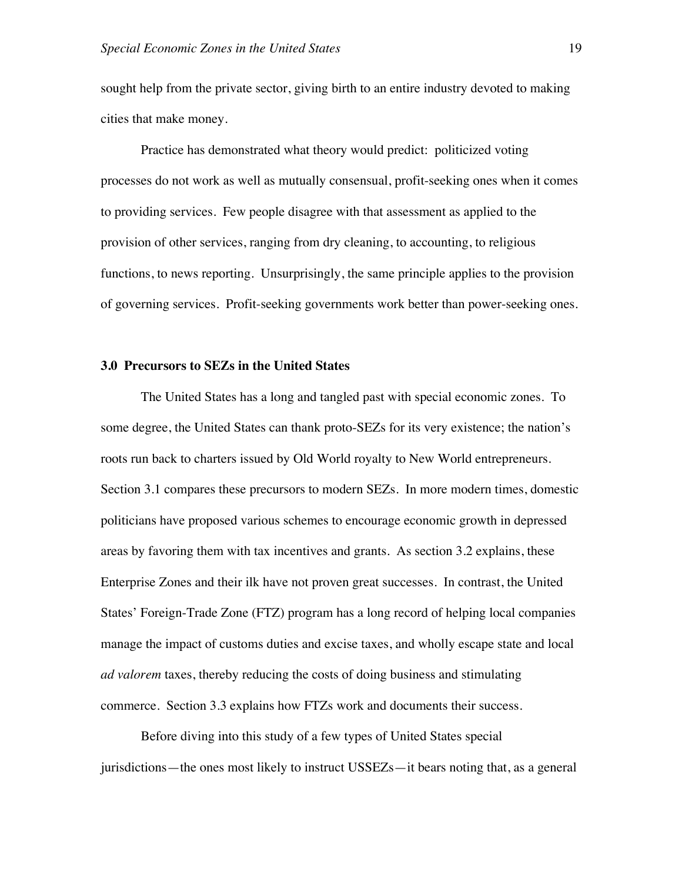sought help from the private sector, giving birth to an entire industry devoted to making cities that make money.

Practice has demonstrated what theory would predict: politicized voting processes do not work as well as mutually consensual, profit-seeking ones when it comes to providing services. Few people disagree with that assessment as applied to the provision of other services, ranging from dry cleaning, to accounting, to religious functions, to news reporting. Unsurprisingly, the same principle applies to the provision of governing services. Profit-seeking governments work better than power-seeking ones.

### 3.0 Precursors to SEZs in the United States

The United States has a long and tangled past with special economic zones. To some degree, the United States can thank proto-SEZs for its very existence; the nation's roots run back to charters issued by Old World royalty to New World entrepreneurs. Section 3.1 compares these precursors to modern SEZs. In more modern times, domestic politicians have proposed various schemes to encourage economic growth in depressed areas by favoring them with tax incentives and grants. As section 3.2 explains, these Enterprise Zones and their ilk have not proven great successes. In contrast, the United States' Foreign-Trade Zone (FTZ) program has a long record of helping local companies manage the impact of customs duties and excise taxes, and wholly escape state and local *ad valorem* taxes, thereby reducing the costs of doing business and stimulating commerce. Section 3.3 explains how FTZs work and documents their success.

Before diving into this study of a few types of United States special jurisdictions—the ones most likely to instruct USSEZs—it bears noting that, as a general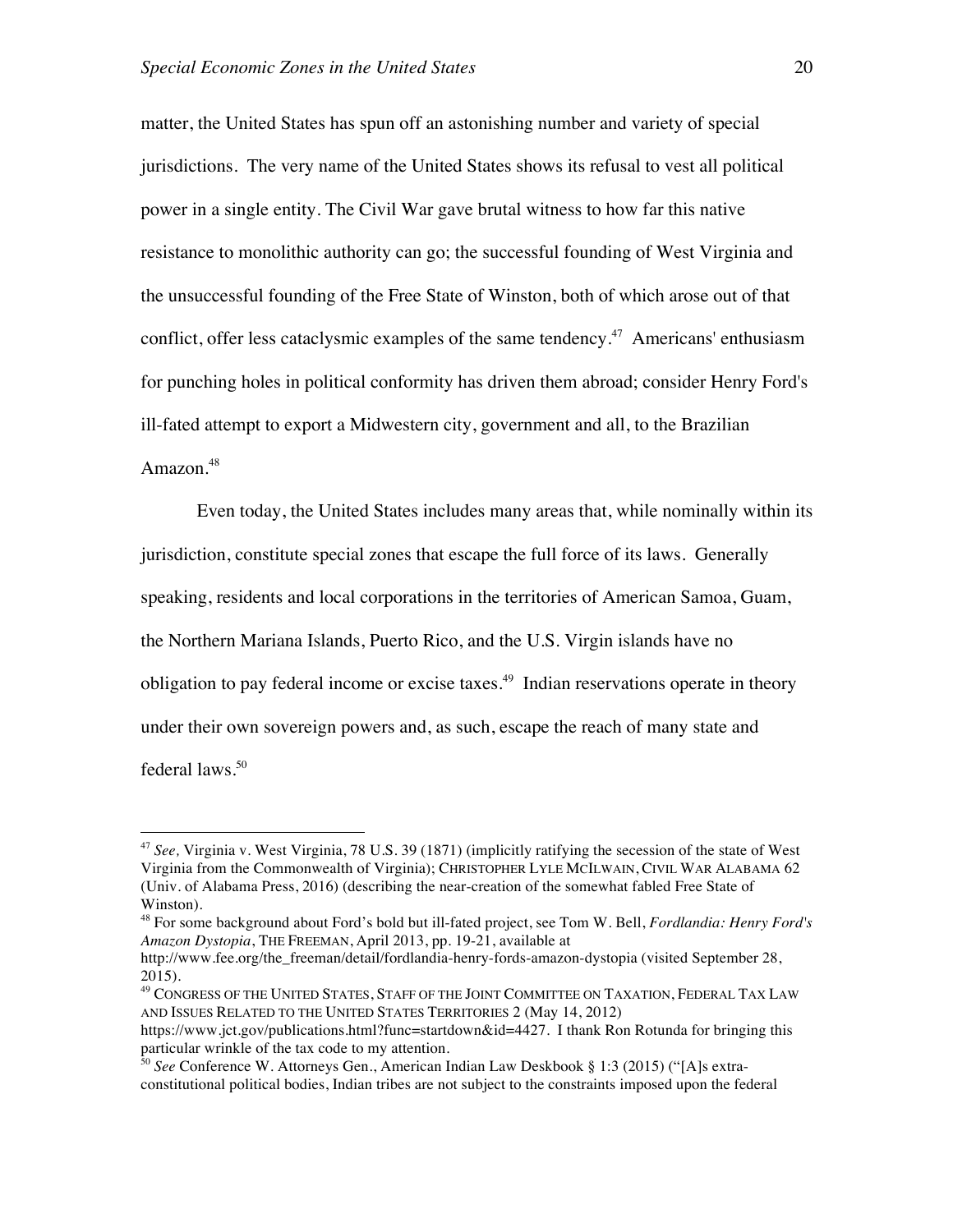matter, the United States has spun off an astonishing number and variety of special jurisdictions. The very name of the United States shows its refusal to vest all political power in a single entity. The Civil War gave brutal witness to how far this native resistance to monolithic authority can go; the successful founding of West Virginia and the unsuccessful founding of the Free State of Winston, both of which arose out of that conflict, offer less cataclysmic examples of the same tendency.[47] Americans' enthusiasm for punching holes in political conformity has driven them abroad; consider Henry Ford's ill-fated attempt to export a Midwestern city, government and all, to the Brazilian Amazon.[48]

Even today, the United States includes many areas that, while nominally within its jurisdiction, constitute special zones that escape the full force of its laws. Generally speaking, residents and local corporations in the territories of American Samoa, Guam, the Northern Mariana Islands, Puerto Rico, and the U.S. Virgin islands have no obligation to pay federal income or excise taxes.[49] Indian reservations operate in theory under their own sovereign powers and, as such, escape the reach of many state and federal laws.[50]

---

[47] *See,* Virginia v. West Virginia, 78 U.S. 39 (1871) (implicitly ratifying the secession of the state of West Virginia from the Commonwealth of Virginia); CHRISTOPHER LYLE MCILWAIN, CIVIL WAR ALABAMA 62 (Univ. of Alabama Press, 2016) (describing the near-creation of the somewhat fabled Free State of Winston).

[48] For some background about Ford's bold but ill-fated project, see Tom W. Bell, *Fordlandia: Henry Ford's Amazon Dystopia*, THE FREEMAN, April 2013, pp. 19-21, available at http://www.fee.org/the_freeman/detail/fordlandia-henry-fords-amazon-dystopia (visited September 28, 2015).

[49] CONGRESS OF THE UNITED STATES, STAFF OF THE JOINT COMMITTEE ON TAXATION, FEDERAL TAX LAW AND ISSUES RELATED TO THE UNITED STATES TERRITORIES 2 (May 14, 2012) https://www.jct.gov/publications.html?func=startdown&id=4427. I thank Ron Rotunda for bringing this particular wrinkle of the tax code to my attention.

[50] *See* Conference W. Attorneys Gen., American Indian Law Deskbook § 1:3 (2015) ("[A]s extra-constitutional political bodies, Indian tribes are not subject to the constraints imposed upon the federal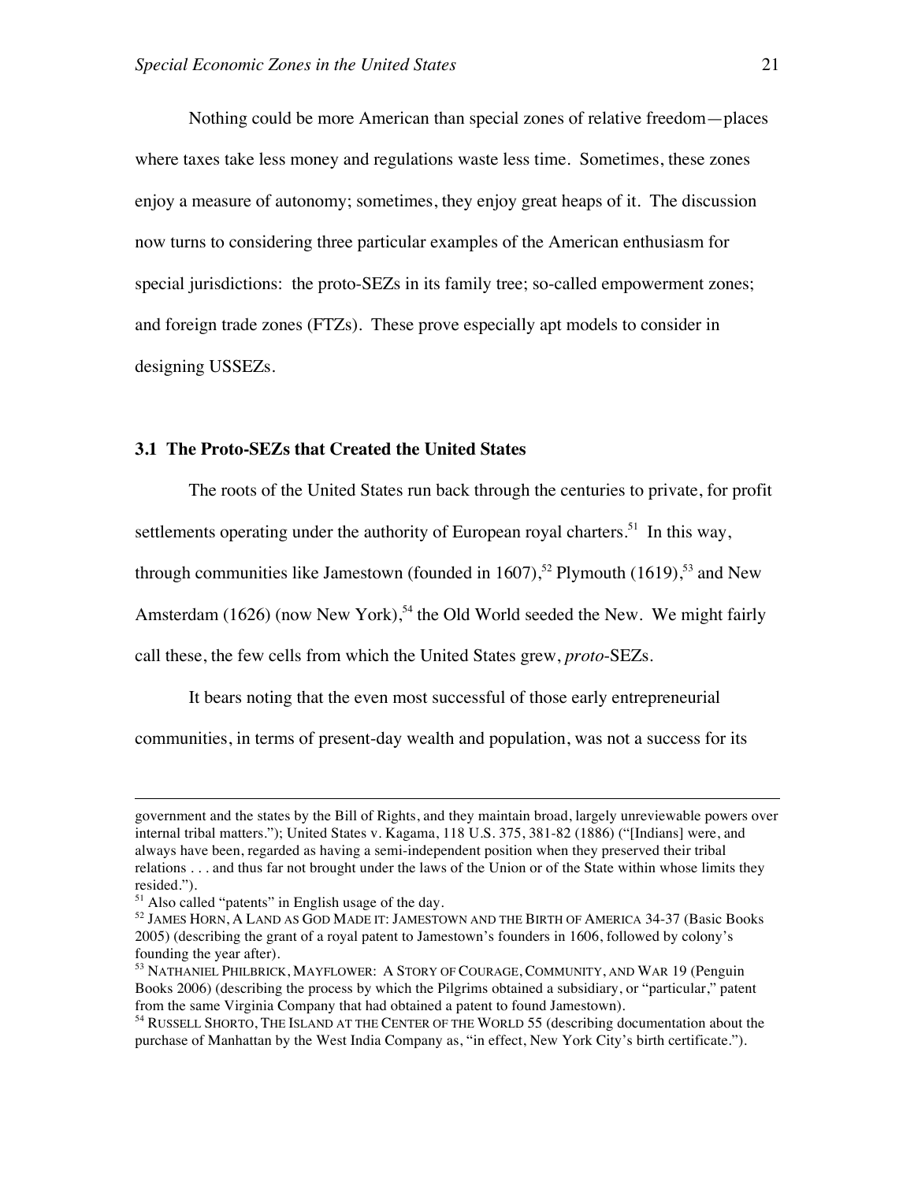Nothing could be more American than special zones of relative freedom—places where taxes take less money and regulations waste less time. Sometimes, these zones enjoy a measure of autonomy; sometimes, they enjoy great heaps of it. The discussion now turns to considering three particular examples of the American enthusiasm for special jurisdictions: the proto-SEZs in its family tree; so-called empowerment zones; and foreign trade zones (FTZs). These prove especially apt models to consider in designing USSEZs.

### 3.1 The Proto-SEZs that Created the United States

The roots of the United States run back through the centuries to private, for profit settlements operating under the authority of European royal charters.[51] In this way, through communities like Jamestown (founded in 1607),[52] Plymouth (1619),[53] and New Amsterdam (1626) (now New York),[54] the Old World seeded the New. We might fairly call these, the few cells from which the United States grew, *proto*-SEZs.

It bears noting that the even most successful of those early entrepreneurial communities, in terms of present-day wealth and population, was not a success for its

---

government and the states by the Bill of Rights, and they maintain broad, largely unreviewable powers over internal tribal matters."); United States v. Kagama, 118 U.S. 375, 381-82 (1886) ("[Indians] were, and always have been, regarded as having a semi-independent position when they preserved their tribal relations . . . and thus far not brought under the laws of the Union or of the State within whose limits they resided.").

[51] Also called "patents" in English usage of the day.

[52] JAMES HORN, A LAND AS GOD MADE IT: JAMESTOWN AND THE BIRTH OF AMERICA 34-37 (Basic Books 2005) (describing the grant of a royal patent to Jamestown's founders in 1606, followed by colony's founding the year after).

[53] NATHANIEL PHILBRICK, MAYFLOWER: A STORY OF COURAGE, COMMUNITY, AND WAR 19 (Penguin Books 2006) (describing the process by which the Pilgrims obtained a subsidiary, or "particular," patent from the same Virginia Company that had obtained a patent to found Jamestown).

[54] RUSSELL SHORTO, THE ISLAND AT THE CENTER OF THE WORLD 55 (describing documentation about the purchase of Manhattan by the West India Company as, "in effect, New York City's birth certificate.").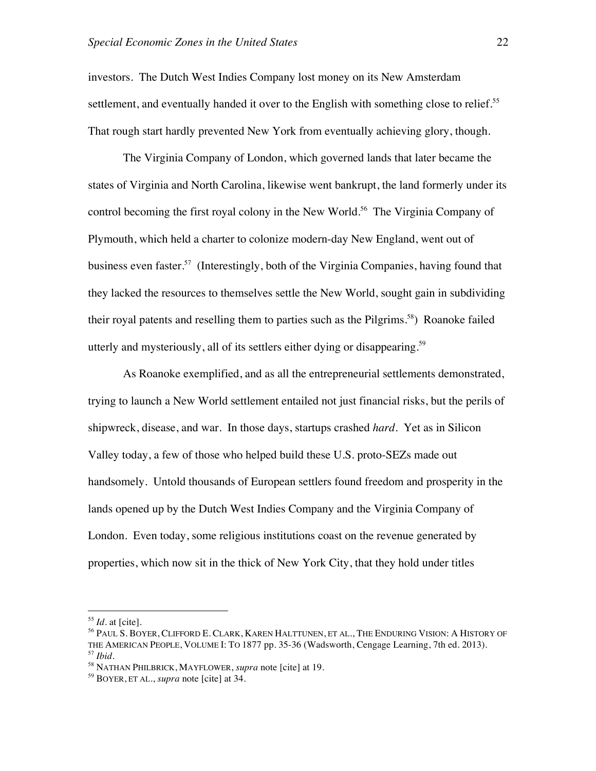investors. The Dutch West Indies Company lost money on its New Amsterdam settlement, and eventually handed it over to the English with something close to relief.[55] That rough start hardly prevented New York from eventually achieving glory, though.

The Virginia Company of London, which governed lands that later became the states of Virginia and North Carolina, likewise went bankrupt, the land formerly under its control becoming the first royal colony in the New World.[56] The Virginia Company of Plymouth, which held a charter to colonize modern-day New England, went out of business even faster.[57] (Interestingly, both of the Virginia Companies, having found that they lacked the resources to themselves settle the New World, sought gain in subdividing their royal patents and reselling them to parties such as the Pilgrims.[58]) Roanoke failed utterly and mysteriously, all of its settlers either dying or disappearing.[59]

As Roanoke exemplified, and as all the entrepreneurial settlements demonstrated, trying to launch a New World settlement entailed not just financial risks, but the perils of shipwreck, disease, and war. In those days, startups crashed *hard*. Yet as in Silicon Valley today, a few of those who helped build these U.S. proto-SEZs made out handsomely. Untold thousands of European settlers found freedom and prosperity in the lands opened up by the Dutch West Indies Company and the Virginia Company of London. Even today, some religious institutions coast on the revenue generated by properties, which now sit in the thick of New York City, that they hold under titles

---

[55] *Id.* at [cite].

[56] PAUL S. BOYER, CLIFFORD E. CLARK, KAREN HALTTUNEN, ET AL., THE ENDURING VISION: A HISTORY OF THE AMERICAN PEOPLE, VOLUME I: TO 1877 pp. 35-36 (Wadsworth, Cengage Learning, 7th ed. 2013).

[57] *Ibid.*

[58] NATHAN PHILBRICK, MAYFLOWER, *supra* note [cite] at 19.

[59] BOYER, ET AL., *supra* note [cite] at 34.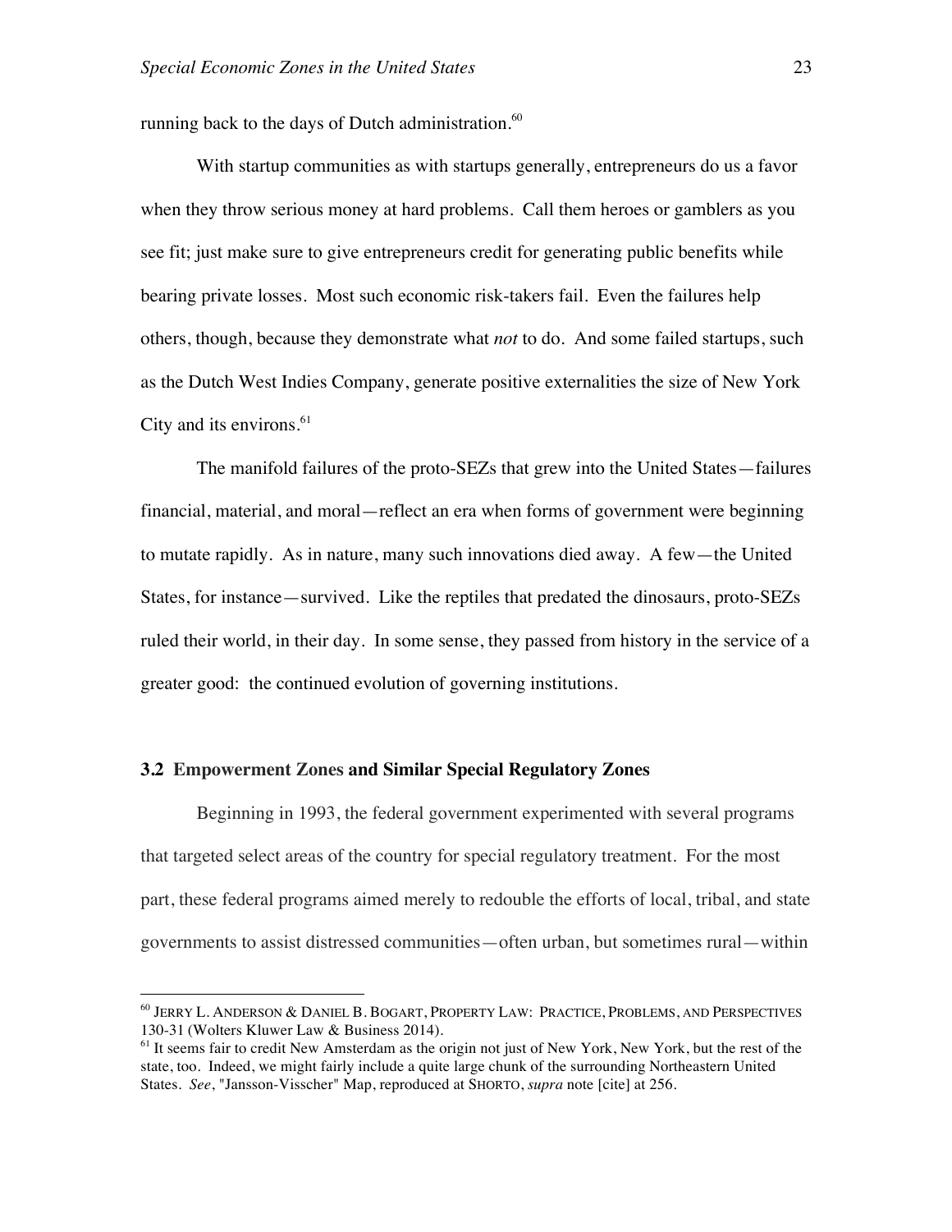running back to the days of Dutch administration.[60]

With startup communities as with startups generally, entrepreneurs do us a favor when they throw serious money at hard problems. Call them heroes or gamblers as you see fit; just make sure to give entrepreneurs credit for generating public benefits while bearing private losses. Most such economic risk-takers fail. Even the failures help others, though, because they demonstrate what *not* to do. And some failed startups, such as the Dutch West Indies Company, generate positive externalities the size of New York City and its environs.[61]

The manifold failures of the proto-SEZs that grew into the United States—failures financial, material, and moral—reflect an era when forms of government were beginning to mutate rapidly. As in nature, many such innovations died away. A few—the United States, for instance—survived. Like the reptiles that predated the dinosaurs, proto-SEZs ruled their world, in their day. In some sense, they passed from history in the service of a greater good: the continued evolution of governing institutions.

### 3.2 Empowerment Zones and Similar Special Regulatory Zones

Beginning in 1993, the federal government experimented with several programs that targeted select areas of the country for special regulatory treatment. For the most part, these federal programs aimed merely to redouble the efforts of local, tribal, and state governments to assist distressed communities—often urban, but sometimes rural—within

---

[60] JERRY L. ANDERSON & DANIEL B. BOGART, PROPERTY LAW: PRACTICE, PROBLEMS, AND PERSPECTIVES 130-31 (Wolters Kluwer Law & Business 2014).

[61] It seems fair to credit New Amsterdam as the origin not just of New York, New York, but the rest of the state, too. Indeed, we might fairly include a quite large chunk of the surrounding Northeastern United States. *See*, "Jansson-Visscher" Map, reproduced at SHORTO, *supra* note [cite] at 256.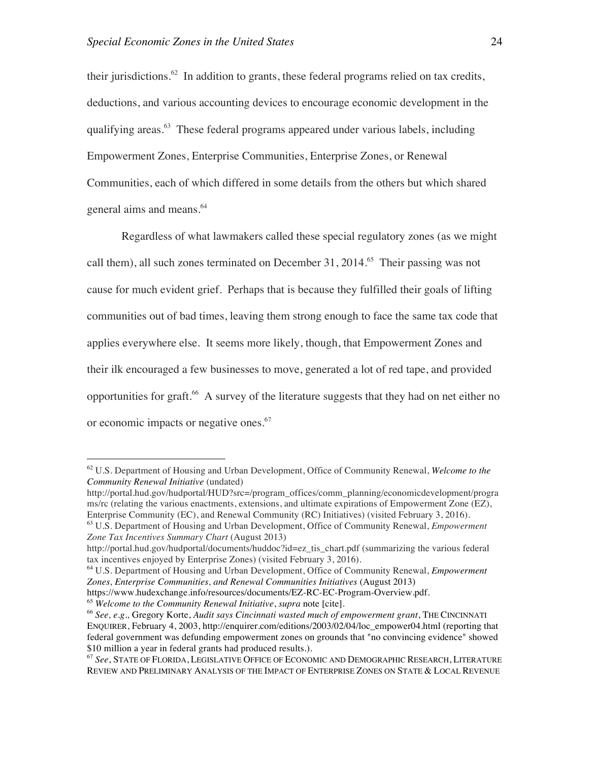their jurisdictions.[62] In addition to grants, these federal programs relied on tax credits, deductions, and various accounting devices to encourage economic development in the qualifying areas.[63] These federal programs appeared under various labels, including Empowerment Zones, Enterprise Communities, Enterprise Zones, or Renewal Communities, each of which differed in some details from the others but which shared general aims and means.[64]

Regardless of what lawmakers called these special regulatory zones (as we might call them), all such zones terminated on December 31, 2014.[65] Their passing was not cause for much evident grief. Perhaps that is because they fulfilled their goals of lifting communities out of bad times, leaving them strong enough to face the same tax code that applies everywhere else. It seems more likely, though, that Empowerment Zones and their ilk encouraged a few businesses to move, generated a lot of red tape, and provided opportunities for graft.[66] A survey of the literature suggests that they had on net either no or economic impacts or negative ones.[67]

---

[62] U.S. Department of Housing and Urban Development, Office of Community Renewal, *Welcome to the Community Renewal Initiative* (undated) http://portal.hud.gov/hudportal/HUD?src=/program_offices/comm_planning/economicdevelopment/programs/rc (relating the various enactments, extensions, and ultimate expirations of Empowerment Zone (EZ), Enterprise Community (EC), and Renewal Community (RC) Initiatives) (visited February 3, 2016).

[63] U.S. Department of Housing and Urban Development, Office of Community Renewal, *Empowerment Zone Tax Incentives Summary Chart* (August 2013) http://portal.hud.gov/hudportal/documents/huddoc?id=ez_tis_chart.pdf (summarizing the various federal tax incentives enjoyed by Enterprise Zones) (visited February 3, 2016).

[64] U.S. Department of Housing and Urban Development, Office of Community Renewal, *Empowerment Zones, Enterprise Communities, and Renewal Communities Initiatives* (August 2013) https://www.hudexchange.info/resources/documents/EZ-RC-EC-Program-Overview.pdf.

[65] *Welcome to the Community Renewal Initiative*, *supra* note [cite].

[66] *See, e.g.,* Gregory Korte, *Audit says Cincinnati wasted much of empowerment grant*, THE CINCINNATI ENQUIRER, February 4, 2003, http://enquirer.com/editions/2003/02/04/loc_empower04.html (reporting that federal government was defunding empowerment zones on grounds that "no convincing evidence" showed $10 million a year in federal grants had produced results.).

[67] *See*, STATE OF FLORIDA, LEGISLATIVE OFFICE OF ECONOMIC AND DEMOGRAPHIC RESEARCH, LITERATURE REVIEW AND PRELIMINARY ANALYSIS OF THE IMPACT OF ENTERPRISE ZONES ON STATE & LOCAL REVENUE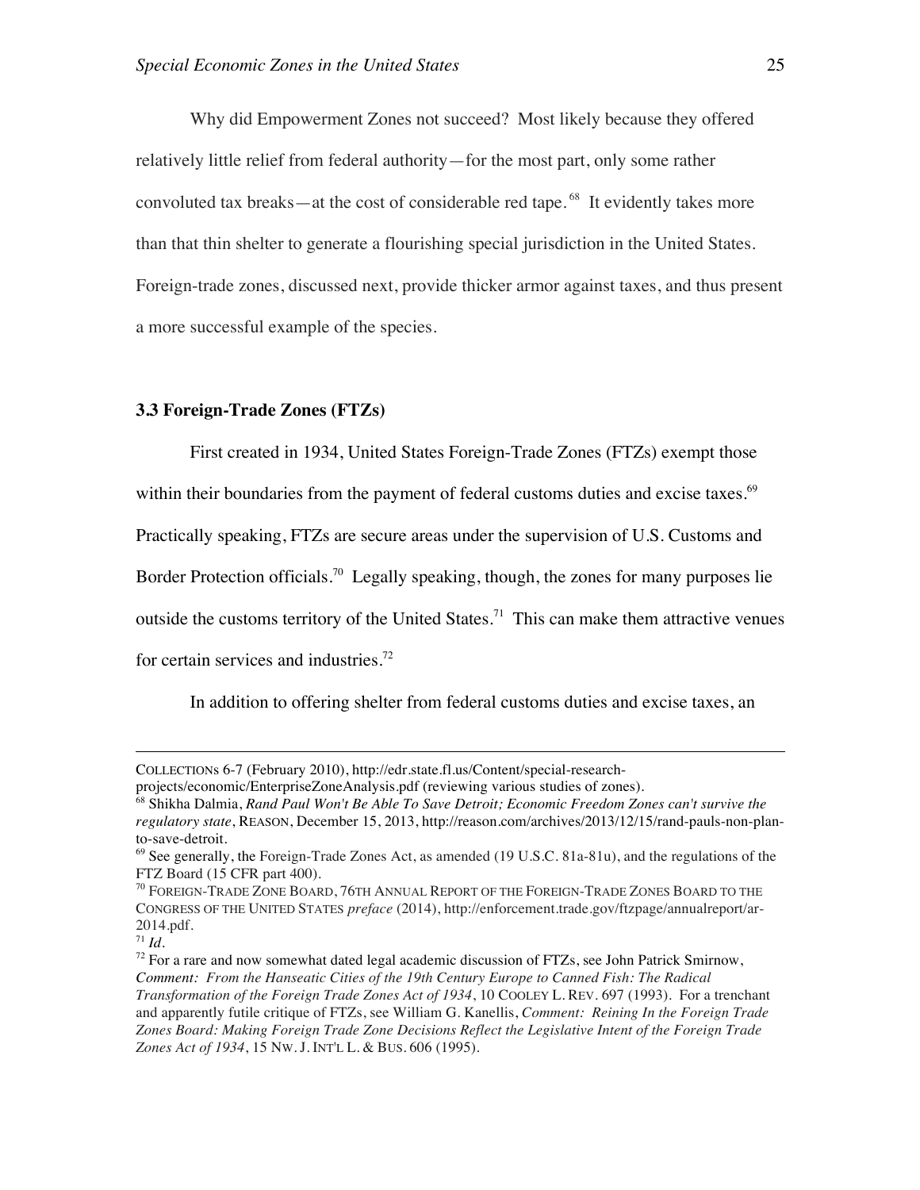Why did Empowerment Zones not succeed? Most likely because they offered relatively little relief from federal authority—for the most part, only some rather convoluted tax breaks—at the cost of considerable red tape.[68] It evidently takes more than that thin shelter to generate a flourishing special jurisdiction in the United States. Foreign-trade zones, discussed next, provide thicker armor against taxes, and thus present a more successful example of the species.

### 3.3 Foreign-Trade Zones (FTZs)

First created in 1934, United States Foreign-Trade Zones (FTZs) exempt those within their boundaries from the payment of federal customs duties and excise taxes.[69] Practically speaking, FTZs are secure areas under the supervision of U.S. Customs and Border Protection officials.[70] Legally speaking, though, the zones for many purposes lie outside the customs territory of the United States.[71] This can make them attractive venues for certain services and industries.[72]

In addition to offering shelter from federal customs duties and excise taxes, an

---

COLLECTIONS 6-7 (February 2010), http://edr.state.fl.us/Content/special-research-projects/economic/EnterpriseZoneAnalysis.pdf (reviewing various studies of zones).

[68] Shikha Dalmia, *Rand Paul Won't Be Able To Save Detroit; Economic Freedom Zones can't survive the regulatory state*, REASON, December 15, 2013, http://reason.com/archives/2013/12/15/rand-pauls-non-plan-to-save-detroit.

[69] See generally, the Foreign-Trade Zones Act, as amended (19 U.S.C. 81a-81u), and the regulations of the FTZ Board (15 CFR part 400).

[70] FOREIGN-TRADE ZONE BOARD, 76TH ANNUAL REPORT OF THE FOREIGN-TRADE ZONES BOARD TO THE CONGRESS OF THE UNITED STATES *preface* (2014), http://enforcement.trade.gov/ftzpage/annualreport/ar-2014.pdf.

[71] *Id.*

[72] For a rare and now somewhat dated legal academic discussion of FTZs, see John Patrick Smirnow, ***Comment:** From the Hanseatic Cities of the 19th Century Europe to Canned Fish: The Radical Transformation of the Foreign Trade Zones Act of 1934*, 10 COOLEY L. REV. 697 (1993). For a trenchant and apparently futile critique of FTZs, see William G. Kanellis, *Comment: Reining In the Foreign Trade Zones Board: Making Foreign Trade Zone Decisions Reflect the Legislative Intent of the Foreign Trade Zones Act of 1934*, 15 NW. J. INT'L L. & BUS. 606 (1995).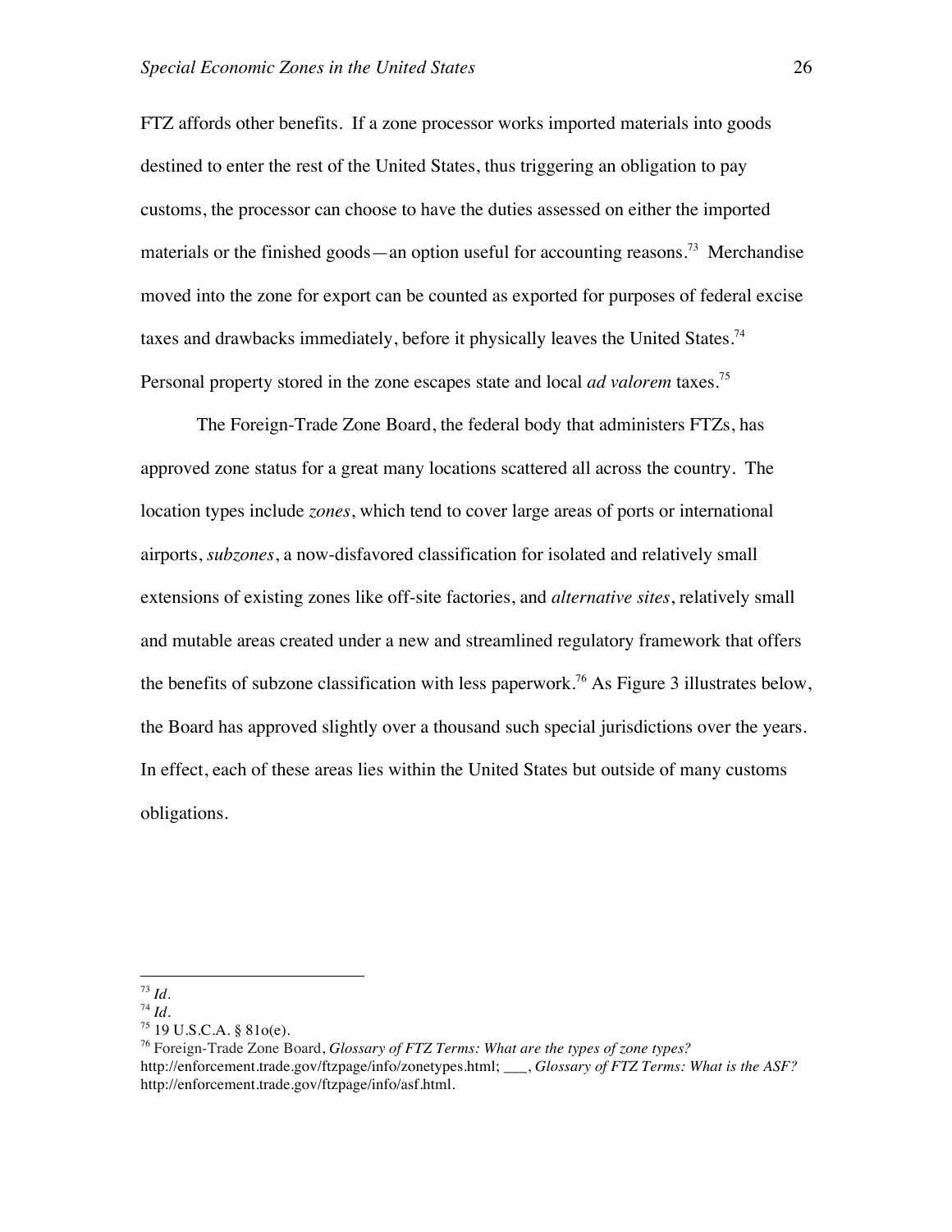FTZ affords other benefits. If a zone processor works imported materials into goods destined to enter the rest of the United States, thus triggering an obligation to pay customs, the processor can choose to have the duties assessed on either the imported materials or the finished goods—an option useful for accounting reasons.[73] Merchandise moved into the zone for export can be counted as exported for purposes of federal excise taxes and drawbacks immediately, before it physically leaves the United States.[74] Personal property stored in the zone escapes state and local *ad valorem* taxes.[75]

The Foreign-Trade Zone Board, the federal body that administers FTZs, has approved zone status for a great many locations scattered all across the country. The location types include *zones*, which tend to cover large areas of ports or international airports, *subzones*, a now-disfavored classification for isolated and relatively small extensions of existing zones like off-site factories, and *alternative sites*, relatively small and mutable areas created under a new and streamlined regulatory framework that offers the benefits of subzone classification with less paperwork.[76] As Figure 3 illustrates below, the Board has approved slightly over a thousand such special jurisdictions over the years. In effect, each of these areas lies within the United States but outside of many customs obligations.

---

[73] *Id.*

[74] *Id.*

[75] 19 U.S.C.A. § 81o(e).

[76] Foreign-Trade Zone Board, *Glossary of FTZ Terms: What are the types of zone types?* http://enforcement.trade.gov/ftzpage/info/zonetypes.html; ___, *Glossary of FTZ Terms: What is the ASF?* http://enforcement.trade.gov/ftzpage/info/asf.html.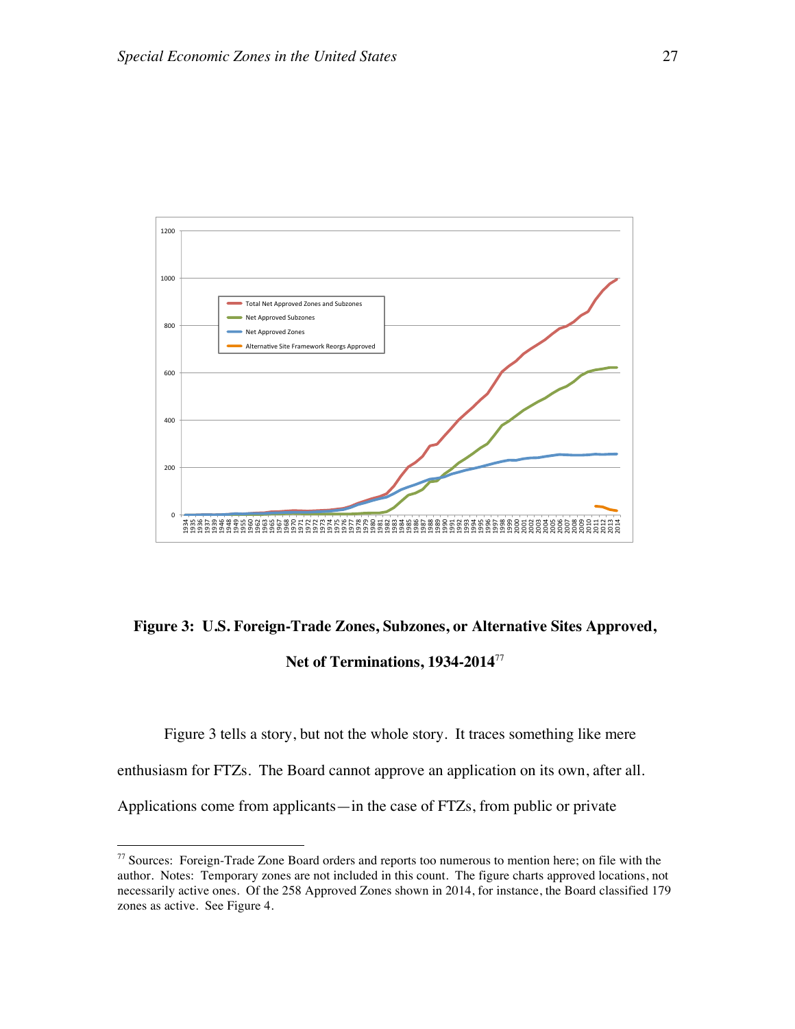1200

1000

800

600

400

200

0

Total Net Approved Zones and Subzones

Net Approved Subzones

Net Approved Zones

Alternative Site Framework Reorgs Approved

1934 1935 1936 1937 1939 1946 1948 1949 1955 1960 1962 1963 1965 1967 1968 1970 1971 1972 1973 1974 1975 1976 1977 1978 1979 1980 1981 1982 1983 1984 1985 1986 1987 1988 1989 1990 1991 1992 1993 1994 1995 1996 1997 1998 1999 2000 2001 2002 2003 2004 2005 2006 2007 2008 2009 2010 2011 2012 2013 2014

**Figure 3: U.S. Foreign-Trade Zones, Subzones, or Alternative Sites Approved, Net of Terminations, 1934-2014**[77]

Figure 3 tells a story, but not the whole story. It traces something like mere enthusiasm for FTZs. The Board cannot approve an application on its own, after all. Applications come from applicants—in the case of FTZs, from public or private

[77] Sources: Foreign-Trade Zone Board orders and reports too numerous to mention here; on file with the author. Notes: Temporary zones are not included in this count. The figure charts approved locations, not necessarily active ones. Of the 258 Approved Zones shown in 2014, for instance, the Board classified 179 zones as active. See Figure 4.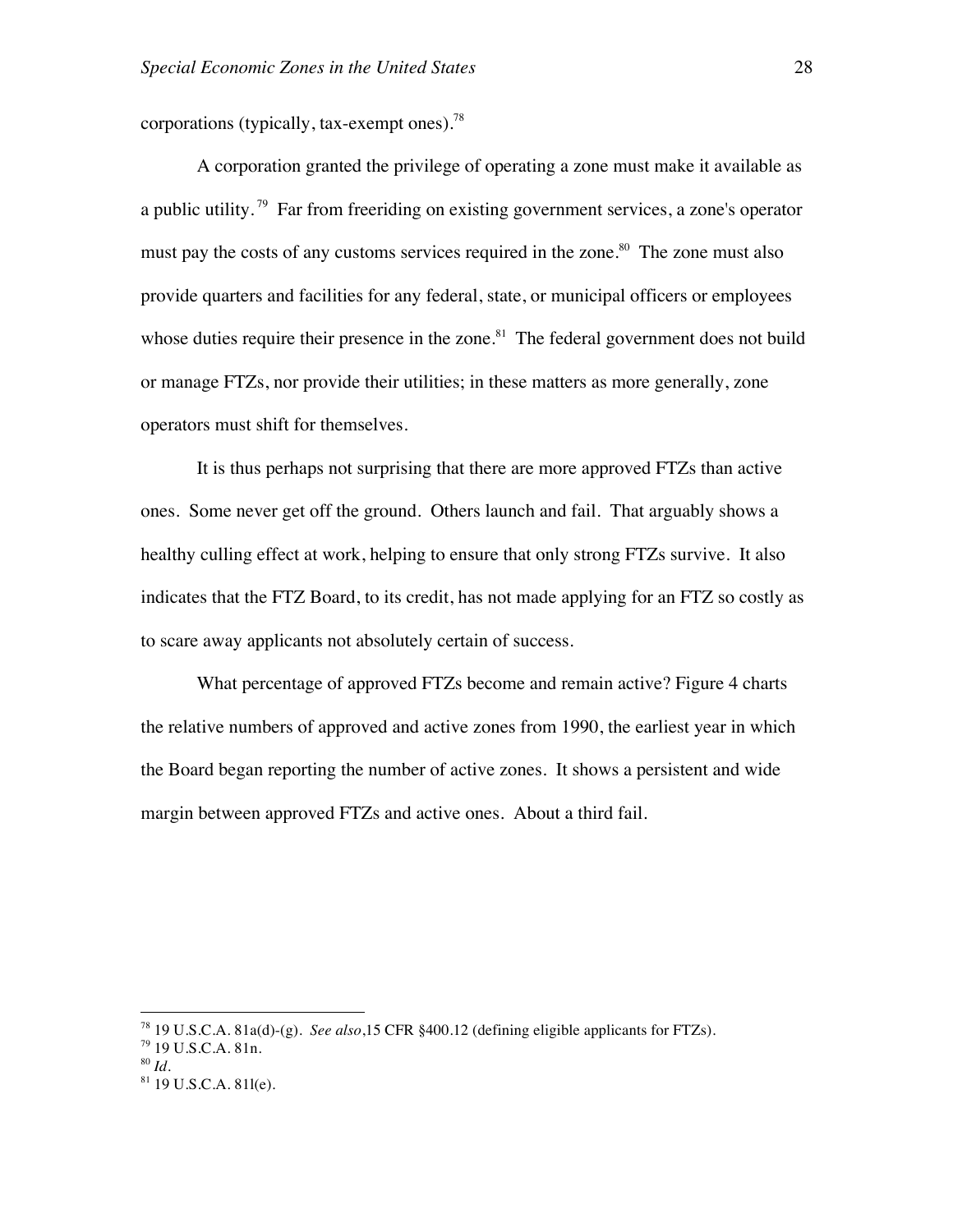corporations (typically, tax-exempt ones).[78]

A corporation granted the privilege of operating a zone must make it available as a public utility.[79] Far from freeriding on existing government services, a zone's operator must pay the costs of any customs services required in the zone.[80] The zone must also provide quarters and facilities for any federal, state, or municipal officers or employees whose duties require their presence in the zone.[81] The federal government does not build or manage FTZs, nor provide their utilities; in these matters as more generally, zone operators must shift for themselves.

It is thus perhaps not surprising that there are more approved FTZs than active ones. Some never get off the ground. Others launch and fail. That arguably shows a healthy culling effect at work, helping to ensure that only strong FTZs survive. It also indicates that the FTZ Board, to its credit, has not made applying for an FTZ so costly as to scare away applicants not absolutely certain of success.

What percentage of approved FTZs become and remain active? Figure 4 charts the relative numbers of approved and active zones from 1990, the earliest year in which the Board began reporting the number of active zones. It shows a persistent and wide margin between approved FTZs and active ones. About a third fail.

---

[78] 19 U.S.C.A. 81a(d)-(g). *See also*,15 CFR §400.12 (defining eligible applicants for FTZs).

[79] 19 U.S.C.A. 81n.

[80] *Id*.

[81] 19 U.S.C.A. 81l(e).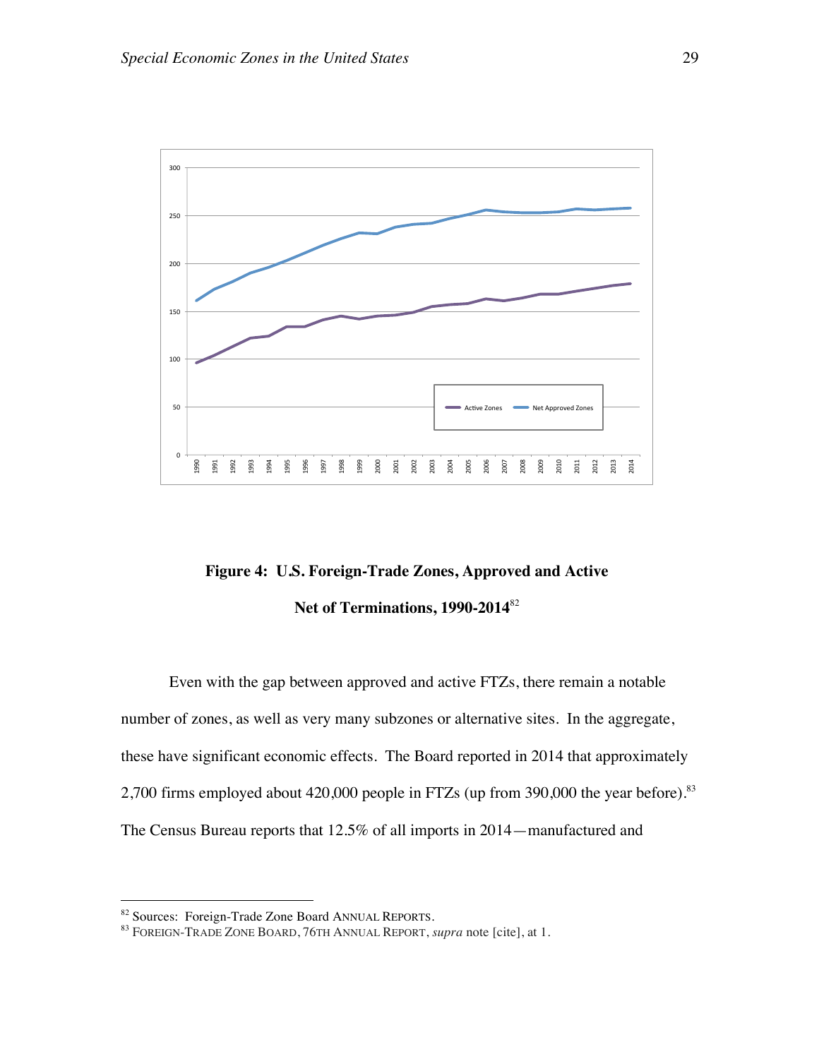300

250

200

150

100

50

0

1990 1991 1992 1993 1994 1995 1996 1997 1998 1999 2000 2001 2002 2003 2004 2005 2006 2007 2008 2009 2010 2011 2012 2013 2014

Active Zones

Net Approved Zones

**Figure 4: U.S. Foreign-Trade Zones, Approved and Active Net of Terminations, 1990-2014**[82]

Even with the gap between approved and active FTZs, there remain a notable number of zones, as well as very many subzones or alternative sites. In the aggregate, these have significant economic effects. The Board reported in 2014 that approximately 2,700 firms employed about 420,000 people in FTZs (up from 390,000 the year before).[83] The Census Bureau reports that 12.5% of all imports in 2014—manufactured and

---

[82] Sources: Foreign-Trade Zone Board ANNUAL REPORTS.

[83] FOREIGN-TRADE ZONE BOARD, 76TH ANNUAL REPORT, *supra* note [cite], at 1.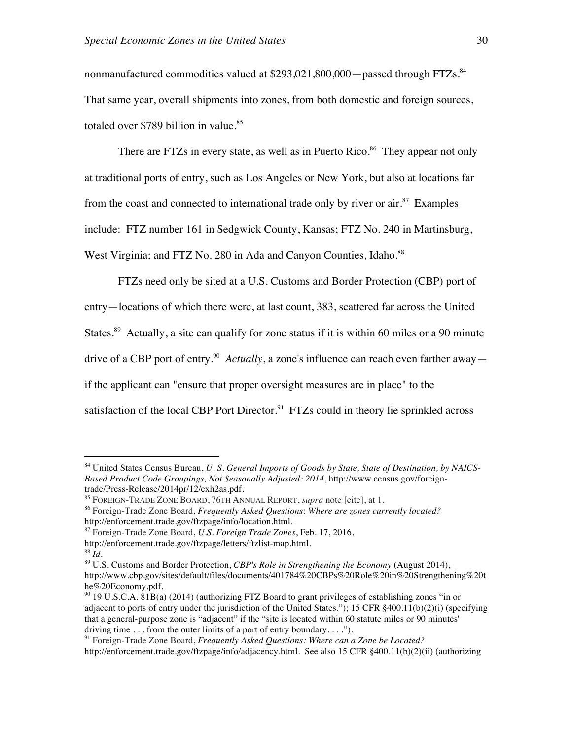nonmanufactured commodities valued at $293,021,800,000—passed through FTZs.[84] That same year, overall shipments into zones, from both domestic and foreign sources, totaled over $789 billion in value.[85]

There are FTZs in every state, as well as in Puerto Rico.[86] They appear not only at traditional ports of entry, such as Los Angeles or New York, but also at locations far from the coast and connected to international trade only by river or air.[87] Examples include: FTZ number 161 in Sedgwick County, Kansas; FTZ No. 240 in Martinsburg, West Virginia; and FTZ No. 280 in Ada and Canyon Counties, Idaho.[88]

FTZs need only be sited at a U.S. Customs and Border Protection (CBP) port of entry—locations of which there were, at last count, 383, scattered far across the United States.[89] Actually, a site can qualify for zone status if it is within 60 miles or a 90 minute drive of a CBP port of entry.[90] *Actually*, a zone's influence can reach even farther away—if the applicant can "ensure that proper oversight measures are in place" to the satisfaction of the local CBP Port Director.[91] FTZs could in theory lie sprinkled across

---

[84] United States Census Bureau, *U. S. General Imports of Goods by State, State of Destination, by NAICS-Based Product Code Groupings, Not Seasonally Adjusted: 2014*, http://www.census.gov/foreign-trade/Press-Release/2014pr/12/exh2as.pdf.

[85] FOREIGN-TRADE ZONE BOARD, 76TH ANNUAL REPORT, *supra* note [cite], at 1.

[86] Foreign-Trade Zone Board, *Frequently Asked Questions*: *Where are zones currently located?* http://enforcement.trade.gov/ftzpage/info/location.html.

[87] Foreign-Trade Zone Board, *U.S. Foreign Trade Zones*, Feb. 17, 2016, http://enforcement.trade.gov/ftzpage/letters/ftzlist-map.html.

[88] *Id*.

[89] U.S. Customs and Border Protection, *CBP's Role in Strengthening the Economy* (August 2014), http://www.cbp.gov/sites/default/files/documents/401784%20CBPs%20Role%20in%20Strengthening%20the%20Economy.pdf.

[90] 19 U.S.C.A. 81B(a) (2014) (authorizing FTZ Board to grant privileges of establishing zones "in or adjacent to ports of entry under the jurisdiction of the United States."); 15 CFR §400.11(b)(2)(i) (specifying that a general-purpose zone is "adjacent" if the "site is located within 60 statute miles or 90 minutes' driving time . . . from the outer limits of a port of entry boundary. . . .").

[91] Foreign-Trade Zone Board, *Frequently Asked Questions: Where can a Zone be Located?* http://enforcement.trade.gov/ftzpage/info/adjacency.html. See also 15 CFR §400.11(b)(2)(ii) (authorizing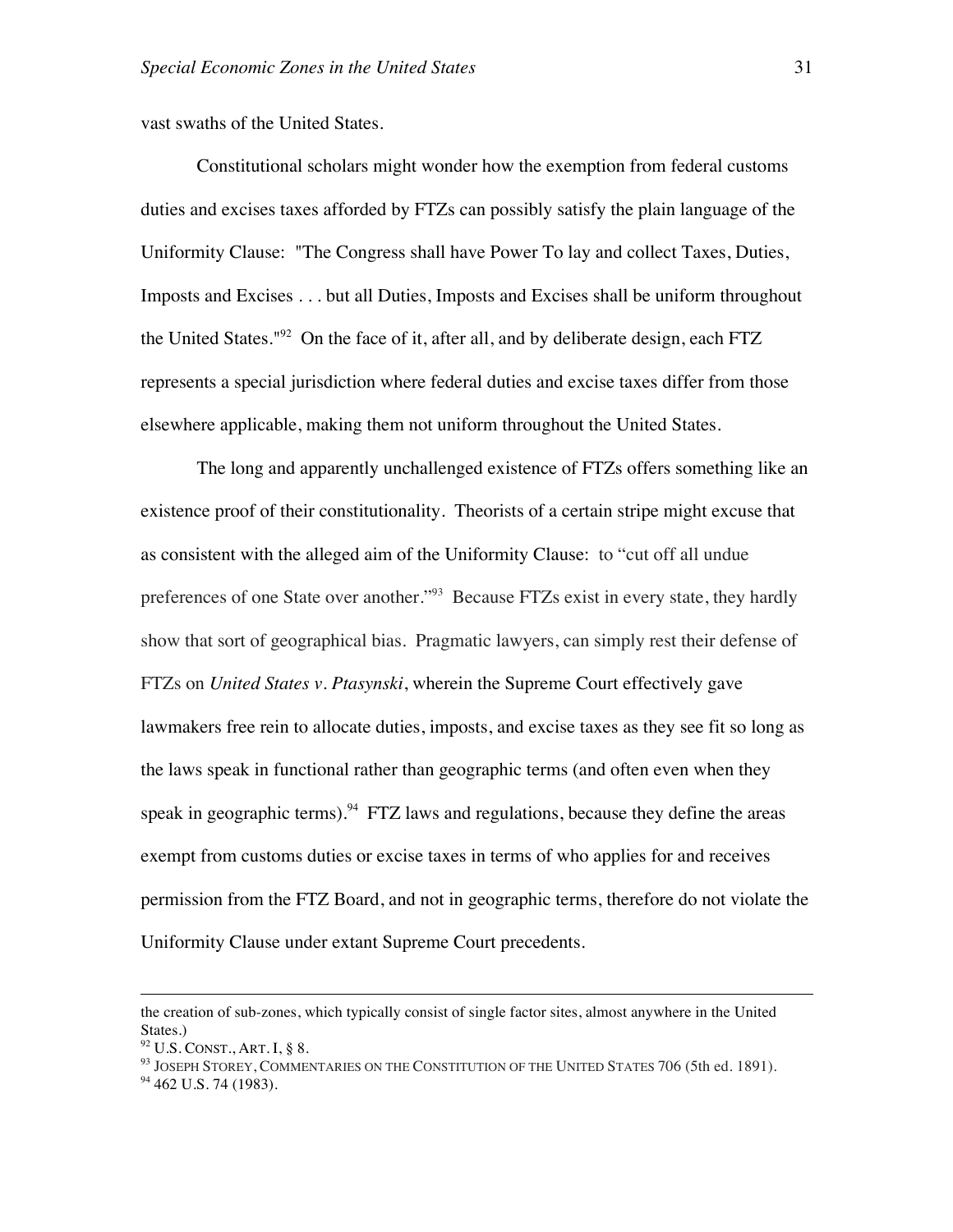vast swaths of the United States.

Constitutional scholars might wonder how the exemption from federal customs duties and excises taxes afforded by FTZs can possibly satisfy the plain language of the Uniformity Clause: "The Congress shall have Power To lay and collect Taxes, Duties, Imposts and Excises . . . but all Duties, Imposts and Excises shall be uniform throughout the United States."[92] On the face of it, after all, and by deliberate design, each FTZ represents a special jurisdiction where federal duties and excise taxes differ from those elsewhere applicable, making them not uniform throughout the United States.

The long and apparently unchallenged existence of FTZs offers something like an existence proof of their constitutionality. Theorists of a certain stripe might excuse that as consistent with the alleged aim of the Uniformity Clause: to "cut off all undue preferences of one State over another."[93] Because FTZs exist in every state, they hardly show that sort of geographical bias. Pragmatic lawyers, can simply rest their defense of FTZs on *United States v. Ptasynski*, wherein the Supreme Court effectively gave lawmakers free rein to allocate duties, imposts, and excise taxes as they see fit so long as the laws speak in functional rather than geographic terms (and often even when they speak in geographic terms).[94] FTZ laws and regulations, because they define the areas exempt from customs duties or excise taxes in terms of who applies for and receives permission from the FTZ Board, and not in geographic terms, therefore do not violate the Uniformity Clause under extant Supreme Court precedents.

---

the creation of sub-zones, which typically consist of single factor sites, almost anywhere in the United States.)

[92] U.S. CONST., ART. I, § 8.

[93] JOSEPH STOREY, COMMENTARIES ON THE CONSTITUTION OF THE UNITED STATES 706 (5th ed. 1891).

[94] 462 U.S. 74 (1983).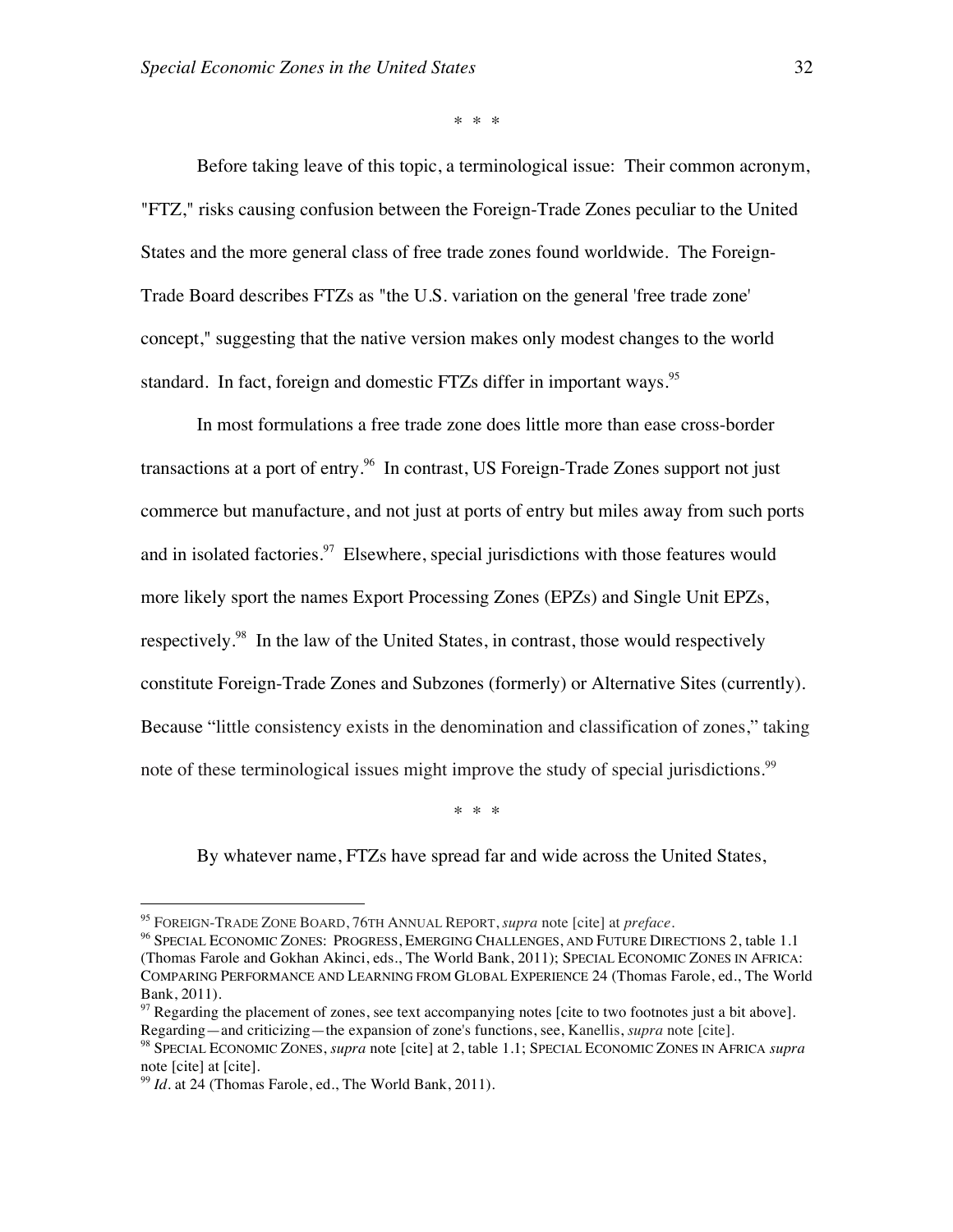\* \* \*

Before taking leave of this topic, a terminological issue: Their common acronym, "FTZ," risks causing confusion between the Foreign-Trade Zones peculiar to the United States and the more general class of free trade zones found worldwide. The Foreign-Trade Board describes FTZs as "the U.S. variation on the general 'free trade zone' concept," suggesting that the native version makes only modest changes to the world standard. In fact, foreign and domestic FTZs differ in important ways.[95]

In most formulations a free trade zone does little more than ease cross-border transactions at a port of entry.[96] In contrast, US Foreign-Trade Zones support not just commerce but manufacture, and not just at ports of entry but miles away from such ports and in isolated factories.[97] Elsewhere, special jurisdictions with those features would more likely sport the names Export Processing Zones (EPZs) and Single Unit EPZs, respectively.[98] In the law of the United States, in contrast, those would respectively constitute Foreign-Trade Zones and Subzones (formerly) or Alternative Sites (currently). Because "little consistency exists in the denomination and classification of zones," taking note of these terminological issues might improve the study of special jurisdictions.[99]

\* \* \*

By whatever name, FTZs have spread far and wide across the United States,

---

[95] FOREIGN-TRADE ZONE BOARD, 76TH ANNUAL REPORT, *supra* note [cite] at *preface*.

[96] SPECIAL ECONOMIC ZONES: PROGRESS, EMERGING CHALLENGES, AND FUTURE DIRECTIONS 2, table 1.1 (Thomas Farole and Gokhan Akinci, eds., The World Bank, 2011); SPECIAL ECONOMIC ZONES IN AFRICA: COMPARING PERFORMANCE AND LEARNING FROM GLOBAL EXPERIENCE 24 (Thomas Farole, ed., The World Bank, 2011).

[97] Regarding the placement of zones, see text accompanying notes [cite to two footnotes just a bit above]. Regarding—and criticizing—the expansion of zone's functions, see, Kanellis, *supra* note [cite].

[98] SPECIAL ECONOMIC ZONES, *supra* note [cite] at 2, table 1.1; SPECIAL ECONOMIC ZONES IN AFRICA *supra* note [cite] at [cite].

[99] *Id*. at 24 (Thomas Farole, ed., The World Bank, 2011).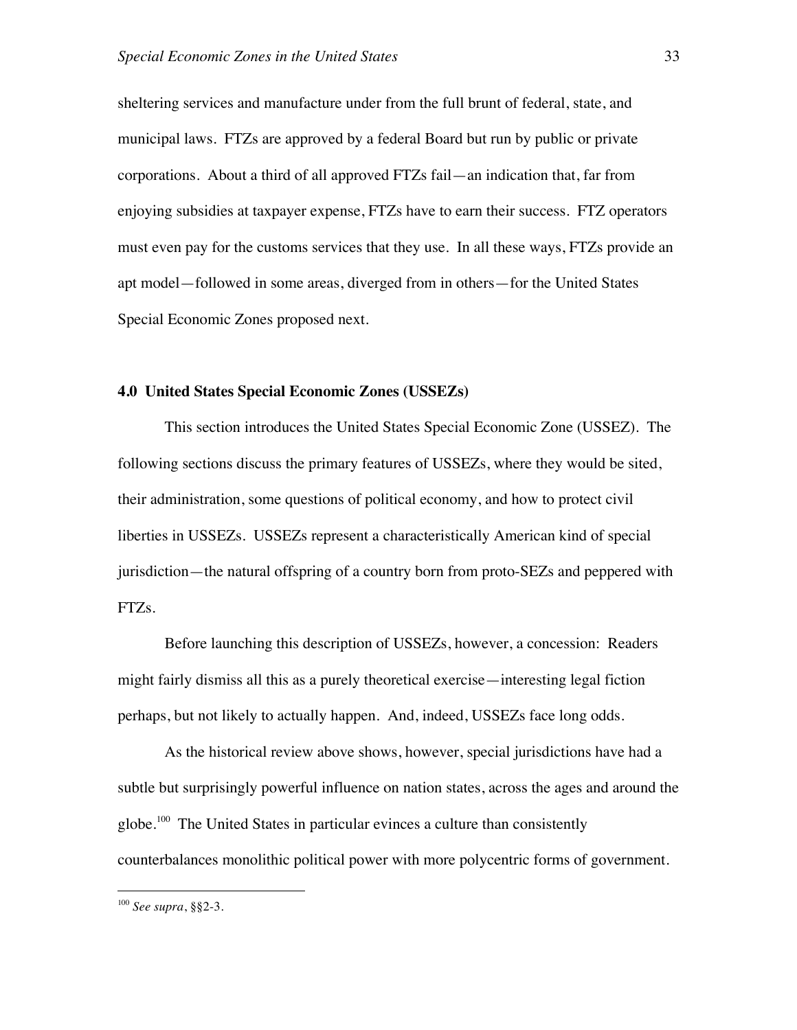sheltering services and manufacture under from the full brunt of federal, state, and municipal laws. FTZs are approved by a federal Board but run by public or private corporations. About a third of all approved FTZs fail—an indication that, far from enjoying subsidies at taxpayer expense, FTZs have to earn their success. FTZ operators must even pay for the customs services that they use. In all these ways, FTZs provide an apt model—followed in some areas, diverged from in others—for the United States Special Economic Zones proposed next.

## 4.0 United States Special Economic Zones (USSEZs)

This section introduces the United States Special Economic Zone (USSEZ). The following sections discuss the primary features of USSEZs, where they would be sited, their administration, some questions of political economy, and how to protect civil liberties in USSEZs. USSEZs represent a characteristically American kind of special jurisdiction—the natural offspring of a country born from proto-SEZs and peppered with FTZs.

Before launching this description of USSEZs, however, a concession: Readers might fairly dismiss all this as a purely theoretical exercise—interesting legal fiction perhaps, but not likely to actually happen. And, indeed, USSEZs face long odds.

As the historical review above shows, however, special jurisdictions have had a subtle but surprisingly powerful influence on nation states, across the ages and around the globe.[100] The United States in particular evinces a culture than consistently counterbalances monolithic political power with more polycentric forms of government.

---

[100] *See supra*, §§2-3.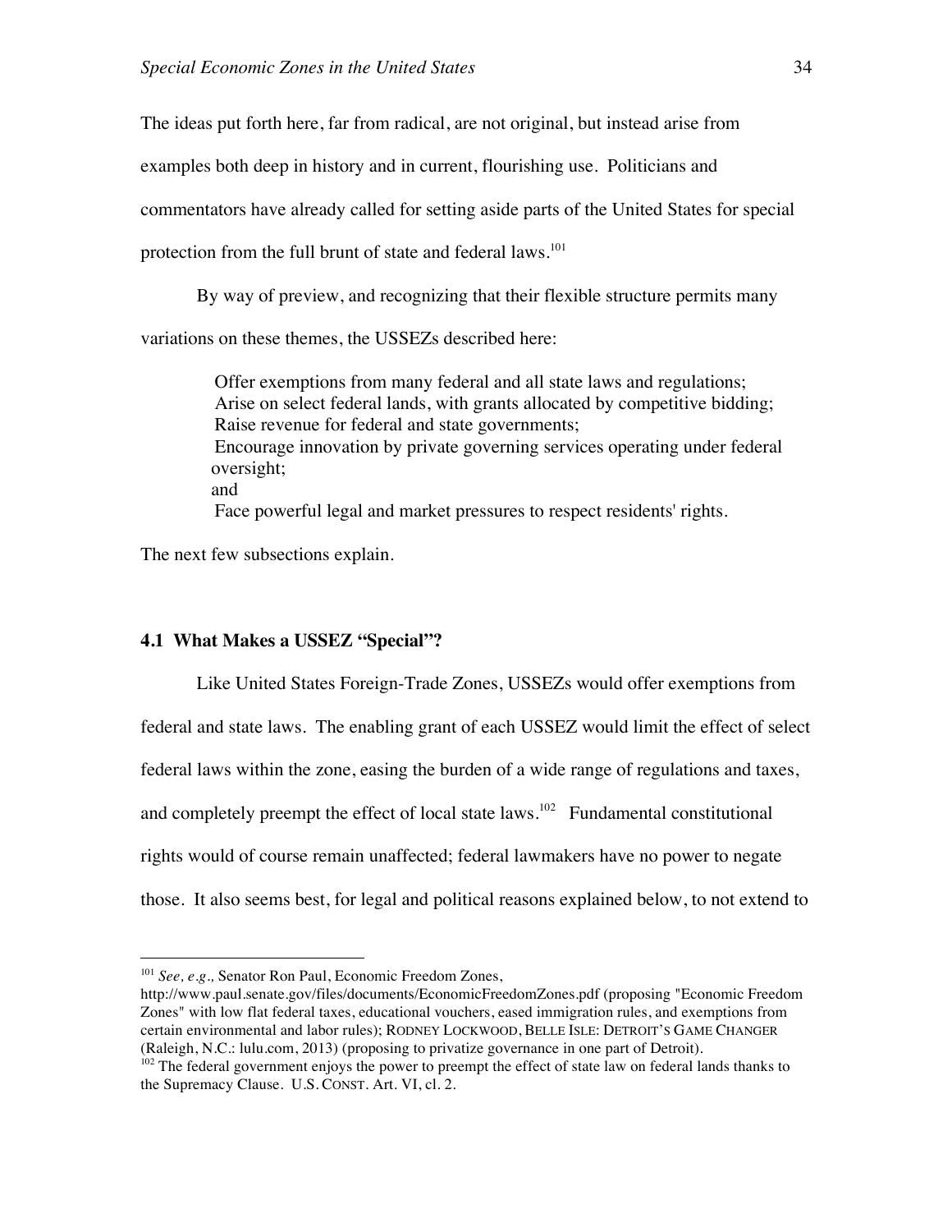The ideas put forth here, far from radical, are not original, but instead arise from examples both deep in history and in current, flourishing use. Politicians and commentators have already called for setting aside parts of the United States for special protection from the full brunt of state and federal laws.[101]

By way of preview, and recognizing that their flexible structure permits many variations on these themes, the USSEZs described here:

- Offer exemptions from many federal and all state laws and regulations;
- Arise on select federal lands, with grants allocated by competitive bidding;
- Raise revenue for federal and state governments;
- Encourage innovation by private governing services operating under federal oversight; and
- Face powerful legal and market pressures to respect residents' rights.

The next few subsections explain.

### 4.1 What Makes a USSEZ "Special"?

Like United States Foreign-Trade Zones, USSEZs would offer exemptions from federal and state laws. The enabling grant of each USSEZ would limit the effect of select federal laws within the zone, easing the burden of a wide range of regulations and taxes, and completely preempt the effect of local state laws.[102] Fundamental constitutional rights would of course remain unaffected; federal lawmakers have no power to negate those. It also seems best, for legal and political reasons explained below, to not extend to

---

[101] *See, e.g.,* Senator Ron Paul, Economic Freedom Zones, http://www.paul.senate.gov/files/documents/EconomicFreedomZones.pdf (proposing "Economic Freedom Zones" with low flat federal taxes, educational vouchers, eased immigration rules, and exemptions from certain environmental and labor rules); RODNEY LOCKWOOD, BELLE ISLE: DETROIT'S GAME CHANGER (Raleigh, N.C.: lulu.com, 2013) (proposing to privatize governance in one part of Detroit).

[102] The federal government enjoys the power to preempt the effect of state law on federal lands thanks to the Supremacy Clause. U.S. CONST. Art. VI, cl. 2.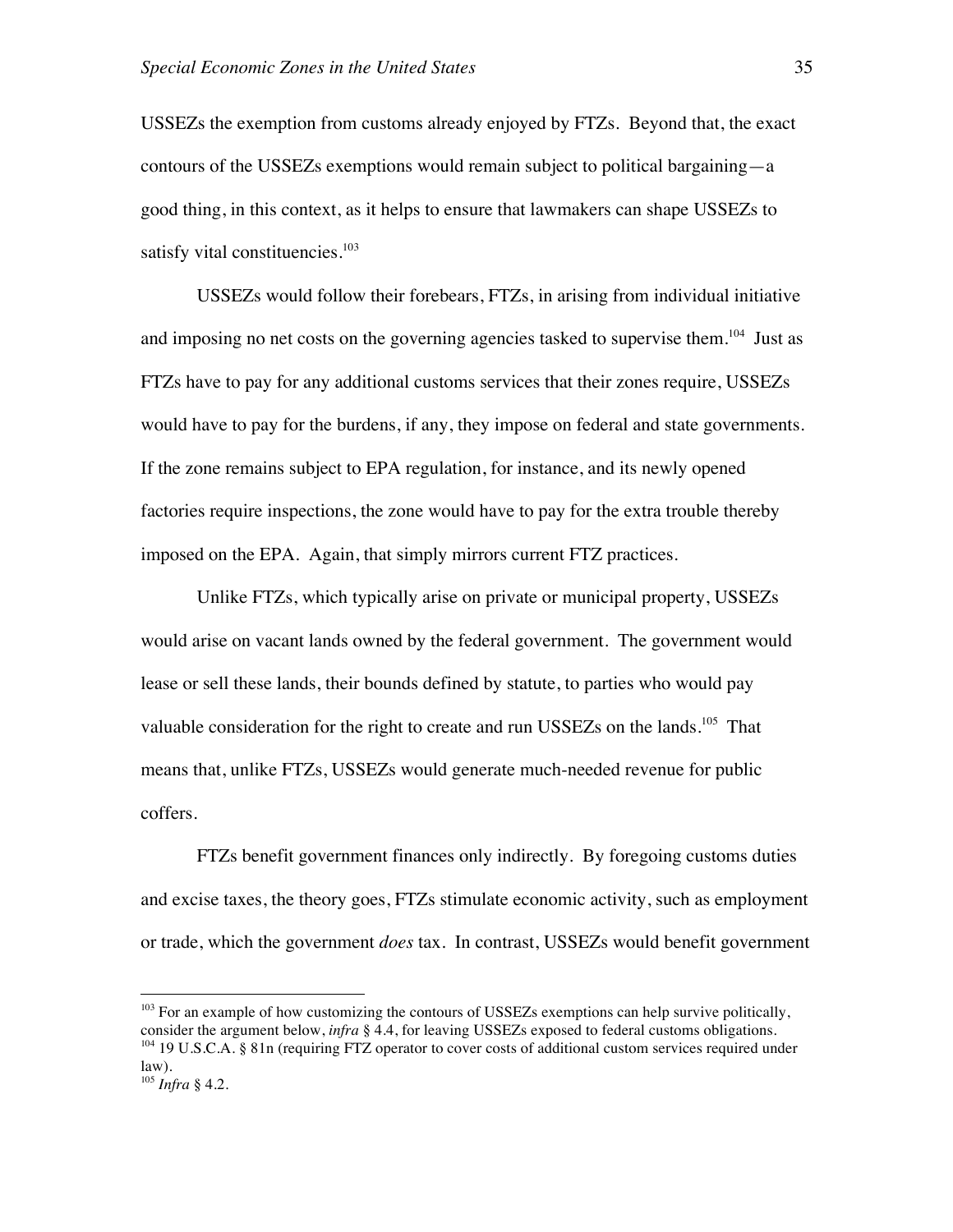USSEZs the exemption from customs already enjoyed by FTZs. Beyond that, the exact contours of the USSEZs exemptions would remain subject to political bargaining—a good thing, in this context, as it helps to ensure that lawmakers can shape USSEZs to satisfy vital constituencies.[103]

USSEZs would follow their forebears, FTZs, in arising from individual initiative and imposing no net costs on the governing agencies tasked to supervise them.[104] Just as FTZs have to pay for any additional customs services that their zones require, USSEZs would have to pay for the burdens, if any, they impose on federal and state governments. If the zone remains subject to EPA regulation, for instance, and its newly opened factories require inspections, the zone would have to pay for the extra trouble thereby imposed on the EPA. Again, that simply mirrors current FTZ practices.

Unlike FTZs, which typically arise on private or municipal property, USSEZs would arise on vacant lands owned by the federal government. The government would lease or sell these lands, their bounds defined by statute, to parties who would pay valuable consideration for the right to create and run USSEZs on the lands.[105] That means that, unlike FTZs, USSEZs would generate much-needed revenue for public coffers.

FTZs benefit government finances only indirectly. By foregoing customs duties and excise taxes, the theory goes, FTZs stimulate economic activity, such as employment or trade, which the government *does* tax. In contrast, USSEZs would benefit government

---

[103] For an example of how customizing the contours of USSEZs exemptions can help survive politically, consider the argument below, *infra* § 4.4, for leaving USSEZs exposed to federal customs obligations.

[104] 19 U.S.C.A. § 81n (requiring FTZ operator to cover costs of additional custom services required under law).

[105] *Infra* § 4.2.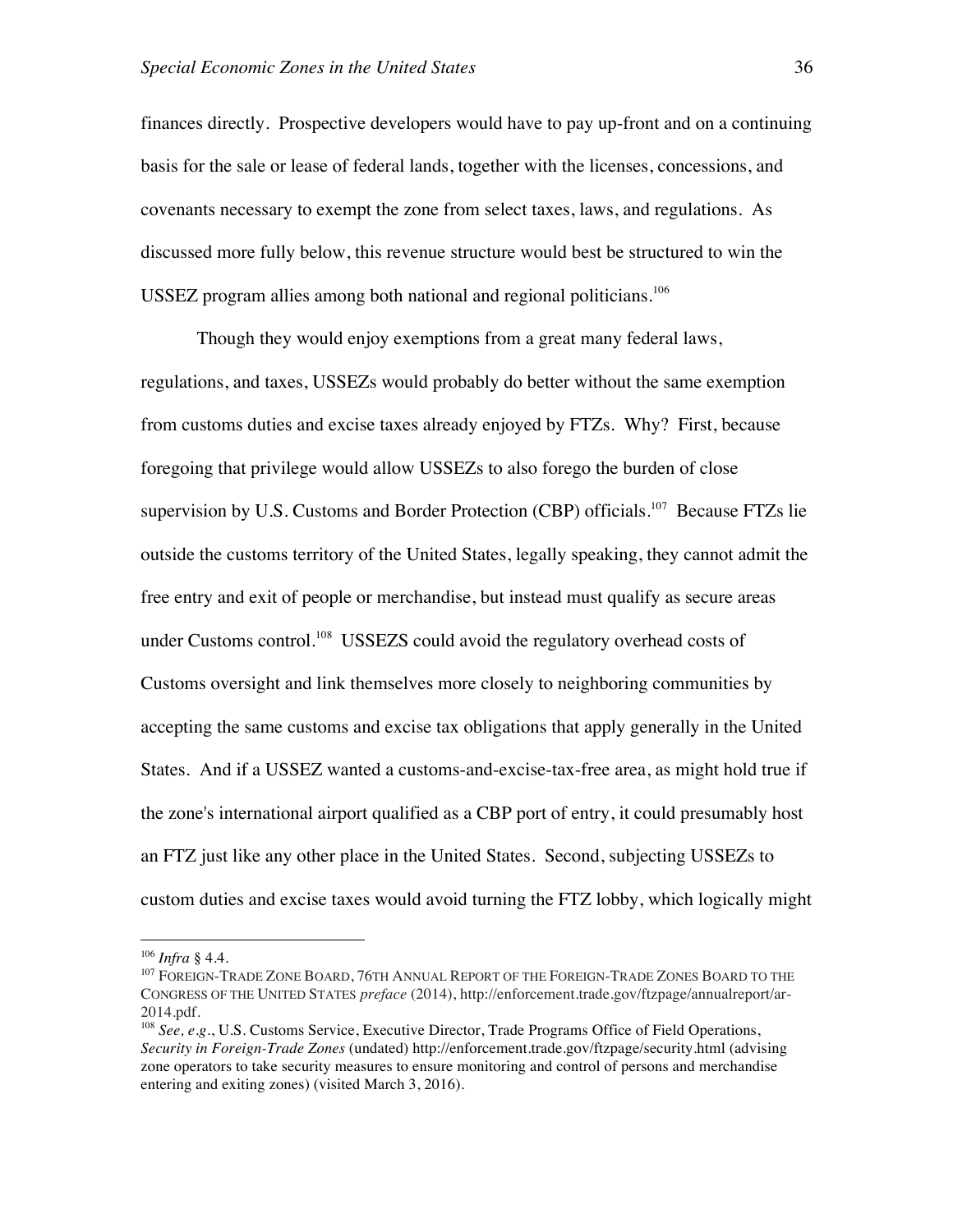finances directly. Prospective developers would have to pay up-front and on a continuing basis for the sale or lease of federal lands, together with the licenses, concessions, and covenants necessary to exempt the zone from select taxes, laws, and regulations. As discussed more fully below, this revenue structure would best be structured to win the USSEZ program allies among both national and regional politicians.[106]

Though they would enjoy exemptions from a great many federal laws, regulations, and taxes, USSEZs would probably do better without the same exemption from customs duties and excise taxes already enjoyed by FTZs. Why? First, because foregoing that privilege would allow USSEZs to also forego the burden of close supervision by U.S. Customs and Border Protection (CBP) officials.[107] Because FTZs lie outside the customs territory of the United States, legally speaking, they cannot admit the free entry and exit of people or merchandise, but instead must qualify as secure areas under Customs control.[108] USSEZS could avoid the regulatory overhead costs of Customs oversight and link themselves more closely to neighboring communities by accepting the same customs and excise tax obligations that apply generally in the United States. And if a USSEZ wanted a customs-and-excise-tax-free area, as might hold true if the zone's international airport qualified as a CBP port of entry, it could presumably host an FTZ just like any other place in the United States. Second, subjecting USSEZs to custom duties and excise taxes would avoid turning the FTZ lobby, which logically might

---

[106] *Infra* § 4.4.

[107] FOREIGN-TRADE ZONE BOARD, 76TH ANNUAL REPORT OF THE FOREIGN-TRADE ZONES BOARD TO THE CONGRESS OF THE UNITED STATES *preface* (2014), http://enforcement.trade.gov/ftzpage/annualreport/ar-2014.pdf.

[108] *See, e.g.*, U.S. Customs Service, Executive Director, Trade Programs Office of Field Operations, *Security in Foreign-Trade Zones* (undated) http://enforcement.trade.gov/ftzpage/security.html (advising zone operators to take security measures to ensure monitoring and control of persons and merchandise entering and exiting zones) (visited March 3, 2016).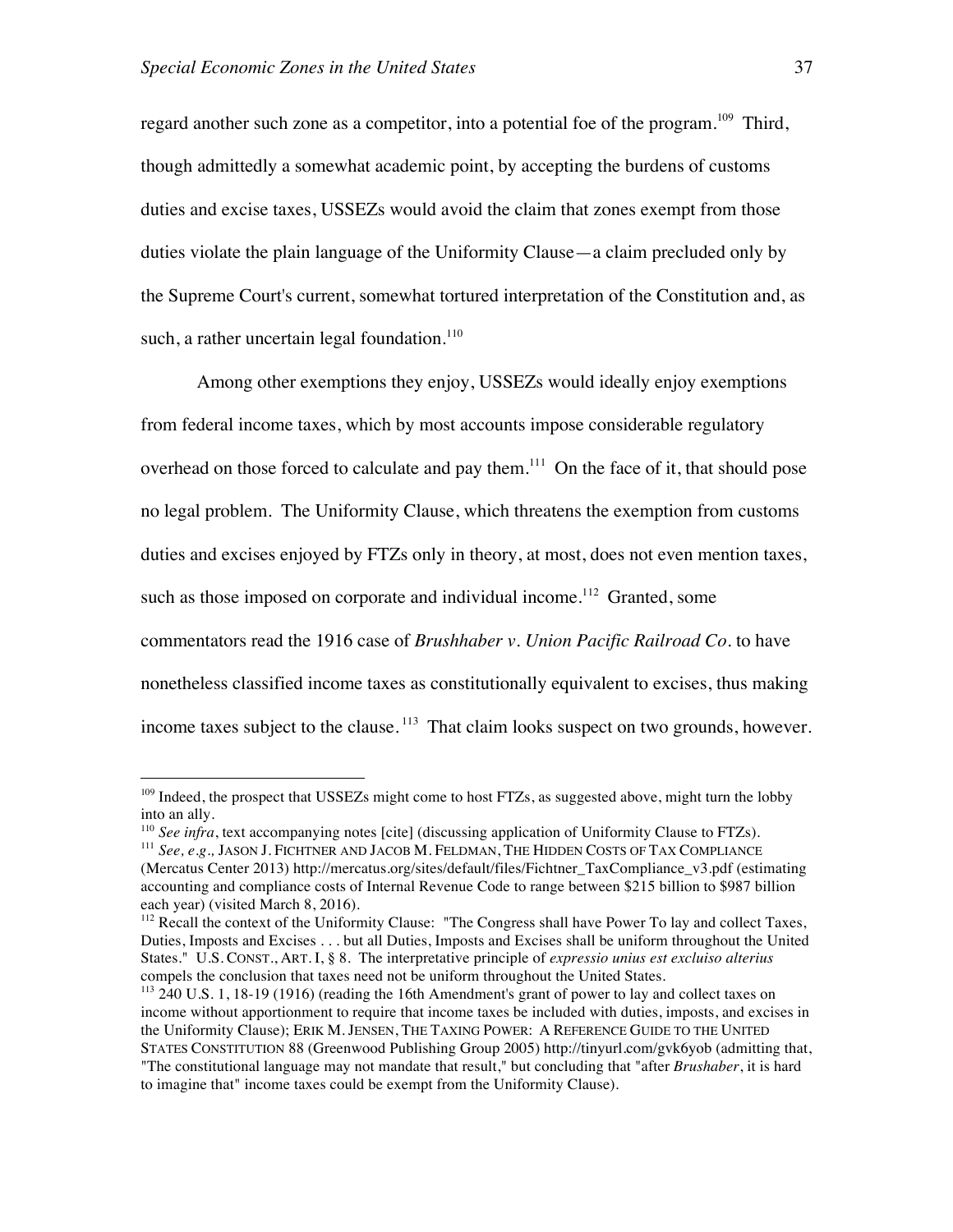regard another such zone as a competitor, into a potential foe of the program.[109] Third, though admittedly a somewhat academic point, by accepting the burdens of customs duties and excise taxes, USSEZs would avoid the claim that zones exempt from those duties violate the plain language of the Uniformity Clause—a claim precluded only by the Supreme Court's current, somewhat tortured interpretation of the Constitution and, as such, a rather uncertain legal foundation.[110]

Among other exemptions they enjoy, USSEZs would ideally enjoy exemptions from federal income taxes, which by most accounts impose considerable regulatory overhead on those forced to calculate and pay them.[111] On the face of it, that should pose no legal problem. The Uniformity Clause, which threatens the exemption from customs duties and excises enjoyed by FTZs only in theory, at most, does not even mention taxes, such as those imposed on corporate and individual income.[112] Granted, some commentators read the 1916 case of *Brushhaber v. Union Pacific Railroad Co.* to have nonetheless classified income taxes as constitutionally equivalent to excises, thus making income taxes subject to the clause.[113] That claim looks suspect on two grounds, however.

---

[109] Indeed, the prospect that USSEZs might come to host FTZs, as suggested above, might turn the lobby into an ally.

[110] *See infra*, text accompanying notes [cite] (discussing application of Uniformity Clause to FTZs).

[111] *See, e.g.,* JASON J. FICHTNER AND JACOB M. FELDMAN, THE HIDDEN COSTS OF TAX COMPLIANCE (Mercatus Center 2013) http://mercatus.org/sites/default/files/Fichtner_TaxCompliance_v3.pdf (estimating accounting and compliance costs of Internal Revenue Code to range between $215 billion to $987 billion each year) (visited March 8, 2016).

[112] Recall the context of the Uniformity Clause: "The Congress shall have Power To lay and collect Taxes, Duties, Imposts and Excises . . . but all Duties, Imposts and Excises shall be uniform throughout the United States." U.S. CONST., ART. I, § 8. The interpretative principle of *expressio unius est excluiso alterius* compels the conclusion that taxes need not be uniform throughout the United States.

[113] 240 U.S. 1, 18-19 (1916) (reading the 16th Amendment's grant of power to lay and collect taxes on income without apportionment to require that income taxes be included with duties, imposts, and excises in the Uniformity Clause); ERIK M. JENSEN, THE TAXING POWER: A REFERENCE GUIDE TO THE UNITED STATES CONSTITUTION 88 (Greenwood Publishing Group 2005) http://tinyurl.com/gvk6yob (admitting that, "The constitutional language may not mandate that result," but concluding that "after *Brushaber*, it is hard to imagine that" income taxes could be exempt from the Uniformity Clause).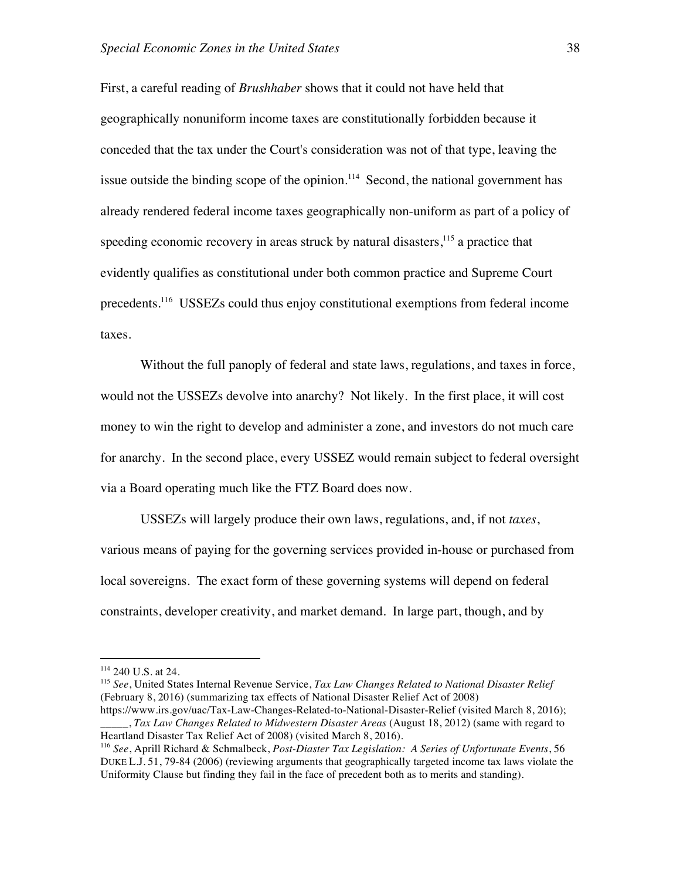First, a careful reading of *Brushhaber* shows that it could not have held that geographically nonuniform income taxes are constitutionally forbidden because it conceded that the tax under the Court's consideration was not of that type, leaving the issue outside the binding scope of the opinion.[114] Second, the national government has already rendered federal income taxes geographically non-uniform as part of a policy of speeding economic recovery in areas struck by natural disasters,[115] a practice that evidently qualifies as constitutional under both common practice and Supreme Court precedents.[116] USSEZs could thus enjoy constitutional exemptions from federal income taxes.

Without the full panoply of federal and state laws, regulations, and taxes in force, would not the USSEZs devolve into anarchy? Not likely. In the first place, it will cost money to win the right to develop and administer a zone, and investors do not much care for anarchy. In the second place, every USSEZ would remain subject to federal oversight via a Board operating much like the FTZ Board does now.

USSEZs will largely produce their own laws, regulations, and, if not *taxes*, various means of paying for the governing services provided in-house or purchased from local sovereigns. The exact form of these governing systems will depend on federal constraints, developer creativity, and market demand. In large part, though, and by

---

[114] 240 U.S. at 24.

[115] *See*, United States Internal Revenue Service, *Tax Law Changes Related to National Disaster Relief* (February 8, 2016) (summarizing tax effects of National Disaster Relief Act of 2008) https://www.irs.gov/uac/Tax-Law-Changes-Related-to-National-Disaster-Relief (visited March 8, 2016); _____, *Tax Law Changes Related to Midwestern Disaster Areas* (August 18, 2012) (same with regard to Heartland Disaster Tax Relief Act of 2008) (visited March 8, 2016).

[116] *See*, Aprill Richard & Schmalbeck, *Post-Disaster Tax Legislation: A Series of Unfortunate Events*, 56 DUKE L.J. 51, 79-84 (2006) (reviewing arguments that geographically targeted income tax laws violate the Uniformity Clause but finding they fail in the face of precedent both as to merits and standing).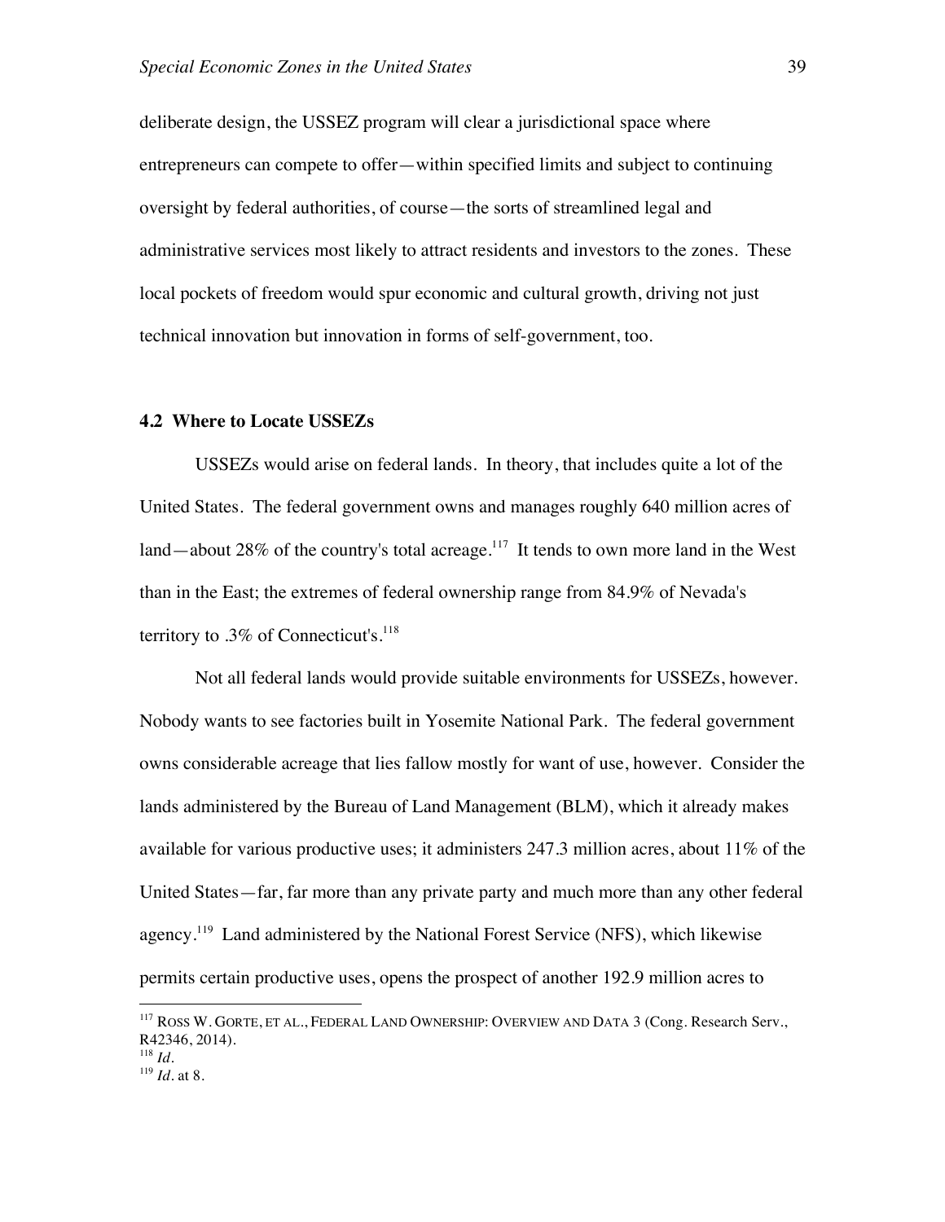deliberate design, the USSEZ program will clear a jurisdictional space where entrepreneurs can compete to offer—within specified limits and subject to continuing oversight by federal authorities, of course—the sorts of streamlined legal and administrative services most likely to attract residents and investors to the zones. These local pockets of freedom would spur economic and cultural growth, driving not just technical innovation but innovation in forms of self-government, too.

### 4.2 Where to Locate USSEZs

USSEZs would arise on federal lands. In theory, that includes quite a lot of the United States. The federal government owns and manages roughly 640 million acres of land—about 28% of the country's total acreage.[117] It tends to own more land in the West than in the East; the extremes of federal ownership range from 84.9% of Nevada's territory to .3% of Connecticut's.[118]

Not all federal lands would provide suitable environments for USSEZs, however. Nobody wants to see factories built in Yosemite National Park. The federal government owns considerable acreage that lies fallow mostly for want of use, however. Consider the lands administered by the Bureau of Land Management (BLM), which it already makes available for various productive uses; it administers 247.3 million acres, about 11% of the United States—far, far more than any private party and much more than any other federal agency.[119] Land administered by the National Forest Service (NFS), which likewise permits certain productive uses, opens the prospect of another 192.9 million acres to

---

[117] ROSS W. GORTE, ET AL., FEDERAL LAND OWNERSHIP: OVERVIEW AND DATA 3 (Cong. Research Serv., R42346, 2014).

[118] *Id.*

[119] *Id.* at 8.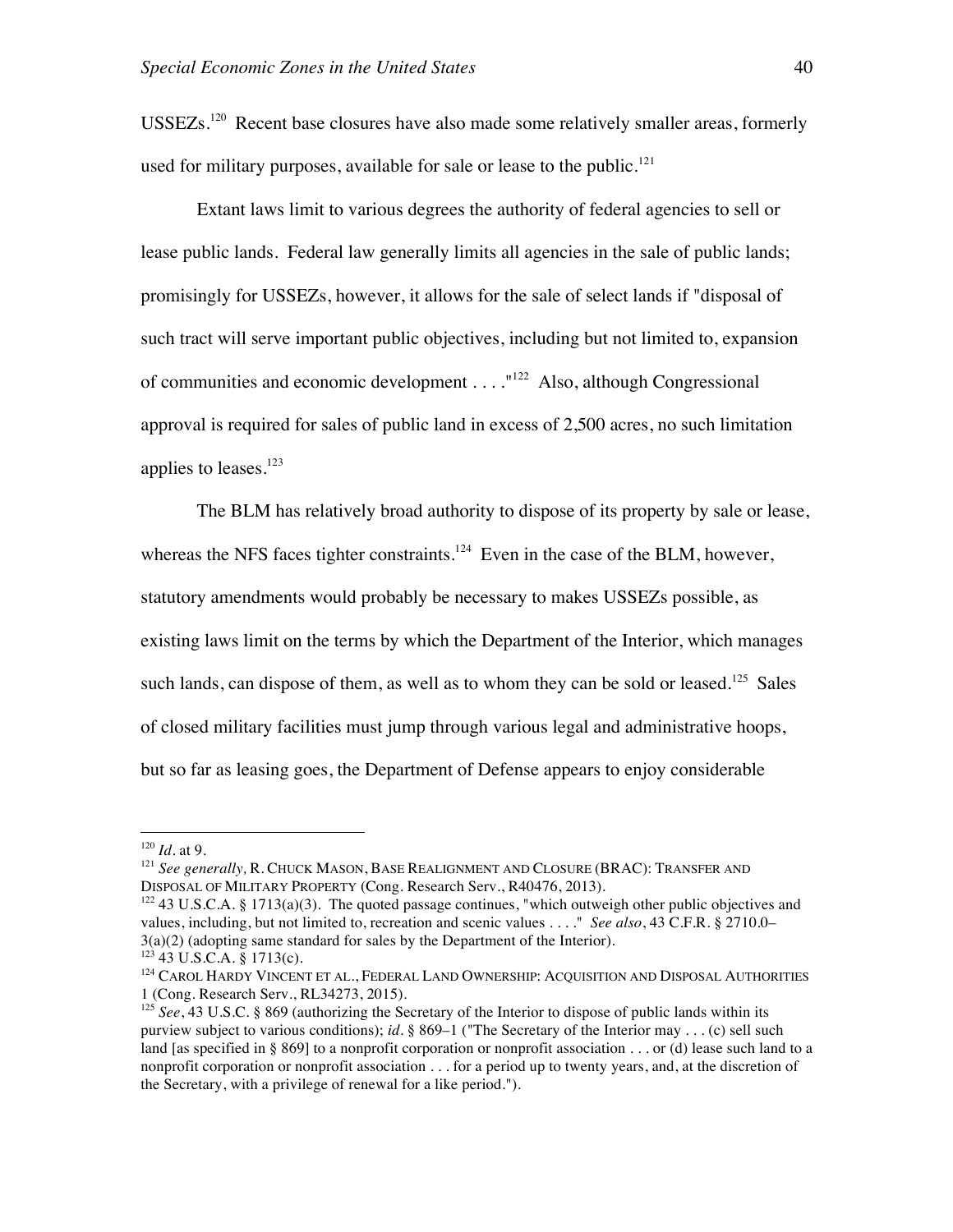USSEZs.[120] Recent base closures have also made some relatively smaller areas, formerly used for military purposes, available for sale or lease to the public.[121]

Extant laws limit to various degrees the authority of federal agencies to sell or lease public lands. Federal law generally limits all agencies in the sale of public lands; promisingly for USSEZs, however, it allows for the sale of select lands if "disposal of such tract will serve important public objectives, including but not limited to, expansion of communities and economic development . . . ."[122] Also, although Congressional approval is required for sales of public land in excess of 2,500 acres, no such limitation applies to leases.[123]

The BLM has relatively broad authority to dispose of its property by sale or lease, whereas the NFS faces tighter constraints.[124] Even in the case of the BLM, however, statutory amendments would probably be necessary to makes USSEZs possible, as existing laws limit on the terms by which the Department of the Interior, which manages such lands, can dispose of them, as well as to whom they can be sold or leased.[125] Sales of closed military facilities must jump through various legal and administrative hoops, but so far as leasing goes, the Department of Defense appears to enjoy considerable

---

[120] *Id.* at 9.

[121] *See generally,* R. CHUCK MASON, BASE REALIGNMENT AND CLOSURE (BRAC): TRANSFER AND DISPOSAL OF MILITARY PROPERTY (Cong. Research Serv., R40476, 2013).

[122] 43 U.S.C.A. § 1713(a)(3). The quoted passage continues, "which outweigh other public objectives and values, including, but not limited to, recreation and scenic values . . . ." *See also*, 43 C.F.R. § 2710.0–3(a)(2) (adopting same standard for sales by the Department of the Interior).

[123] 43 U.S.C.A. § 1713(c).

[124] CAROL HARDY VINCENT ET AL., FEDERAL LAND OWNERSHIP: ACQUISITION AND DISPOSAL AUTHORITIES 1 (Cong. Research Serv., RL34273, 2015).

[125] *See*, 43 U.S.C. § 869 (authorizing the Secretary of the Interior to dispose of public lands within its purview subject to various conditions); *id.* § 869–1 ("The Secretary of the Interior may . . . (c) sell such land [as specified in § 869] to a nonprofit corporation or nonprofit association . . . or (d) lease such land to a nonprofit corporation or nonprofit association . . . for a period up to twenty years, and, at the discretion of the Secretary, with a privilege of renewal for a like period.").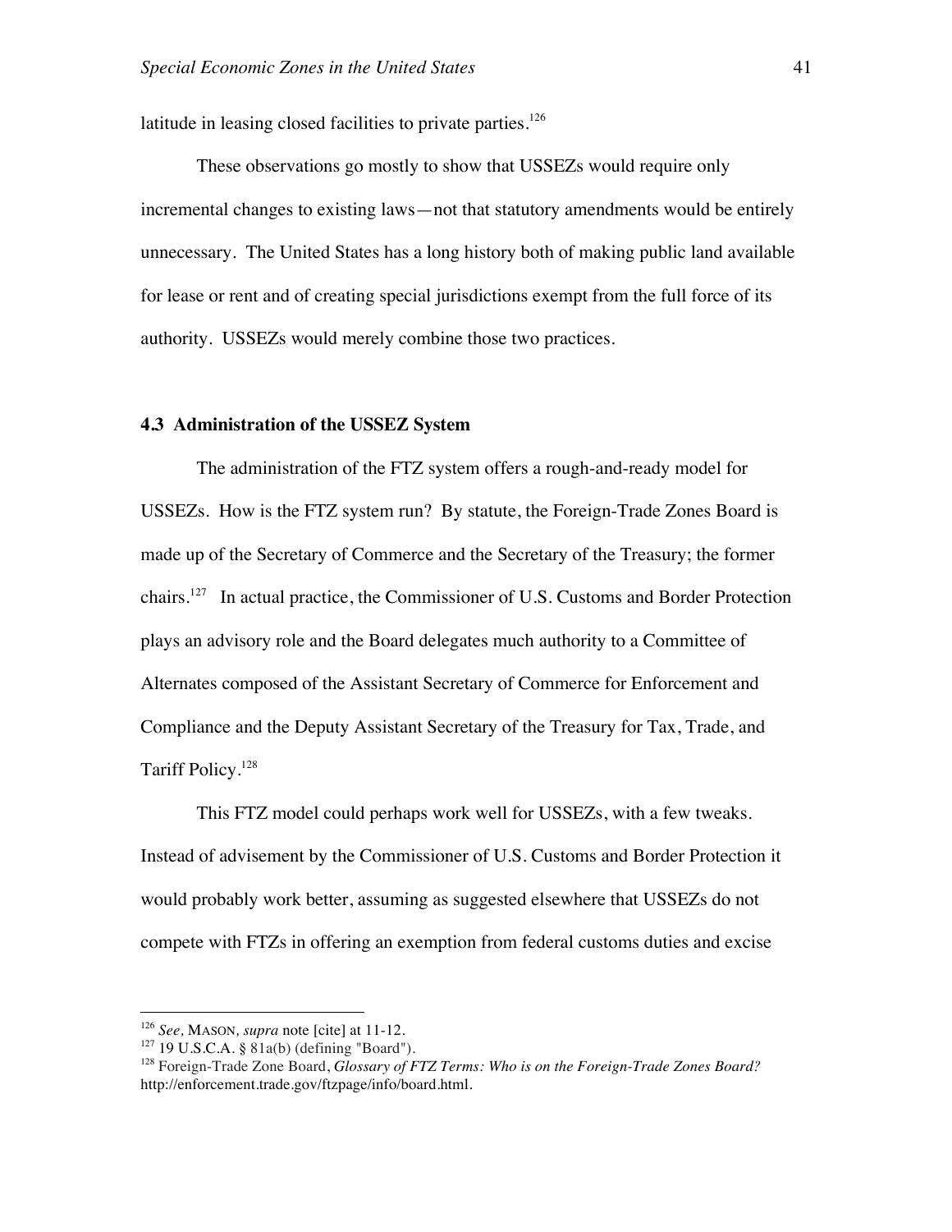latitude in leasing closed facilities to private parties.[126]

These observations go mostly to show that USSEZs would require only incremental changes to existing laws—not that statutory amendments would be entirely unnecessary. The United States has a long history both of making public land available for lease or rent and of creating special jurisdictions exempt from the full force of its authority. USSEZs would merely combine those two practices.

### 4.3 Administration of the USSEZ System

The administration of the FTZ system offers a rough-and-ready model for USSEZs. How is the FTZ system run? By statute, the Foreign-Trade Zones Board is made up of the Secretary of Commerce and the Secretary of the Treasury; the former chairs.[127] In actual practice, the Commissioner of U.S. Customs and Border Protection plays an advisory role and the Board delegates much authority to a Committee of Alternates composed of the Assistant Secretary of Commerce for Enforcement and Compliance and the Deputy Assistant Secretary of the Treasury for Tax, Trade, and Tariff Policy.[128]

This FTZ model could perhaps work well for USSEZs, with a few tweaks. Instead of advisement by the Commissioner of U.S. Customs and Border Protection it would probably work better, assuming as suggested elsewhere that USSEZs do not compete with FTZs in offering an exemption from federal customs duties and excise

---

[126] *See*, MASON, *supra* note [cite] at 11-12.

[127] 19 U.S.C.A. § 81a(b) (defining "Board").

[128] Foreign-Trade Zone Board, *Glossary of FTZ Terms: Who is on the Foreign-Trade Zones Board?* http://enforcement.trade.gov/ftzpage/info/board.html.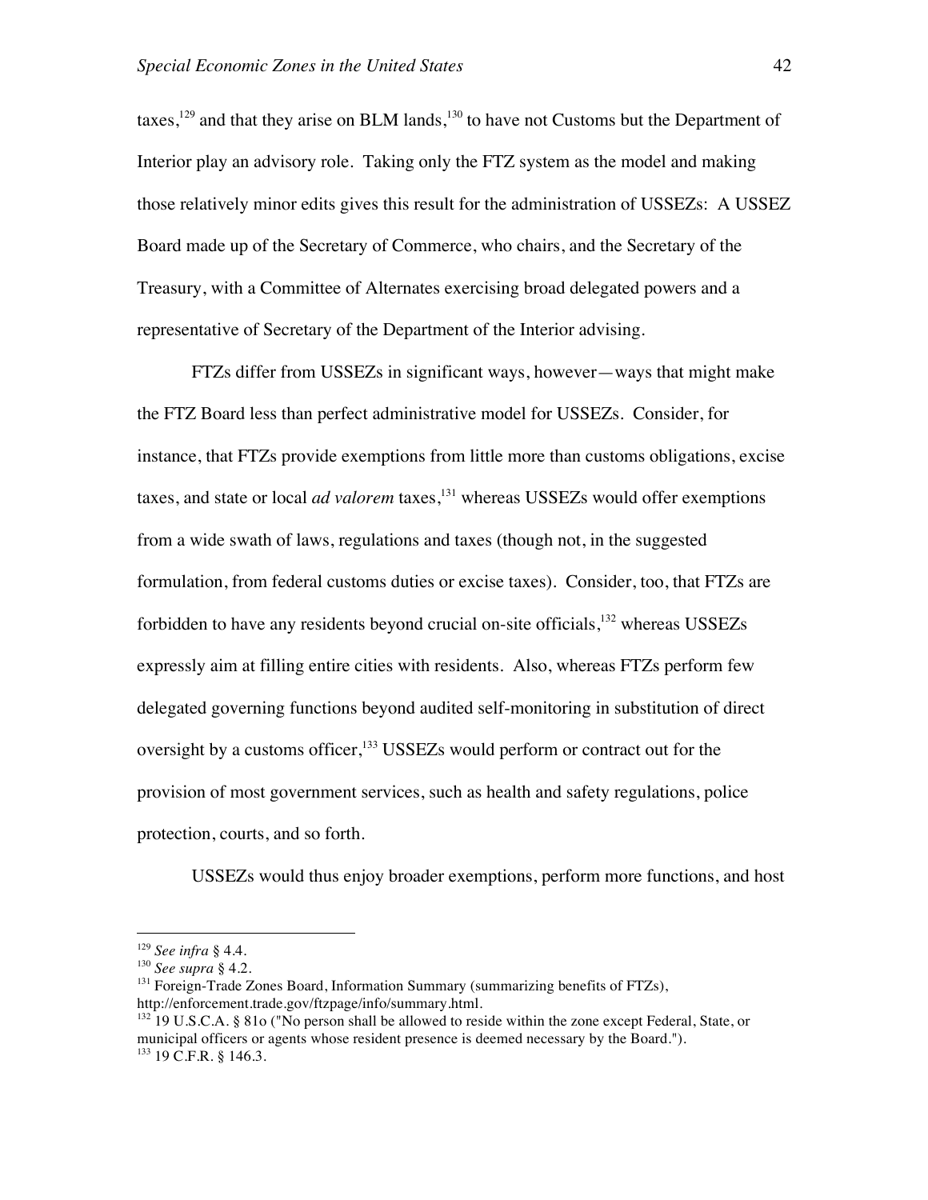taxes,[129] and that they arise on BLM lands,[130] to have not Customs but the Department of Interior play an advisory role. Taking only the FTZ system as the model and making those relatively minor edits gives this result for the administration of USSEZs: A USSEZ Board made up of the Secretary of Commerce, who chairs, and the Secretary of the Treasury, with a Committee of Alternates exercising broad delegated powers and a representative of Secretary of the Department of the Interior advising.

FTZs differ from USSEZs in significant ways, however—ways that might make the FTZ Board less than perfect administrative model for USSEZs. Consider, for instance, that FTZs provide exemptions from little more than customs obligations, excise taxes, and state or local *ad valorem* taxes,[131] whereas USSEZs would offer exemptions from a wide swath of laws, regulations and taxes (though not, in the suggested formulation, from federal customs duties or excise taxes). Consider, too, that FTZs are forbidden to have any residents beyond crucial on-site officials,[132] whereas USSEZs expressly aim at filling entire cities with residents. Also, whereas FTZs perform few delegated governing functions beyond audited self-monitoring in substitution of direct oversight by a customs officer,[133] USSEZs would perform or contract out for the provision of most government services, such as health and safety regulations, police protection, courts, and so forth.

USSEZs would thus enjoy broader exemptions, perform more functions, and host

---

[129] *See infra* § 4.4.

[130] *See supra* § 4.2.

[131] Foreign-Trade Zones Board, Information Summary (summarizing benefits of FTZs), http://enforcement.trade.gov/ftzpage/info/summary.html.

[132] 19 U.S.C.A. § 81o ("No person shall be allowed to reside within the zone except Federal, State, or municipal officers or agents whose resident presence is deemed necessary by the Board.").

[133] 19 C.F.R. § 146.3.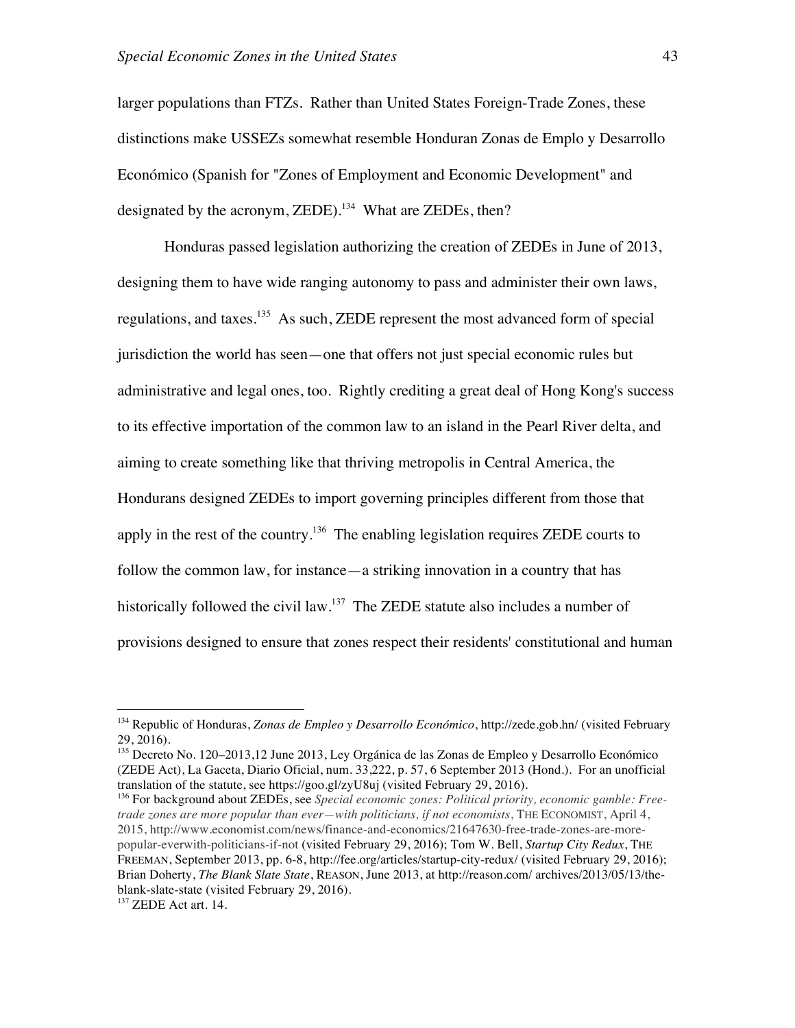larger populations than FTZs. Rather than United States Foreign-Trade Zones, these distinctions make USSEZs somewhat resemble Honduran Zonas de Emplo y Desarrollo Económico (Spanish for "Zones of Employment and Economic Development" and designated by the acronym, ZEDE).[134] What are ZEDEs, then?

Honduras passed legislation authorizing the creation of ZEDEs in June of 2013, designing them to have wide ranging autonomy to pass and administer their own laws, regulations, and taxes.[135] As such, ZEDE represent the most advanced form of special jurisdiction the world has seen—one that offers not just special economic rules but administrative and legal ones, too. Rightly crediting a great deal of Hong Kong's success to its effective importation of the common law to an island in the Pearl River delta, and aiming to create something like that thriving metropolis in Central America, the Hondurans designed ZEDEs to import governing principles different from those that apply in the rest of the country.[136] The enabling legislation requires ZEDE courts to follow the common law, for instance—a striking innovation in a country that has historically followed the civil law.[137] The ZEDE statute also includes a number of provisions designed to ensure that zones respect their residents' constitutional and human

---

[134] Republic of Honduras, *Zonas de Empleo y Desarrollo Económico*, http://zede.gob.hn/ (visited February 29, 2016).

[135] Decreto No. 120–2013,12 June 2013, Ley Orgánica de las Zonas de Empleo y Desarrollo Económico (ZEDE Act), La Gaceta, Diario Oficial, num. 33,222, p. 57, 6 September 2013 (Hond.). For an unofficial translation of the statute, see https://goo.gl/zyU8uj (visited February 29, 2016).

[136] For background about ZEDEs, see *Special economic zones: Political priority, economic gamble: Free-trade zones are more popular than ever—with politicians, if not economists*, THE ECONOMIST, April 4, 2015, http://www.economist.com/news/finance-and-economics/21647630-free-trade-zones-are-more-popular-everwith-politicians-if-not (visited February 29, 2016); Tom W. Bell, *Startup City Redux*, THE FREEMAN, September 2013, pp. 6-8, http://fee.org/articles/startup-city-redux/ (visited February 29, 2016); Brian Doherty, *The Blank Slate State*, REASON, June 2013, at http://reason.com/ archives/2013/05/13/the-blank-slate-state (visited February 29, 2016).

[137] ZEDE Act art. 14.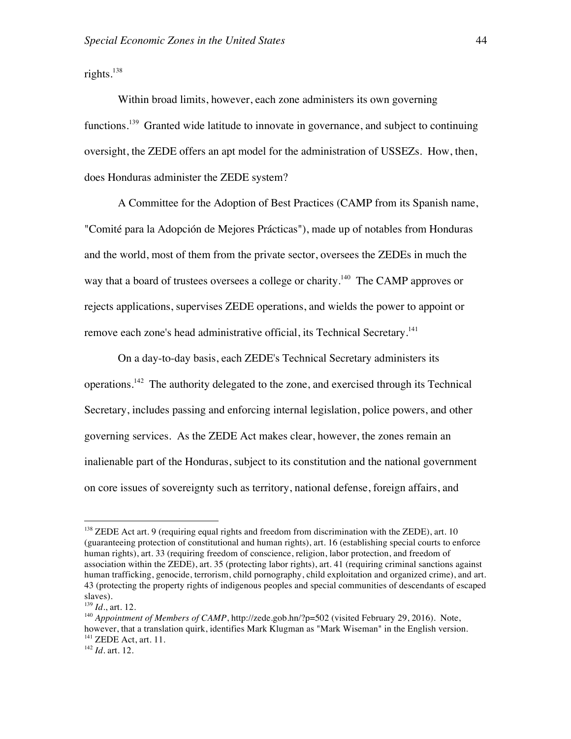rights.[138]

Within broad limits, however, each zone administers its own governing functions.[139] Granted wide latitude to innovate in governance, and subject to continuing oversight, the ZEDE offers an apt model for the administration of USSEZs. How, then, does Honduras administer the ZEDE system?

A Committee for the Adoption of Best Practices (CAMP from its Spanish name, "Comité para la Adopción de Mejores Prácticas"), made up of notables from Honduras and the world, most of them from the private sector, oversees the ZEDEs in much the way that a board of trustees oversees a college or charity.[140] The CAMP approves or rejects applications, supervises ZEDE operations, and wields the power to appoint or remove each zone's head administrative official, its Technical Secretary.[141]

On a day-to-day basis, each ZEDE's Technical Secretary administers its operations.[142] The authority delegated to the zone, and exercised through its Technical Secretary, includes passing and enforcing internal legislation, police powers, and other governing services. As the ZEDE Act makes clear, however, the zones remain an inalienable part of the Honduras, subject to its constitution and the national government on core issues of sovereignty such as territory, national defense, foreign affairs, and

---

[138] ZEDE Act art. 9 (requiring equal rights and freedom from discrimination with the ZEDE), art. 10 (guaranteeing protection of constitutional and human rights), art. 16 (establishing special courts to enforce human rights), art. 33 (requiring freedom of conscience, religion, labor protection, and freedom of association within the ZEDE), art. 35 (protecting labor rights), art. 41 (requiring criminal sanctions against human trafficking, genocide, terrorism, child pornography, child exploitation and organized crime), and art. 43 (protecting the property rights of indigenous peoples and special communities of descendants of escaped slaves).

[139] *Id*., art. 12.

[140] *Appointment of Members of CAMP*, http://zede.gob.hn/?p=502 (visited February 29, 2016). Note, however, that a translation quirk, identifies Mark Klugman as "Mark Wiseman" in the English version.

[141] ZEDE Act, art. 11.

[142] *Id*. art. 12.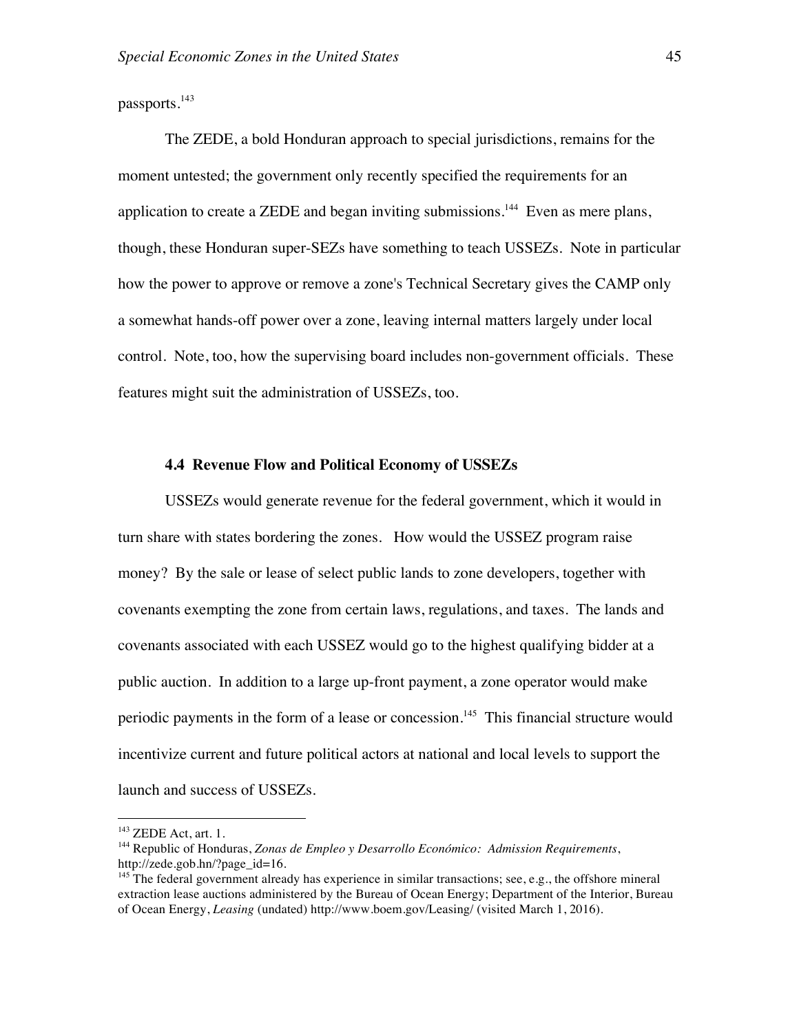passports.[143]

The ZEDE, a bold Honduran approach to special jurisdictions, remains for the moment untested; the government only recently specified the requirements for an application to create a ZEDE and began inviting submissions.[144] Even as mere plans, though, these Honduran super-SEZs have something to teach USSEZs. Note in particular how the power to approve or remove a zone's Technical Secretary gives the CAMP only a somewhat hands-off power over a zone, leaving internal matters largely under local control. Note, too, how the supervising board includes non-government officials. These features might suit the administration of USSEZs, too.

### 4.4 Revenue Flow and Political Economy of USSEZs

USSEZs would generate revenue for the federal government, which it would in turn share with states bordering the zones. How would the USSEZ program raise money? By the sale or lease of select public lands to zone developers, together with covenants exempting the zone from certain laws, regulations, and taxes. The lands and covenants associated with each USSEZ would go to the highest qualifying bidder at a public auction. In addition to a large up-front payment, a zone operator would make periodic payments in the form of a lease or concession.[145] This financial structure would incentivize current and future political actors at national and local levels to support the launch and success of USSEZs.

---

[143] ZEDE Act, art. 1.

[144] Republic of Honduras, *Zonas de Empleo y Desarrollo Económico: Admission Requirements*, http://zede.gob.hn/?page_id=16.

[145] The federal government already has experience in similar transactions; see, e.g., the offshore mineral extraction lease auctions administered by the Bureau of Ocean Energy; Department of the Interior, Bureau of Ocean Energy, *Leasing* (undated) http://www.boem.gov/Leasing/ (visited March 1, 2016).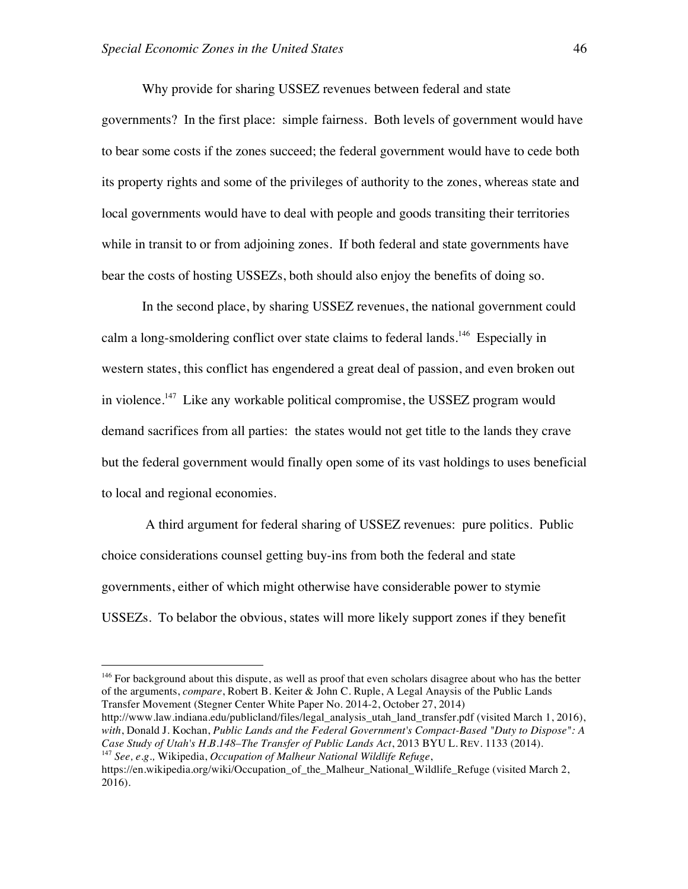Why provide for sharing USSEZ revenues between federal and state governments? In the first place: simple fairness. Both levels of government would have to bear some costs if the zones succeed; the federal government would have to cede both its property rights and some of the privileges of authority to the zones, whereas state and local governments would have to deal with people and goods transiting their territories while in transit to or from adjoining zones. If both federal and state governments have bear the costs of hosting USSEZs, both should also enjoy the benefits of doing so.

In the second place, by sharing USSEZ revenues, the national government could calm a long-smoldering conflict over state claims to federal lands.[146] Especially in western states, this conflict has engendered a great deal of passion, and even broken out in violence.[147] Like any workable political compromise, the USSEZ program would demand sacrifices from all parties: the states would not get title to the lands they crave but the federal government would finally open some of its vast holdings to uses beneficial to local and regional economies.

A third argument for federal sharing of USSEZ revenues: pure politics. Public choice considerations counsel getting buy-ins from both the federal and state governments, either of which might otherwise have considerable power to stymie USSEZs. To belabor the obvious, states will more likely support zones if they benefit

---

[146] For background about this dispute, as well as proof that even scholars disagree about who has the better of the arguments, *compare*, Robert B. Keiter & John C. Ruple, A Legal Anaysis of the Public Lands Transfer Movement (Stegner Center White Paper No. 2014-2, October 27, 2014) http://www.law.indiana.edu/publicland/files/legal_analysis_utah_land_transfer.pdf (visited March 1, 2016), *with*, Donald J. Kochan, *Public Lands and the Federal Government's Compact-Based "Duty to Dispose": A Case Study of Utah's H.B.148–The Transfer of Public Lands Act*, 2013 BYU L. REV. 1133 (2014).

[147] *See, e.g.,* Wikipedia, *Occupation of Malheur National Wildlife Refuge*, https://en.wikipedia.org/wiki/Occupation_of_the_Malheur_National_Wildlife_Refuge (visited March 2, 2016).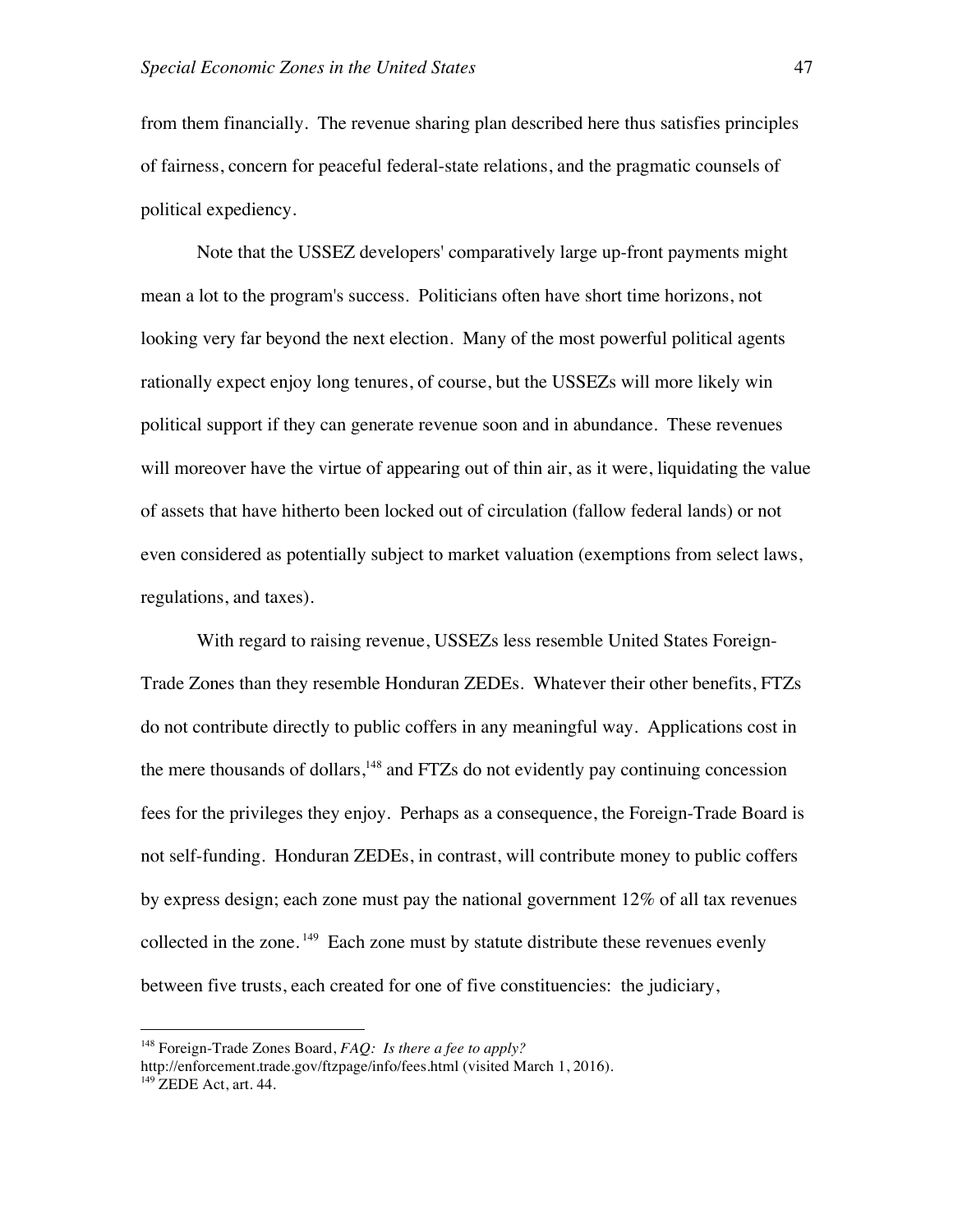from them financially. The revenue sharing plan described here thus satisfies principles of fairness, concern for peaceful federal-state relations, and the pragmatic counsels of political expediency.

Note that the USSEZ developers' comparatively large up-front payments might mean a lot to the program's success. Politicians often have short time horizons, not looking very far beyond the next election. Many of the most powerful political agents rationally expect enjoy long tenures, of course, but the USSEZs will more likely win political support if they can generate revenue soon and in abundance. These revenues will moreover have the virtue of appearing out of thin air, as it were, liquidating the value of assets that have hitherto been locked out of circulation (fallow federal lands) or not even considered as potentially subject to market valuation (exemptions from select laws, regulations, and taxes).

With regard to raising revenue, USSEZs less resemble United States Foreign-Trade Zones than they resemble Honduran ZEDEs. Whatever their other benefits, FTZs do not contribute directly to public coffers in any meaningful way. Applications cost in the mere thousands of dollars,[148] and FTZs do not evidently pay continuing concession fees for the privileges they enjoy. Perhaps as a consequence, the Foreign-Trade Board is not self-funding. Honduran ZEDEs, in contrast, will contribute money to public coffers by express design; each zone must pay the national government 12% of all tax revenues collected in the zone.[149] Each zone must by statute distribute these revenues evenly between five trusts, each created for one of five constituencies: the judiciary,

---

[148] Foreign-Trade Zones Board, *FAQ: Is there a fee to apply?* http://enforcement.trade.gov/ftzpage/info/fees.html (visited March 1, 2016).

[149] ZEDE Act, art. 44.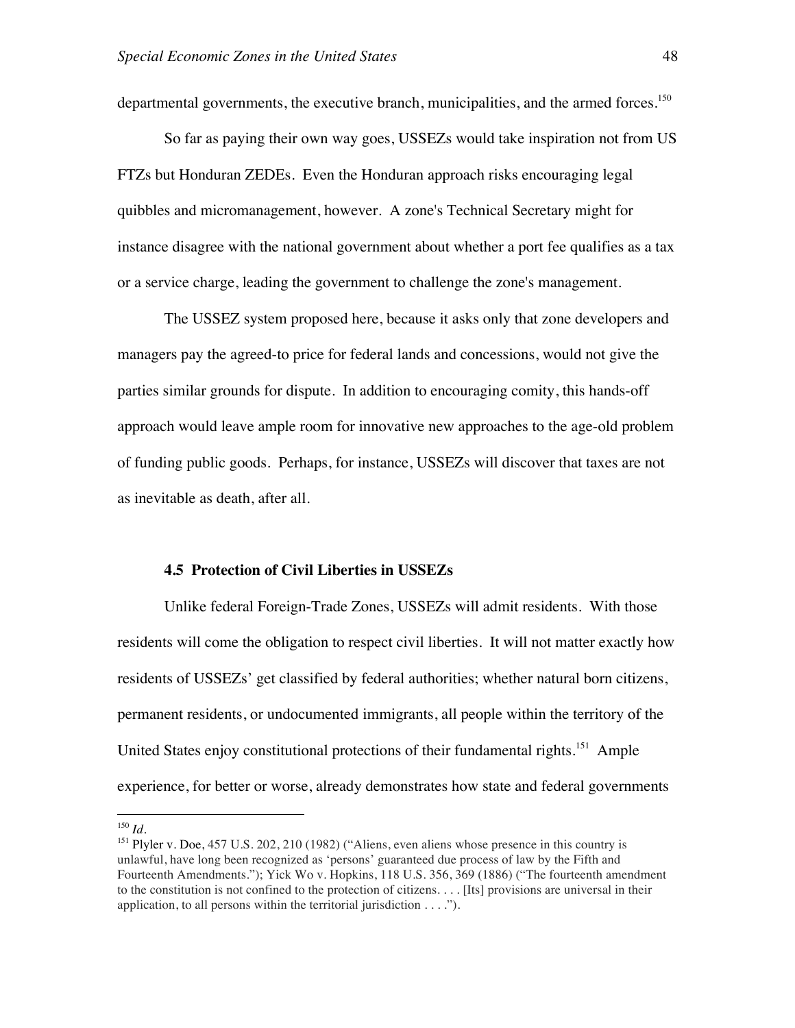departmental governments, the executive branch, municipalities, and the armed forces.[150]

So far as paying their own way goes, USSEZs would take inspiration not from US FTZs but Honduran ZEDEs. Even the Honduran approach risks encouraging legal quibbles and micromanagement, however. A zone's Technical Secretary might for instance disagree with the national government about whether a port fee qualifies as a tax or a service charge, leading the government to challenge the zone's management.

The USSEZ system proposed here, because it asks only that zone developers and managers pay the agreed-to price for federal lands and concessions, would not give the parties similar grounds for dispute. In addition to encouraging comity, this hands-off approach would leave ample room for innovative new approaches to the age-old problem of funding public goods. Perhaps, for instance, USSEZs will discover that taxes are not as inevitable as death, after all.

### 4.5 Protection of Civil Liberties in USSEZs

Unlike federal Foreign-Trade Zones, USSEZs will admit residents. With those residents will come the obligation to respect civil liberties. It will not matter exactly how residents of USSEZs' get classified by federal authorities; whether natural born citizens, permanent residents, or undocumented immigrants, all people within the territory of the United States enjoy constitutional protections of their fundamental rights.[151] Ample experience, for better or worse, already demonstrates how state and federal governments

---

[150] *Id.*

[151] Plyler v. Doe, 457 U.S. 202, 210 (1982) ("Aliens, even aliens whose presence in this country is unlawful, have long been recognized as 'persons' guaranteed due process of law by the Fifth and Fourteenth Amendments."); Yick Wo v. Hopkins, 118 U.S. 356, 369 (1886) ("The fourteenth amendment to the constitution is not confined to the protection of citizens. . . . [Its] provisions are universal in their application, to all persons within the territorial jurisdiction . . . .").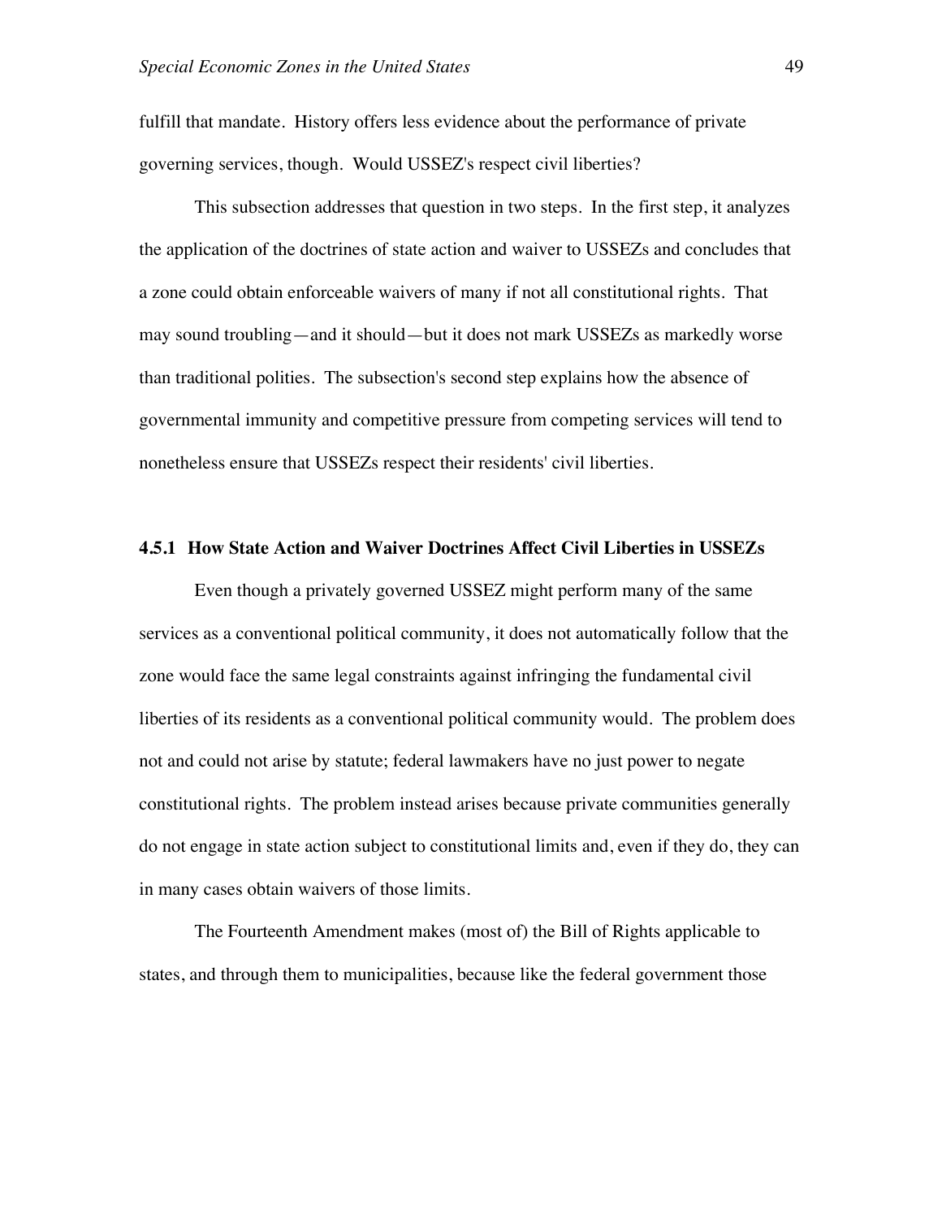fulfill that mandate. History offers less evidence about the performance of private governing services, though. Would USSEZ's respect civil liberties?

This subsection addresses that question in two steps. In the first step, it analyzes the application of the doctrines of state action and waiver to USSEZs and concludes that a zone could obtain enforceable waivers of many if not all constitutional rights. That may sound troubling—and it should—but it does not mark USSEZs as markedly worse than traditional polities. The subsection's second step explains how the absence of governmental immunity and competitive pressure from competing services will tend to nonetheless ensure that USSEZs respect their residents' civil liberties.

### 4.5.1 How State Action and Waiver Doctrines Affect Civil Liberties in USSEZs

Even though a privately governed USSEZ might perform many of the same services as a conventional political community, it does not automatically follow that the zone would face the same legal constraints against infringing the fundamental civil liberties of its residents as a conventional political community would. The problem does not and could not arise by statute; federal lawmakers have no just power to negate constitutional rights. The problem instead arises because private communities generally do not engage in state action subject to constitutional limits and, even if they do, they can in many cases obtain waivers of those limits.

The Fourteenth Amendment makes (most of) the Bill of Rights applicable to states, and through them to municipalities, because like the federal government those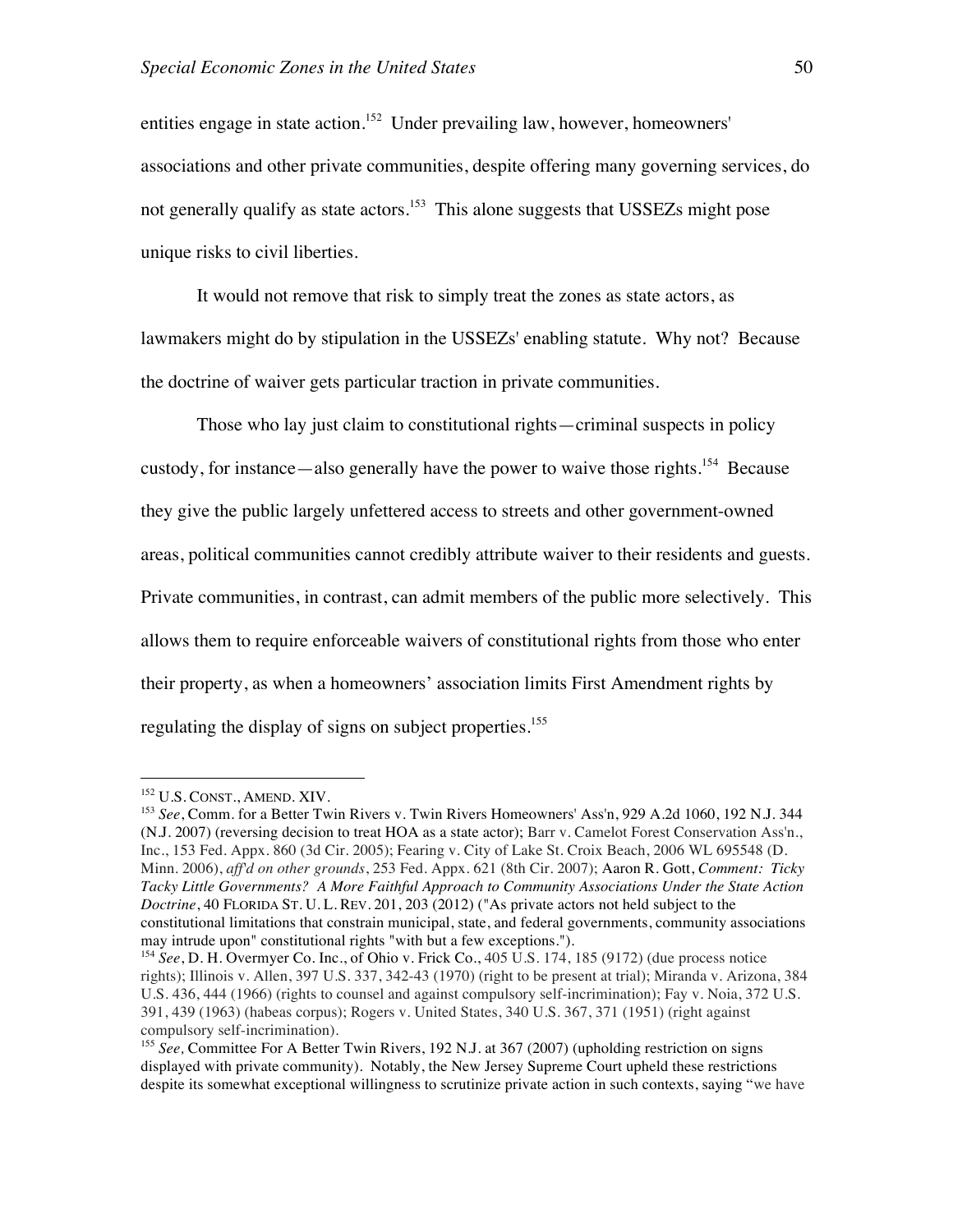entities engage in state action.[152] Under prevailing law, however, homeowners' associations and other private communities, despite offering many governing services, do not generally qualify as state actors.[153] This alone suggests that USSEZs might pose unique risks to civil liberties.

It would not remove that risk to simply treat the zones as state actors, as lawmakers might do by stipulation in the USSEZs' enabling statute. Why not? Because the doctrine of waiver gets particular traction in private communities.

Those who lay just claim to constitutional rights—criminal suspects in policy custody, for instance—also generally have the power to waive those rights.[154] Because they give the public largely unfettered access to streets and other government-owned areas, political communities cannot credibly attribute waiver to their residents and guests. Private communities, in contrast, can admit members of the public more selectively. This allows them to require enforceable waivers of constitutional rights from those who enter their property, as when a homeowners' association limits First Amendment rights by regulating the display of signs on subject properties.[155]

---

[152] U.S. CONST., AMEND. XIV.

[153] *See*, Comm. for a Better Twin Rivers v. Twin Rivers Homeowners' Ass'n, 929 A.2d 1060, 192 N.J. 344 (N.J. 2007) (reversing decision to treat HOA as a state actor); Barr v. Camelot Forest Conservation Ass'n., Inc., 153 Fed. Appx. 860 (3d Cir. 2005); Fearing v. City of Lake St. Croix Beach, 2006 WL 695548 (D. Minn. 2006), *aff'd on other grounds*, 253 Fed. Appx. 621 (8th Cir. 2007); Aaron R. Gott, *Comment: Ticky Tacky Little Governments? A More Faithful Approach to Community Associations Under the State Action Doctrine*, 40 FLORIDA ST. U. L. REV. 201, 203 (2012) ("As private actors not held subject to the constitutional limitations that constrain municipal, state, and federal governments, community associations may intrude upon" constitutional rights "with but a few exceptions.").

[154] *See*, D. H. Overmyer Co. Inc., of Ohio v. Frick Co., 405 U.S. 174, 185 (9172) (due process notice rights); Illinois v. Allen, 397 U.S. 337, 342-43 (1970) (right to be present at trial); Miranda v. Arizona, 384 U.S. 436, 444 (1966) (rights to counsel and against compulsory self-incrimination); Fay v. Noia, 372 U.S. 391, 439 (1963) (habeas corpus); Rogers v. United States, 340 U.S. 367, 371 (1951) (right against compulsory self-incrimination).

[155] *See,* Committee For A Better Twin Rivers, 192 N.J. at 367 (2007) (upholding restriction on signs displayed with private community). Notably, the New Jersey Supreme Court upheld these restrictions despite its somewhat exceptional willingness to scrutinize private action in such contexts, saying "we have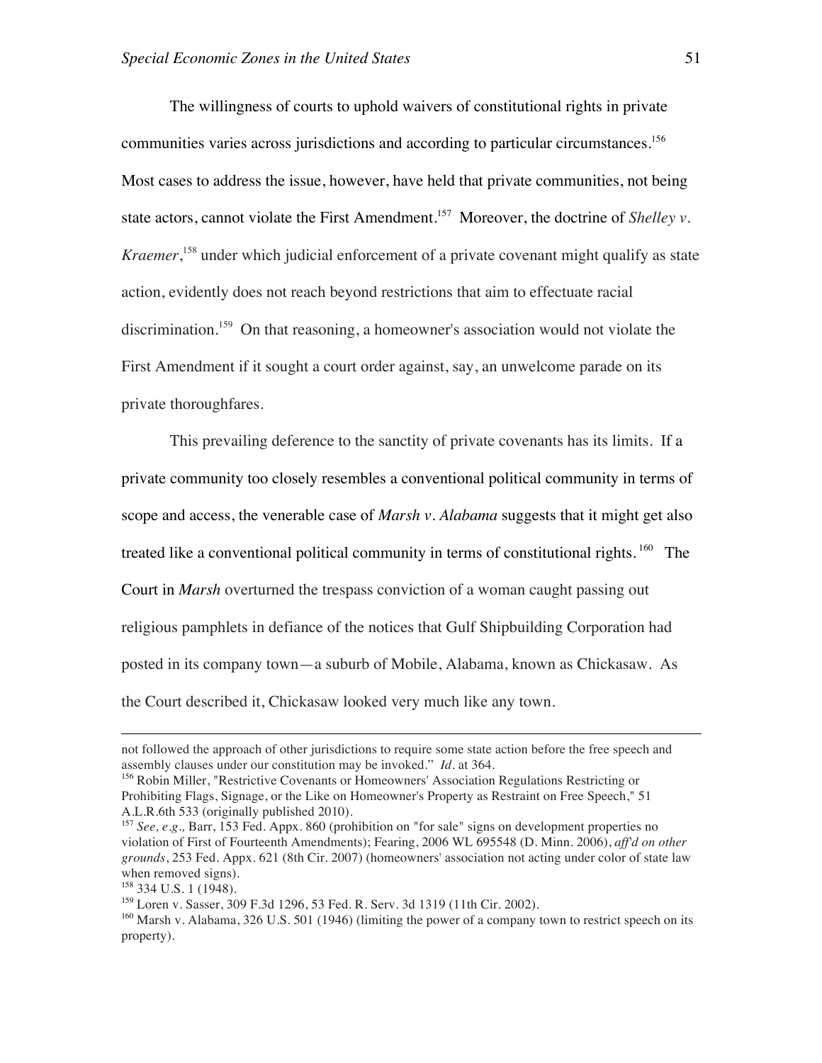The willingness of courts to uphold waivers of constitutional rights in private communities varies across jurisdictions and according to particular circumstances.[156] Most cases to address the issue, however, have held that private communities, not being state actors, cannot violate the First Amendment.[157] Moreover, the doctrine of *Shelley v. Kraemer*,[158] under which judicial enforcement of a private covenant might qualify as state action, evidently does not reach beyond restrictions that aim to effectuate racial discrimination.[159] On that reasoning, a homeowner's association would not violate the First Amendment if it sought a court order against, say, an unwelcome parade on its private thoroughfares.

This prevailing deference to the sanctity of private covenants has its limits. If a private community too closely resembles a conventional political community in terms of scope and access, the venerable case of *Marsh v. Alabama* suggests that it might get also treated like a conventional political community in terms of constitutional rights.[160] The Court in *Marsh* overturned the trespass conviction of a woman caught passing out religious pamphlets in defiance of the notices that Gulf Shipbuilding Corporation had posted in its company town—a suburb of Mobile, Alabama, known as Chickasaw. As the Court described it, Chickasaw looked very much like any town.

---

not followed the approach of other jurisdictions to require some state action before the free speech and assembly clauses under our constitution may be invoked." *Id.* at 364.

[156] Robin Miller, "Restrictive Covenants or Homeowners' Association Regulations Restricting or Prohibiting Flags, Signage, or the Like on Homeowner's Property as Restraint on Free Speech," 51 A.L.R.6th 533 (originally published 2010).

[157] *See, e.g.,* Barr, 153 Fed. Appx. 860 (prohibition on "for sale" signs on development properties no violation of First of Fourteenth Amendments); Fearing, 2006 WL 695548 (D. Minn. 2006), *aff'd on other grounds*, 253 Fed. Appx. 621 (8th Cir. 2007) (homeowners' association not acting under color of state law when removed signs).

[158] 334 U.S. 1 (1948).

[159] Loren v. Sasser, 309 F.3d 1296, 53 Fed. R. Serv. 3d 1319 (11th Cir. 2002).

[160] Marsh v. Alabama, 326 U.S. 501 (1946) (limiting the power of a company town to restrict speech on its property).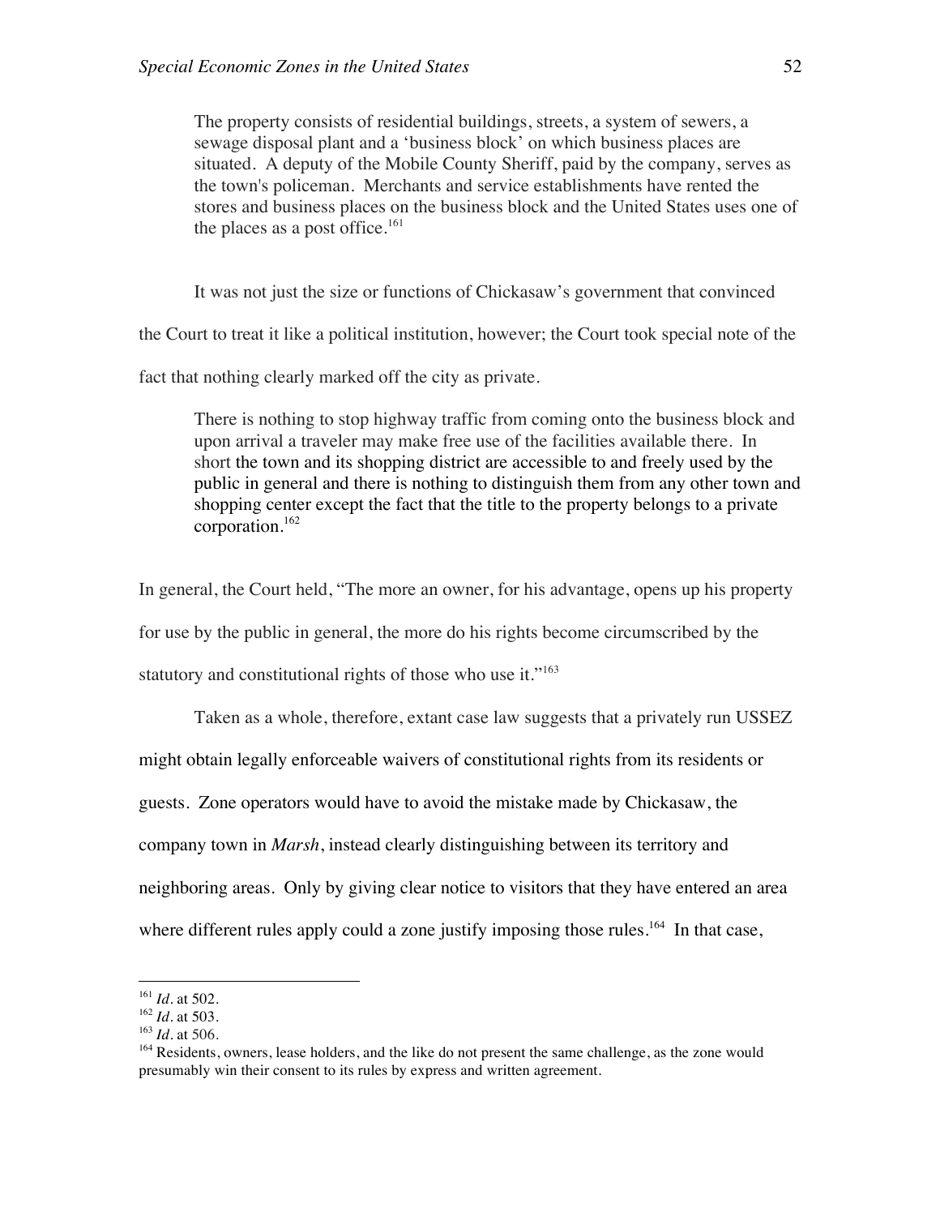> The property consists of residential buildings, streets, a system of sewers, a sewage disposal plant and a 'business block' on which business places are situated. A deputy of the Mobile County Sheriff, paid by the company, serves as the town's policeman. Merchants and service establishments have rented the stores and business places on the business block and the United States uses one of the places as a post office.[161]

It was not just the size or functions of Chickasaw's government that convinced the Court to treat it like a political institution, however; the Court took special note of the fact that nothing clearly marked off the city as private.

> There is nothing to stop highway traffic from coming onto the business block and upon arrival a traveler may make free use of the facilities available there. In short the town and its shopping district are accessible to and freely used by the public in general and there is nothing to distinguish them from any other town and shopping center except the fact that the title to the property belongs to a private corporation.[162]

In general, the Court held, "The more an owner, for his advantage, opens up his property for use by the public in general, the more do his rights become circumscribed by the statutory and constitutional rights of those who use it."[163]

Taken as a whole, therefore, extant case law suggests that a privately run USSEZ might obtain legally enforceable waivers of constitutional rights from its residents or guests. Zone operators would have to avoid the mistake made by Chickasaw, the company town in *Marsh*, instead clearly distinguishing between its territory and neighboring areas. Only by giving clear notice to visitors that they have entered an area where different rules apply could a zone justify imposing those rules.[164] In that case,

---

[161] *Id*. at 502.

[162] *Id*. at 503.

[163] *Id*. at 506.

[164] Residents, owners, lease holders, and the like do not present the same challenge, as the zone would presumably win their consent to its rules by express and written agreement.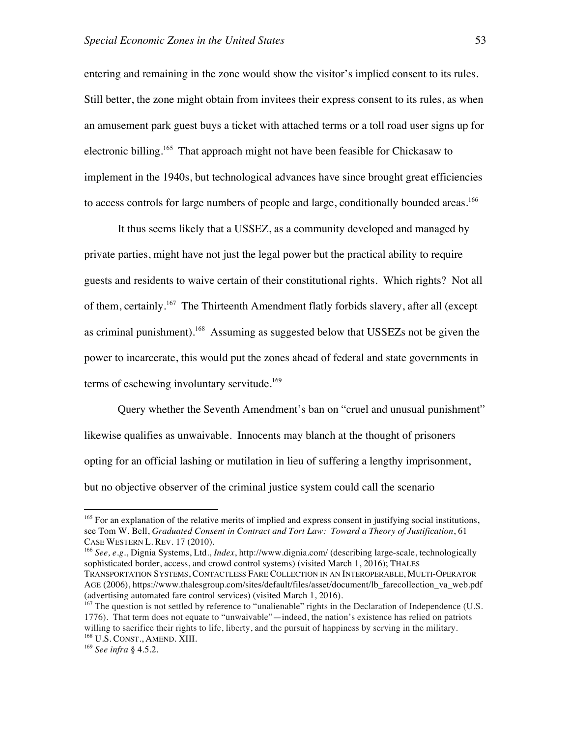entering and remaining in the zone would show the visitor's implied consent to its rules. Still better, the zone might obtain from invitees their express consent to its rules, as when an amusement park guest buys a ticket with attached terms or a toll road user signs up for electronic billing.[165] That approach might not have been feasible for Chickasaw to implement in the 1940s, but technological advances have since brought great efficiencies to access controls for large numbers of people and large, conditionally bounded areas.[166]

It thus seems likely that a USSEZ, as a community developed and managed by private parties, might have not just the legal power but the practical ability to require guests and residents to waive certain of their constitutional rights. Which rights? Not all of them, certainly.[167] The Thirteenth Amendment flatly forbids slavery, after all (except as criminal punishment).[168] Assuming as suggested below that USSEZs not be given the power to incarcerate, this would put the zones ahead of federal and state governments in terms of eschewing involuntary servitude.[169]

Query whether the Seventh Amendment's ban on "cruel and unusual punishment" likewise qualifies as unwaivable. Innocents may blanch at the thought of prisoners opting for an official lashing or mutilation in lieu of suffering a lengthy imprisonment, but no objective observer of the criminal justice system could call the scenario

---

[165] For an explanation of the relative merits of implied and express consent in justifying social institutions, see Tom W. Bell, *Graduated Consent in Contract and Tort Law: Toward a Theory of Justification*, 61 CASE WESTERN L. REV. 17 (2010).

[166] *See, e.g.*, Dignia Systems, Ltd., *Index*, http://www.dignia.com/ (describing large-scale, technologically sophisticated border, access, and crowd control systems) (visited March 1, 2016); THALES TRANSPORTATION SYSTEMS, CONTACTLESS FARE COLLECTION IN AN INTEROPERABLE, MULTI-OPERATOR AGE (2006), https://www.thalesgroup.com/sites/default/files/asset/document/lb_farecollection_va_web.pdf (advertising automated fare control services) (visited March 1, 2016).

[167] The question is not settled by reference to "unalienable" rights in the Declaration of Independence (U.S. 1776). That term does not equate to "unwaivable"—indeed, the nation's existence has relied on patriots willing to sacrifice their rights to life, liberty, and the pursuit of happiness by serving in the military.

[168] U.S. CONST., AMEND. XIII.

[169] *See infra* § 4.5.2.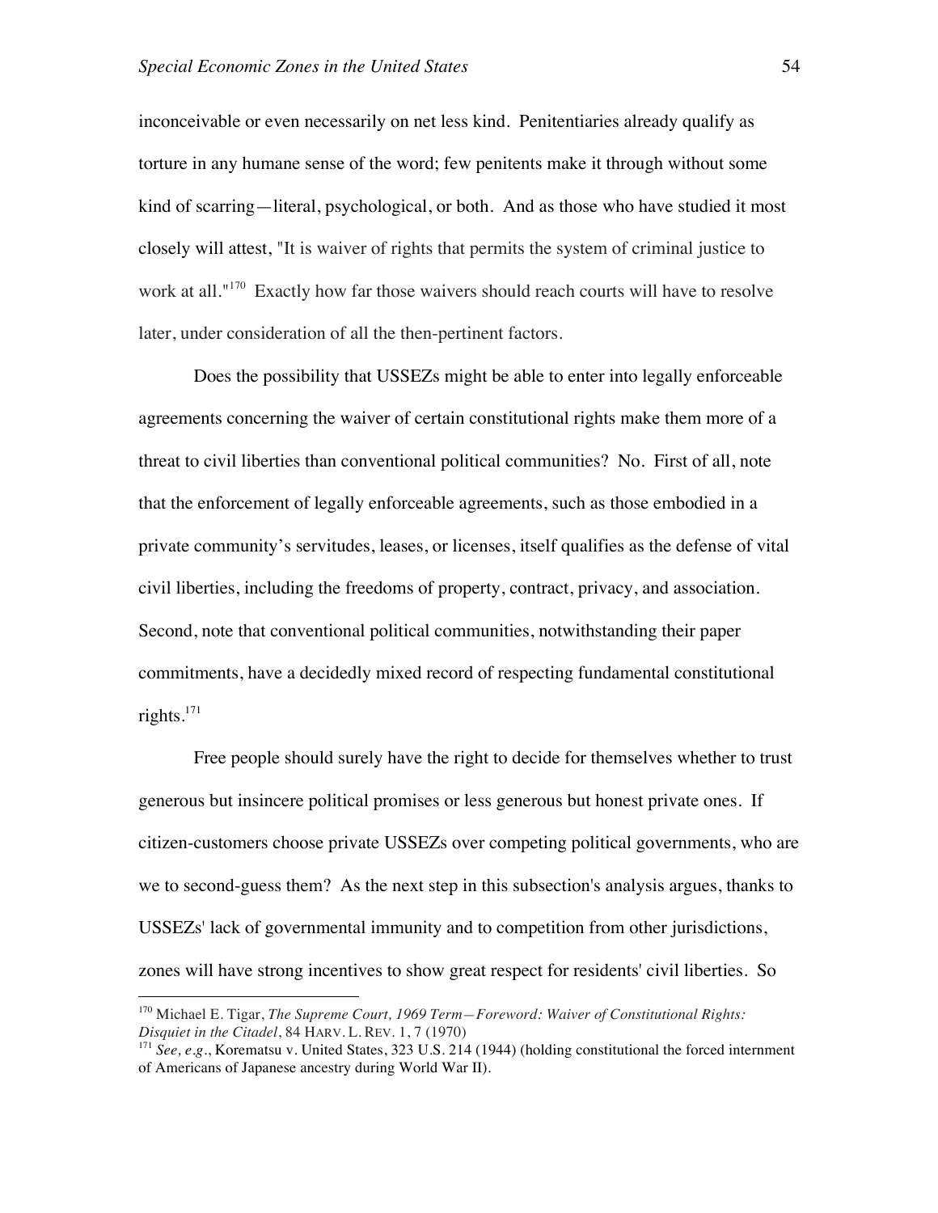inconceivable or even necessarily on net less kind. Penitentiaries already qualify as torture in any humane sense of the word; few penitents make it through without some kind of scarring—literal, psychological, or both. And as those who have studied it most closely will attest, "It is waiver of rights that permits the system of criminal justice to work at all."[170] Exactly how far those waivers should reach courts will have to resolve later, under consideration of all the then-pertinent factors.

Does the possibility that USSEZs might be able to enter into legally enforceable agreements concerning the waiver of certain constitutional rights make them more of a threat to civil liberties than conventional political communities? No. First of all, note that the enforcement of legally enforceable agreements, such as those embodied in a private community's servitudes, leases, or licenses, itself qualifies as the defense of vital civil liberties, including the freedoms of property, contract, privacy, and association. Second, note that conventional political communities, notwithstanding their paper commitments, have a decidedly mixed record of respecting fundamental constitutional rights.[171]

Free people should surely have the right to decide for themselves whether to trust generous but insincere political promises or less generous but honest private ones. If citizen-customers choose private USSEZs over competing political governments, who are we to second-guess them? As the next step in this subsection's analysis argues, thanks to USSEZs' lack of governmental immunity and to competition from other jurisdictions, zones will have strong incentives to show great respect for residents' civil liberties. So

---

[170] Michael E. Tigar, *The Supreme Court, 1969 Term—Foreword: Waiver of Constitutional Rights: Disquiet in the Citadel*, 84 HARV. L. REV. 1, 7 (1970)

[171] *See, e.g.*, Korematsu v. United States, 323 U.S. 214 (1944) (holding constitutional the forced internment of Americans of Japanese ancestry during World War II).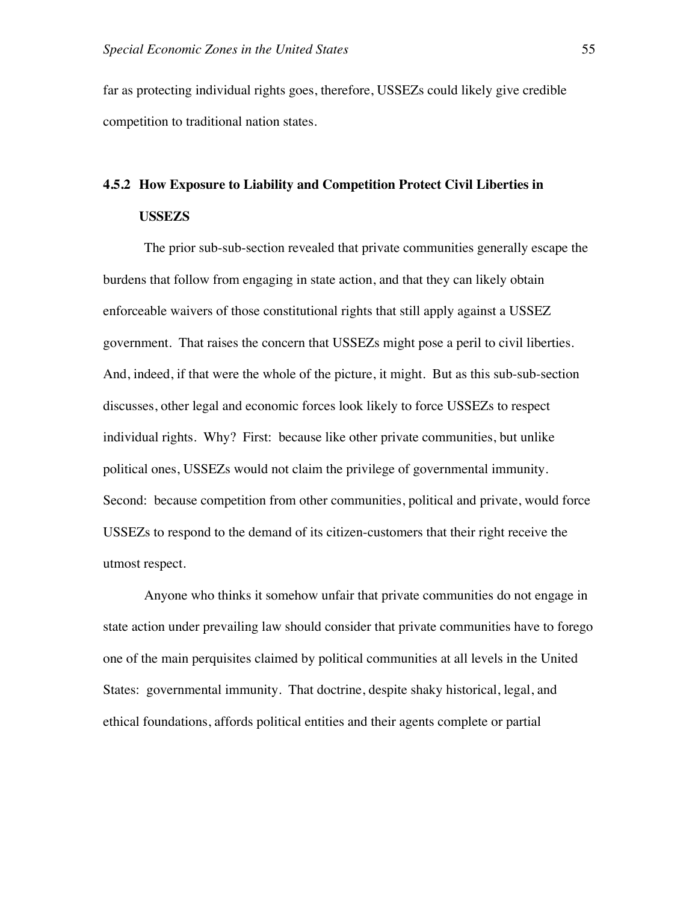far as protecting individual rights goes, therefore, USSEZs could likely give credible competition to traditional nation states.

### 4.5.2 How Exposure to Liability and Competition Protect Civil Liberties in USSEZS

The prior sub-sub-section revealed that private communities generally escape the burdens that follow from engaging in state action, and that they can likely obtain enforceable waivers of those constitutional rights that still apply against a USSEZ government. That raises the concern that USSEZs might pose a peril to civil liberties. And, indeed, if that were the whole of the picture, it might. But as this sub-sub-section discusses, other legal and economic forces look likely to force USSEZs to respect individual rights. Why? First: because like other private communities, but unlike political ones, USSEZs would not claim the privilege of governmental immunity. Second: because competition from other communities, political and private, would force USSEZs to respond to the demand of its citizen-customers that their right receive the utmost respect.

Anyone who thinks it somehow unfair that private communities do not engage in state action under prevailing law should consider that private communities have to forego one of the main perquisites claimed by political communities at all levels in the United States: governmental immunity. That doctrine, despite shaky historical, legal, and ethical foundations, affords political entities and their agents complete or partial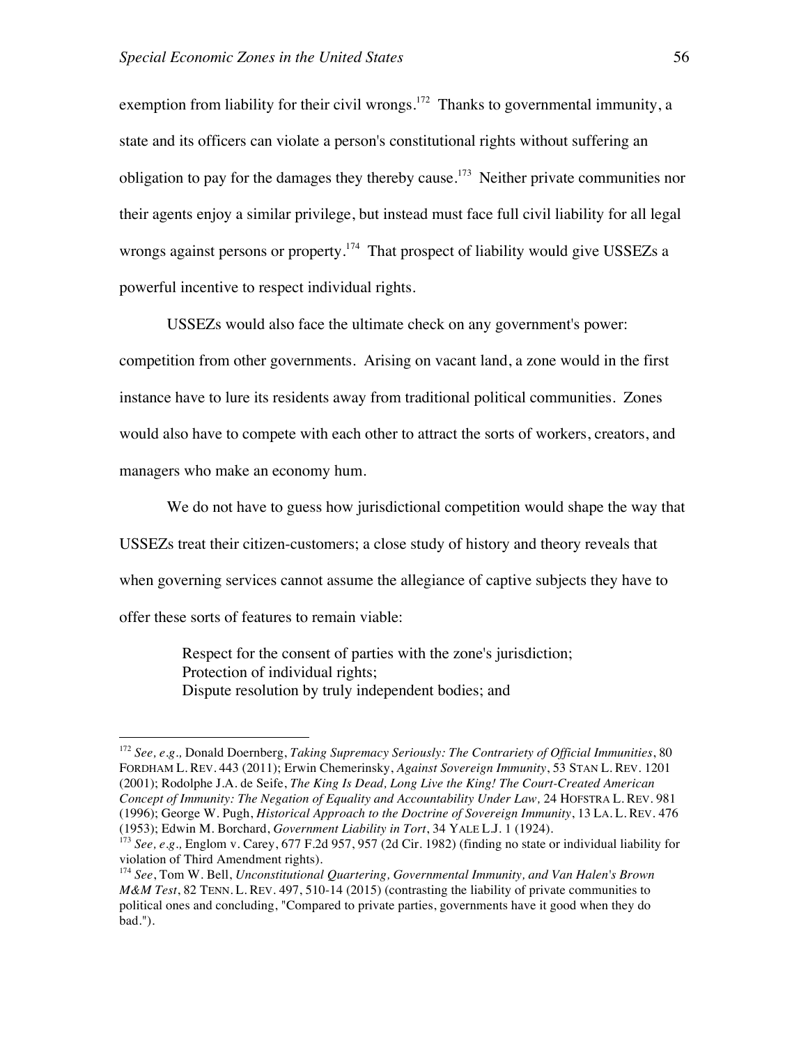exemption from liability for their civil wrongs.[172] Thanks to governmental immunity, a state and its officers can violate a person's constitutional rights without suffering an obligation to pay for the damages they thereby cause.[173] Neither private communities nor their agents enjoy a similar privilege, but instead must face full civil liability for all legal wrongs against persons or property.[174] That prospect of liability would give USSEZs a powerful incentive to respect individual rights.

USSEZs would also face the ultimate check on any government's power: competition from other governments. Arising on vacant land, a zone would in the first instance have to lure its residents away from traditional political communities. Zones would also have to compete with each other to attract the sorts of workers, creators, and managers who make an economy hum.

We do not have to guess how jurisdictional competition would shape the way that USSEZs treat their citizen-customers; a close study of history and theory reveals that when governing services cannot assume the allegiance of captive subjects they have to offer these sorts of features to remain viable:

> Respect for the consent of parties with the zone's jurisdiction;
> Protection of individual rights;
> Dispute resolution by truly independent bodies; and

---

[172] *See, e.g.,* Donald Doernberg, *Taking Supremacy Seriously: The Contrariety of Official Immunities*, 80 FORDHAM L. REV. 443 (2011); Erwin Chemerinsky, *Against Sovereign Immunity*, 53 STAN L. REV. 1201 (2001); Rodolphe J.A. de Seife, *The King Is Dead, Long Live the King! The Court-Created American Concept of Immunity: The Negation of Equality and Accountability Under Law,* 24 HOFSTRA L. REV. 981 (1996); George W. Pugh, *Historical Approach to the Doctrine of Sovereign Immunity*, 13 LA. L. REV. 476 (1953); Edwin M. Borchard, *Government Liability in Tort*, 34 YALE L.J. 1 (1924).

[173] *See, e.g.,* Englom v. Carey, 677 F.2d 957, 957 (2d Cir. 1982) (finding no state or individual liability for violation of Third Amendment rights).

[174] *See*, Tom W. Bell, *Unconstitutional Quartering, Governmental Immunity, and Van Halen's Brown M&M Test*, 82 TENN. L. REV. 497, 510-14 (2015) (contrasting the liability of private communities to political ones and concluding, "Compared to private parties, governments have it good when they do bad.").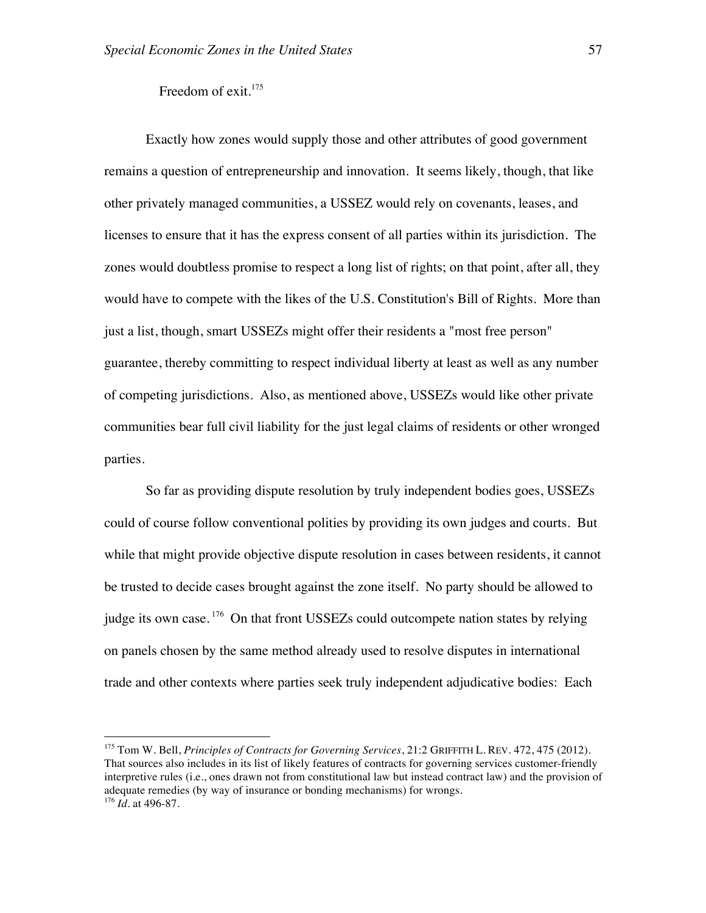Freedom of exit.[175]

Exactly how zones would supply those and other attributes of good government remains a question of entrepreneurship and innovation. It seems likely, though, that like other privately managed communities, a USSEZ would rely on covenants, leases, and licenses to ensure that it has the express consent of all parties within its jurisdiction. The zones would doubtless promise to respect a long list of rights; on that point, after all, they would have to compete with the likes of the U.S. Constitution's Bill of Rights. More than just a list, though, smart USSEZs might offer their residents a "most free person" guarantee, thereby committing to respect individual liberty at least as well as any number of competing jurisdictions. Also, as mentioned above, USSEZs would like other private communities bear full civil liability for the just legal claims of residents or other wronged parties.

So far as providing dispute resolution by truly independent bodies goes, USSEZs could of course follow conventional polities by providing its own judges and courts. But while that might provide objective dispute resolution in cases between residents, it cannot be trusted to decide cases brought against the zone itself. No party should be allowed to judge its own case.[176] On that front USSEZs could outcompete nation states by relying on panels chosen by the same method already used to resolve disputes in international trade and other contexts where parties seek truly independent adjudicative bodies: Each

---

[175] Tom W. Bell, *Principles of Contracts for Governing Services*, 21:2 GRIFFITH L. REV. 472, 475 (2012). That sources also includes in its list of likely features of contracts for governing services customer-friendly interpretive rules (i.e., ones drawn not from constitutional law but instead contract law) and the provision of adequate remedies (by way of insurance or bonding mechanisms) for wrongs.

[176] *Id.* at 496-87.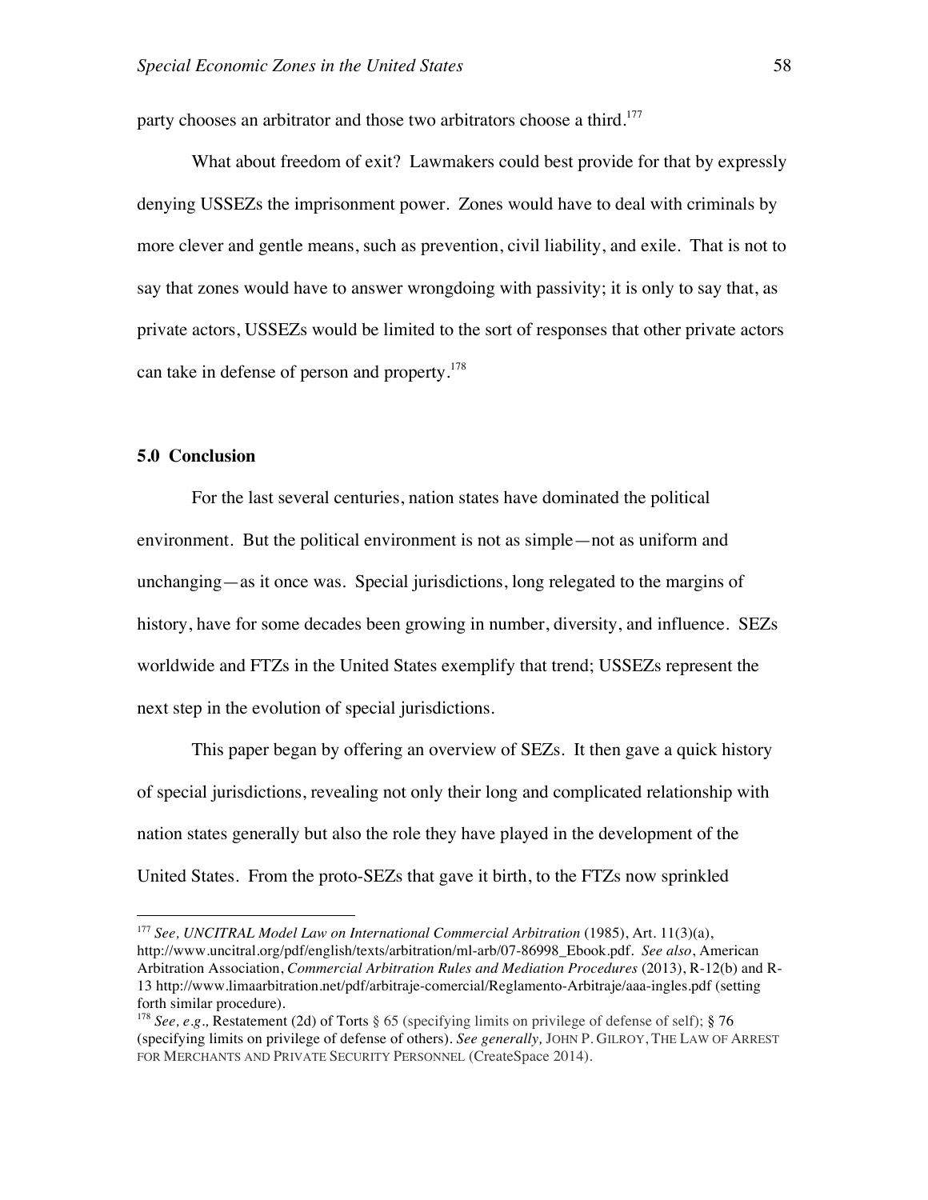party chooses an arbitrator and those two arbitrators choose a third.[177]

What about freedom of exit? Lawmakers could best provide for that by expressly denying USSEZs the imprisonment power. Zones would have to deal with criminals by more clever and gentle means, such as prevention, civil liability, and exile. That is not to say that zones would have to answer wrongdoing with passivity; it is only to say that, as private actors, USSEZs would be limited to the sort of responses that other private actors can take in defense of person and property.[178]

## 5.0 Conclusion

For the last several centuries, nation states have dominated the political environment. But the political environment is not as simple—not as uniform and unchanging—as it once was. Special jurisdictions, long relegated to the margins of history, have for some decades been growing in number, diversity, and influence. SEZs worldwide and FTZs in the United States exemplify that trend; USSEZs represent the next step in the evolution of special jurisdictions.

This paper began by offering an overview of SEZs. It then gave a quick history of special jurisdictions, revealing not only their long and complicated relationship with nation states generally but also the role they have played in the development of the United States. From the proto-SEZs that gave it birth, to the FTZs now sprinkled

---

[177] *See, UNCITRAL Model Law on International Commercial Arbitration* (1985), Art. 11(3)(a), http://www.uncitral.org/pdf/english/texts/arbitration/ml-arb/07-86998_Ebook.pdf. *See also*, American Arbitration Association, *Commercial Arbitration Rules and Mediation Procedures* (2013), R-12(b) and R-13 http://www.limaarbitration.net/pdf/arbitraje-comercial/Reglamento-Arbitraje/aaa-ingles.pdf (setting forth similar procedure).

[178] *See, e.g.,* Restatement (2d) of Torts § 65 (specifying limits on privilege of defense of self); § 76 (specifying limits on privilege of defense of others). *See generally,* JOHN P. GILROY, THE LAW OF ARREST FOR MERCHANTS AND PRIVATE SECURITY PERSONNEL (CreateSpace 2014).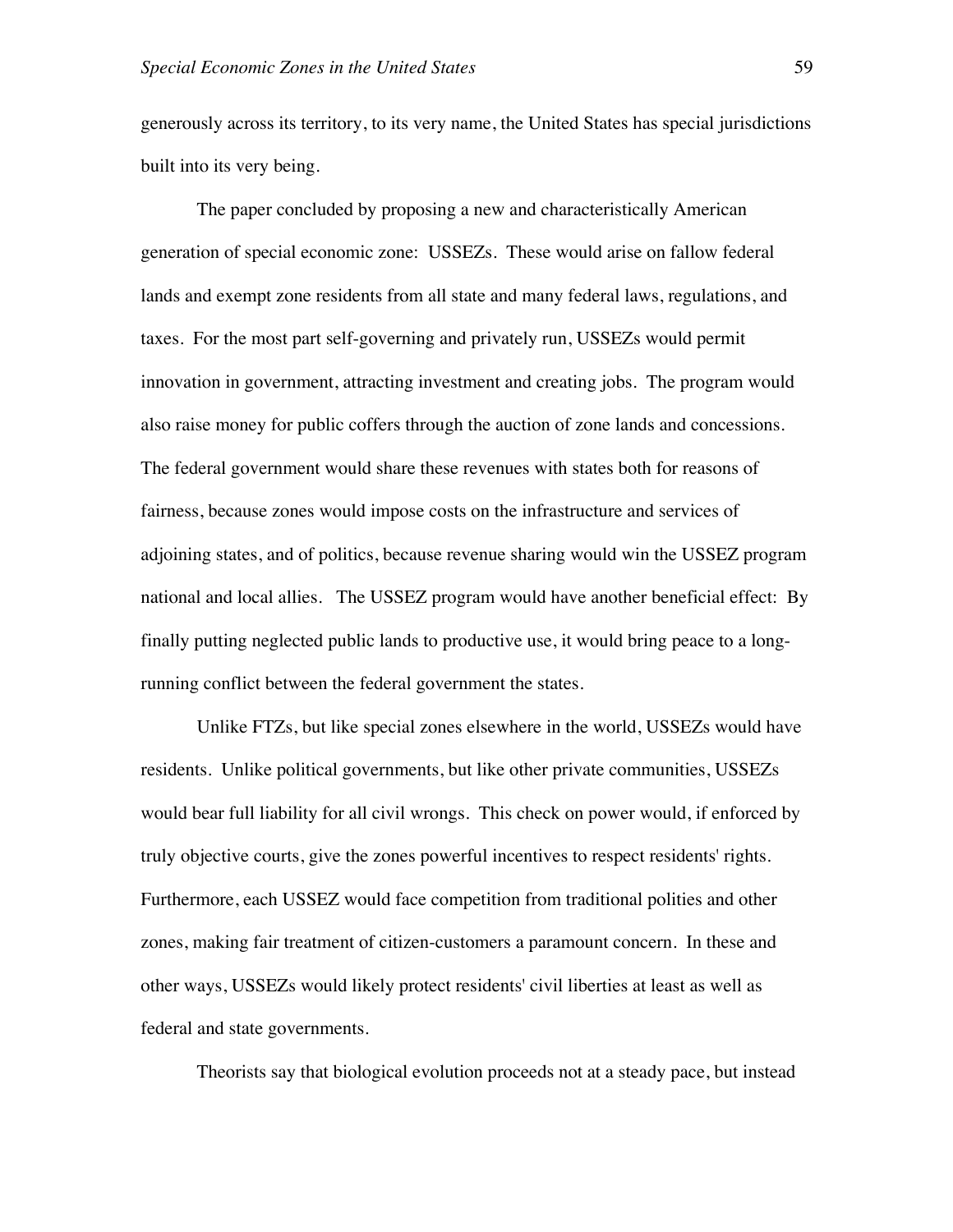generously across its territory, to its very name, the United States has special jurisdictions built into its very being.

The paper concluded by proposing a new and characteristically American generation of special economic zone: USSEZs. These would arise on fallow federal lands and exempt zone residents from all state and many federal laws, regulations, and taxes. For the most part self-governing and privately run, USSEZs would permit innovation in government, attracting investment and creating jobs. The program would also raise money for public coffers through the auction of zone lands and concessions. The federal government would share these revenues with states both for reasons of fairness, because zones would impose costs on the infrastructure and services of adjoining states, and of politics, because revenue sharing would win the USSEZ program national and local allies. The USSEZ program would have another beneficial effect: By finally putting neglected public lands to productive use, it would bring peace to a long-running conflict between the federal government the states.

Unlike FTZs, but like special zones elsewhere in the world, USSEZs would have residents. Unlike political governments, but like other private communities, USSEZs would bear full liability for all civil wrongs. This check on power would, if enforced by truly objective courts, give the zones powerful incentives to respect residents' rights. Furthermore, each USSEZ would face competition from traditional polities and other zones, making fair treatment of citizen-customers a paramount concern. In these and other ways, USSEZs would likely protect residents' civil liberties at least as well as federal and state governments.

Theorists say that biological evolution proceeds not at a steady pace, but instead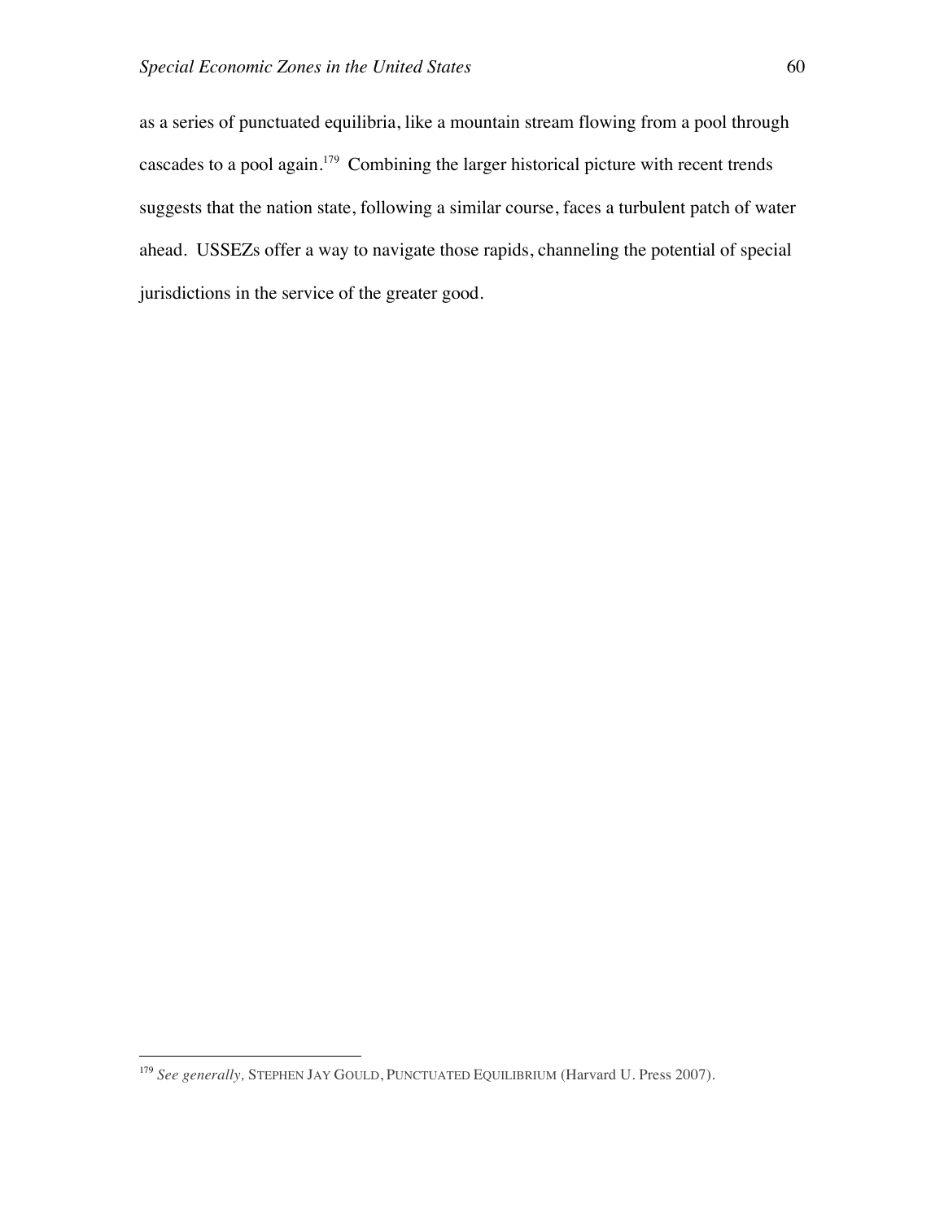as a series of punctuated equilibria, like a mountain stream flowing from a pool through cascades to a pool again.[179] Combining the larger historical picture with recent trends suggests that the nation state, following a similar course, faces a turbulent patch of water ahead. USSEZs offer a way to navigate those rapids, channeling the potential of special jurisdictions in the service of the greater good.

---

[179] *See generally,* STEPHEN JAY GOULD, PUNCTUATED EQUILIBRIUM (Harvard U. Press 2007).